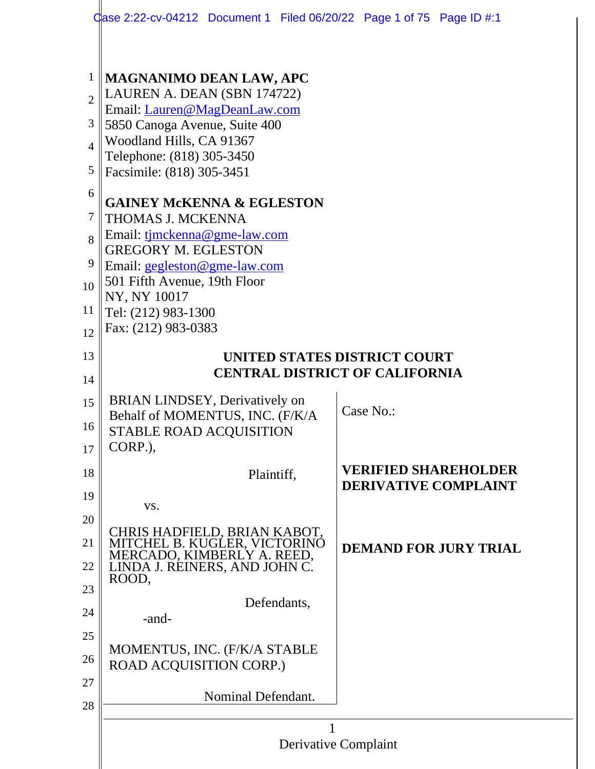**MAGNANIMO DEAN LAW, APC**
LAUREN A. DEAN (SBN 174722)
Email: Lauren@MagDeanLaw.com
5850 Canoga Avenue, Suite 400
Woodland Hills, CA 91367
Telephone: (818) 305-3450
Facsimile: (818) 305-3451

**GAINEY McKENNA & EGLESTON**
THOMAS J. MCKENNA
Email: tjmckenna@gme-law.com
GREGORY M. EGLESTON
Email: gegleston@gme-law.com
501 Fifth Avenue, 19th Floor
NY, NY 10017
Tel: (212) 983-1300
Fax: (212) 983-0383

**UNITED STATES DISTRICT COURT**
**CENTRAL DISTRICT OF CALIFORNIA**

| | |
|---|---|
| BRIAN LINDSEY, Derivatively on Behalf of MOMENTUS, INC. (F/K/A STABLE ROAD ACQUISITION CORP.),<br><br>Plaintiff,<br><br>vs.<br><br>CHRIS HADFIELD, BRIAN KABOT, MITCHEL B. KUGLER, VICTORINO MERCADO, KIMBERLY A. REED, LINDA J. REINERS, AND JOHN C. ROOD,<br><br>Defendants,<br><br>-and-<br><br>MOMENTUS, INC. (F/K/A STABLE ROAD ACQUISITION CORP.)<br><br>Nominal Defendant. | Case No.:<br><br>**VERIFIED SHAREHOLDER DERIVATIVE COMPLAINT**<br><br>**DEMAND FOR JURY TRIAL** |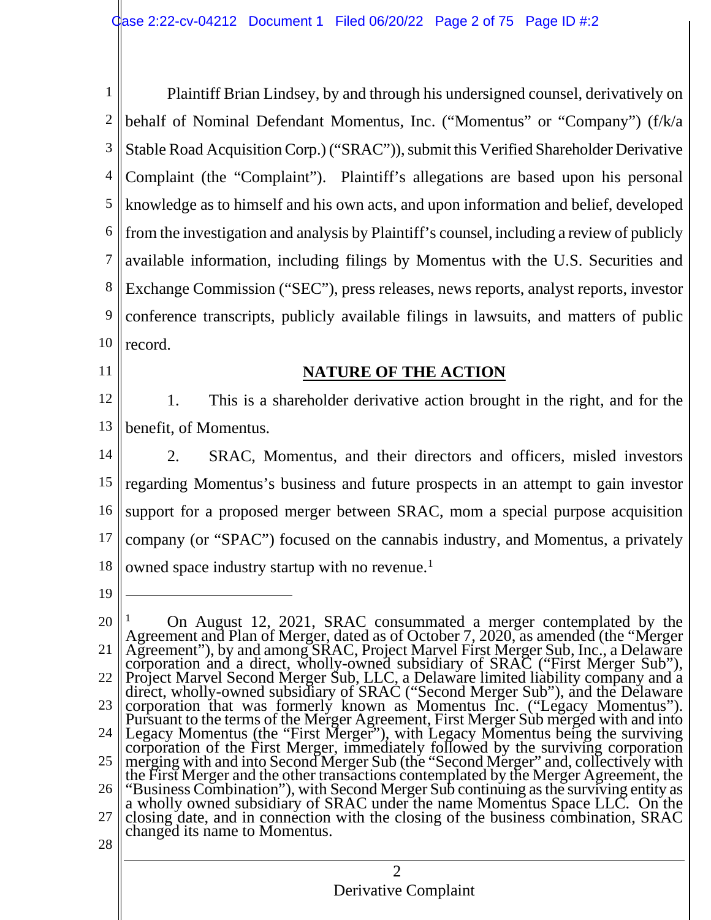Plaintiff Brian Lindsey, by and through his undersigned counsel, derivatively on behalf of Nominal Defendant Momentus, Inc. ("Momentus" or "Company") (f/k/a Stable Road Acquisition Corp.) ("SRAC")), submit this Verified Shareholder Derivative Complaint (the "Complaint"). Plaintiff's allegations are based upon his personal knowledge as to himself and his own acts, and upon information and belief, developed from the investigation and analysis by Plaintiff's counsel, including a review of publicly available information, including filings by Momentus with the U.S. Securities and Exchange Commission ("SEC"), press releases, news reports, analyst reports, investor conference transcripts, publicly available filings in lawsuits, and matters of public record.

## NATURE OF THE ACTION

1. This is a shareholder derivative action brought in the right, and for the benefit, of Momentus.

2. SRAC, Momentus, and their directors and officers, misled investors regarding Momentus's business and future prospects in an attempt to gain investor support for a proposed merger between SRAC, mom a special purpose acquisition company (or "SPAC") focused on the cannabis industry, and Momentus, a privately owned space industry startup with no revenue.[1]

---

[1] On August 12, 2021, SRAC consummated a merger contemplated by the Agreement and Plan of Merger, dated as of October 7, 2020, as amended (the "Merger Agreement"), by and among SRAC, Project Marvel First Merger Sub, Inc., a Delaware corporation and a direct, wholly-owned subsidiary of SRAC ("First Merger Sub"), Project Marvel Second Merger Sub, LLC, a Delaware limited liability company and a direct, wholly-owned subsidiary of SRAC ("Second Merger Sub"), and the Delaware corporation that was formerly known as Momentus Inc. ("Legacy Momentus"). Pursuant to the terms of the Merger Agreement, First Merger Sub merged with and into Legacy Momentus (the "First Merger"), with Legacy Momentus being the surviving corporation of the First Merger, immediately followed by the surviving corporation merging with and into Second Merger Sub (the "Second Merger" and, collectively with the First Merger and the other transactions contemplated by the Merger Agreement, the "Business Combination"), with Second Merger Sub continuing as the surviving entity as a wholly owned subsidiary of SRAC under the name Momentus Space LLC. On the closing date, and in connection with the closing of the business combination, SRAC changed its name to Momentus.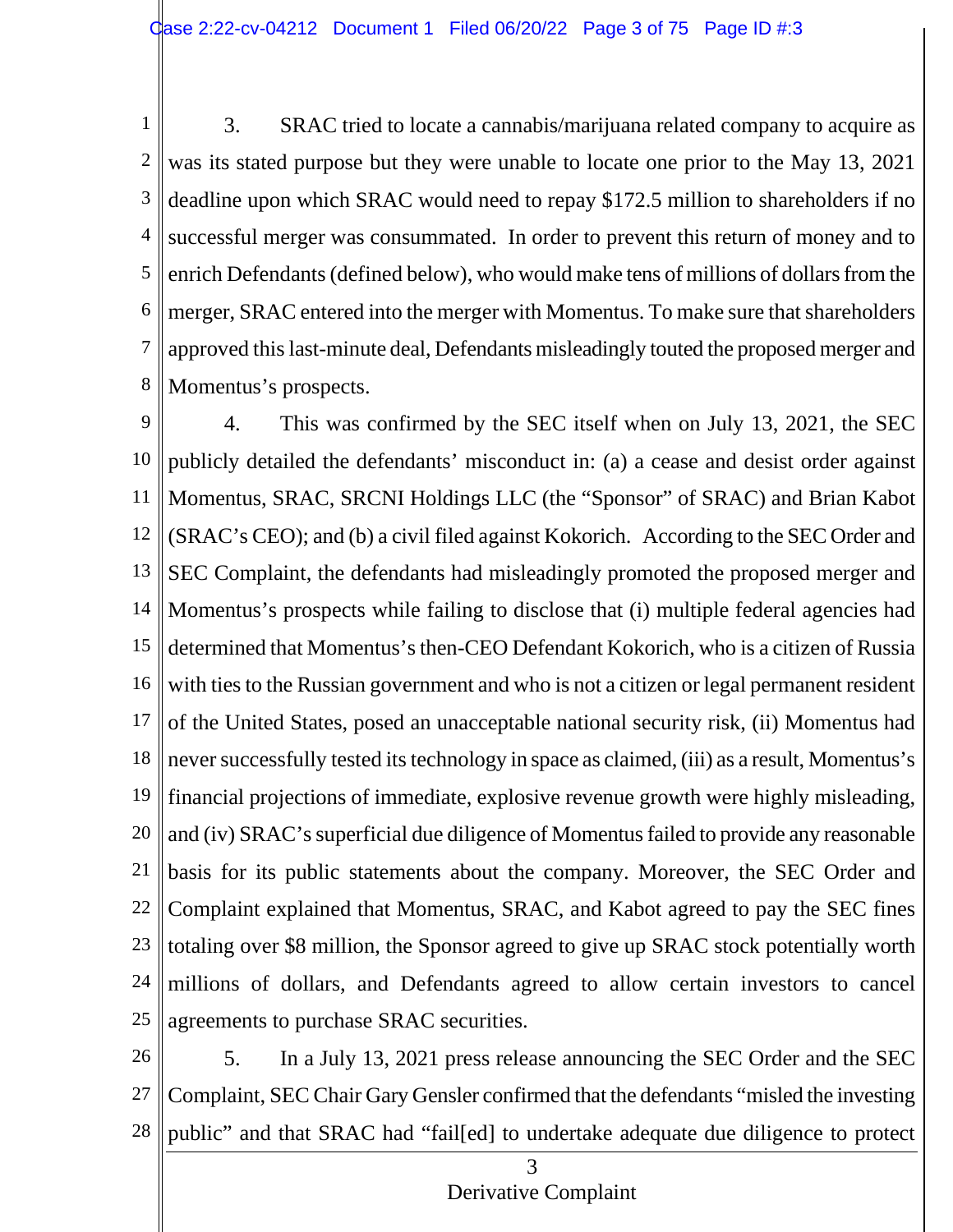3. SRAC tried to locate a cannabis/marijuana related company to acquire as was its stated purpose but they were unable to locate one prior to the May 13, 2021 deadline upon which SRAC would need to repay $172.5 million to shareholders if no successful merger was consummated. In order to prevent this return of money and to enrich Defendants (defined below), who would make tens of millions of dollars from the merger, SRAC entered into the merger with Momentus. To make sure that shareholders approved this last-minute deal, Defendants misleadingly touted the proposed merger and Momentus's prospects.

4. This was confirmed by the SEC itself when on July 13, 2021, the SEC publicly detailed the defendants' misconduct in: (a) a cease and desist order against Momentus, SRAC, SRCNI Holdings LLC (the "Sponsor" of SRAC) and Brian Kabot (SRAC's CEO); and (b) a civil filed against Kokorich. According to the SEC Order and SEC Complaint, the defendants had misleadingly promoted the proposed merger and Momentus's prospects while failing to disclose that (i) multiple federal agencies had determined that Momentus's then-CEO Defendant Kokorich, who is a citizen of Russia with ties to the Russian government and who is not a citizen or legal permanent resident of the United States, posed an unacceptable national security risk, (ii) Momentus had never successfully tested its technology in space as claimed, (iii) as a result, Momentus's financial projections of immediate, explosive revenue growth were highly misleading, and (iv) SRAC's superficial due diligence of Momentus failed to provide any reasonable basis for its public statements about the company. Moreover, the SEC Order and Complaint explained that Momentus, SRAC, and Kabot agreed to pay the SEC fines totaling over $8 million, the Sponsor agreed to give up SRAC stock potentially worth millions of dollars, and Defendants agreed to allow certain investors to cancel agreements to purchase SRAC securities.

5. In a July 13, 2021 press release announcing the SEC Order and the SEC Complaint, SEC Chair Gary Gensler confirmed that the defendants "misled the investing public" and that SRAC had "fail[ed] to undertake adequate due diligence to protect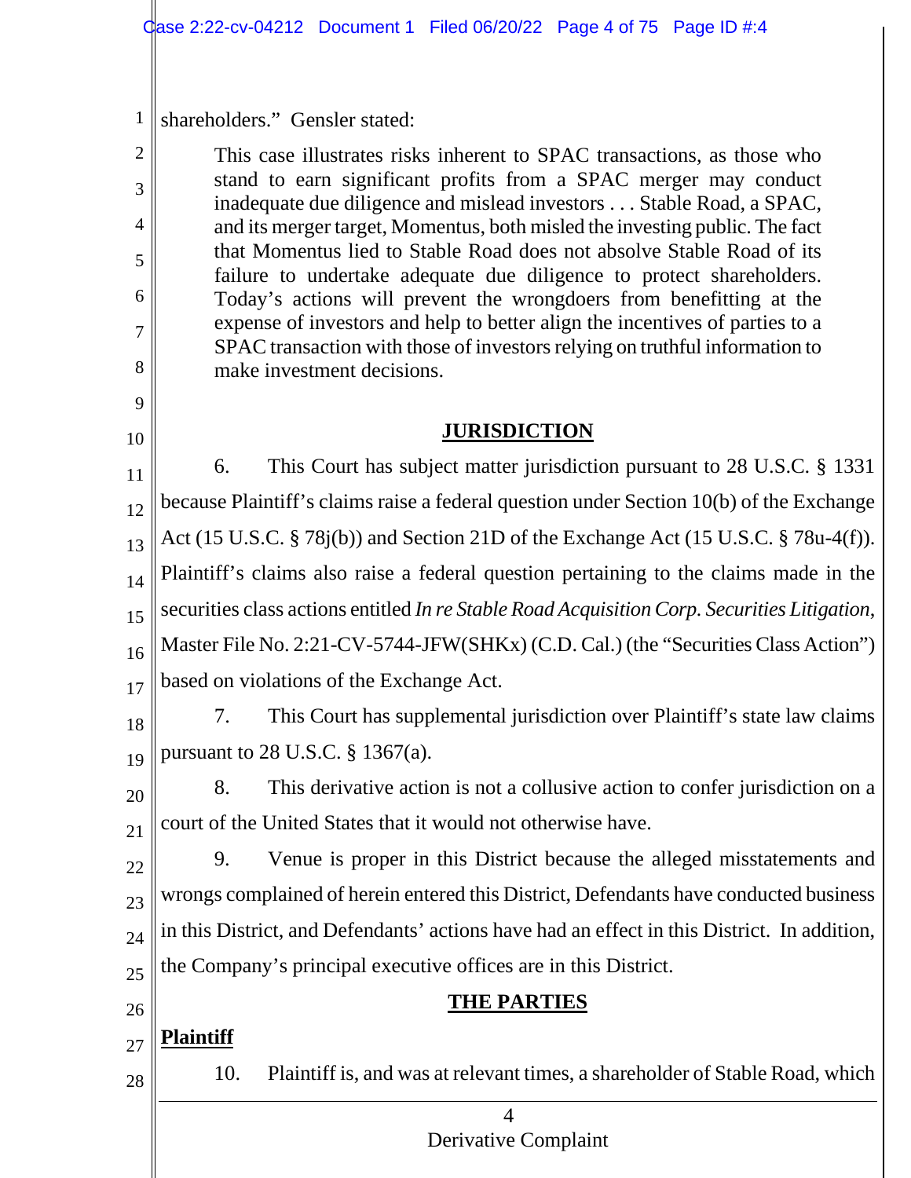shareholders." Gensler stated:

> This case illustrates risks inherent to SPAC transactions, as those who stand to earn significant profits from a SPAC merger may conduct inadequate due diligence and mislead investors . . . Stable Road, a SPAC, and its merger target, Momentus, both misled the investing public. The fact that Momentus lied to Stable Road does not absolve Stable Road of its failure to undertake adequate due diligence to protect shareholders. Today's actions will prevent the wrongdoers from benefitting at the expense of investors and help to better align the incentives of parties to a SPAC transaction with those of investors relying on truthful information to make investment decisions.

## JURISDICTION

6. This Court has subject matter jurisdiction pursuant to 28 U.S.C. § 1331 because Plaintiff's claims raise a federal question under Section 10(b) of the Exchange Act (15 U.S.C. § 78j(b)) and Section 21D of the Exchange Act (15 U.S.C. § 78u-4(f)). Plaintiff's claims also raise a federal question pertaining to the claims made in the securities class actions entitled *In re Stable Road Acquisition Corp. Securities Litigation*, Master File No. 2:21-CV-5744-JFW(SHKx) (C.D. Cal.) (the "Securities Class Action") based on violations of the Exchange Act.

7. This Court has supplemental jurisdiction over Plaintiff's state law claims pursuant to 28 U.S.C. § 1367(a).

8. This derivative action is not a collusive action to confer jurisdiction on a court of the United States that it would not otherwise have.

9. Venue is proper in this District because the alleged misstatements and wrongs complained of herein entered this District, Defendants have conducted business in this District, and Defendants' actions have had an effect in this District. In addition, the Company's principal executive offices are in this District.

## THE PARTIES

**Plaintiff**

10. Plaintiff is, and was at relevant times, a shareholder of Stable Road, which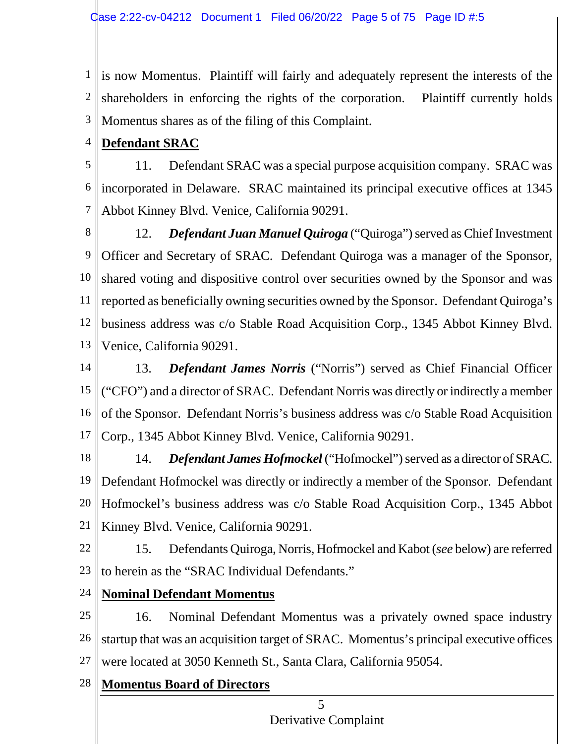is now Momentus. Plaintiff will fairly and adequately represent the interests of the shareholders in enforcing the rights of the corporation. Plaintiff currently holds Momentus shares as of the filing of this Complaint.

**Defendant SRAC**

11. Defendant SRAC was a special purpose acquisition company. SRAC was incorporated in Delaware. SRAC maintained its principal executive offices at 1345 Abbot Kinney Blvd. Venice, California 90291.

12. ***Defendant Juan Manuel Quiroga*** ("Quiroga") served as Chief Investment Officer and Secretary of SRAC. Defendant Quiroga was a manager of the Sponsor, shared voting and dispositive control over securities owned by the Sponsor and was reported as beneficially owning securities owned by the Sponsor. Defendant Quiroga's business address was c/o Stable Road Acquisition Corp., 1345 Abbot Kinney Blvd. Venice, California 90291.

13. ***Defendant James Norris*** ("Norris") served as Chief Financial Officer ("CFO") and a director of SRAC. Defendant Norris was directly or indirectly a member of the Sponsor. Defendant Norris's business address was c/o Stable Road Acquisition Corp., 1345 Abbot Kinney Blvd. Venice, California 90291.

14. ***Defendant James Hofmockel*** ("Hofmockel") served as a director of SRAC. Defendant Hofmockel was directly or indirectly a member of the Sponsor. Defendant Hofmockel's business address was c/o Stable Road Acquisition Corp., 1345 Abbot Kinney Blvd. Venice, California 90291.

15. Defendants Quiroga, Norris, Hofmockel and Kabot (*see* below) are referred to herein as the "SRAC Individual Defendants."

**Nominal Defendant Momentus**

16. Nominal Defendant Momentus was a privately owned space industry startup that was an acquisition target of SRAC. Momentus's principal executive offices were located at 3050 Kenneth St., Santa Clara, California 95054.

**Momentus Board of Directors**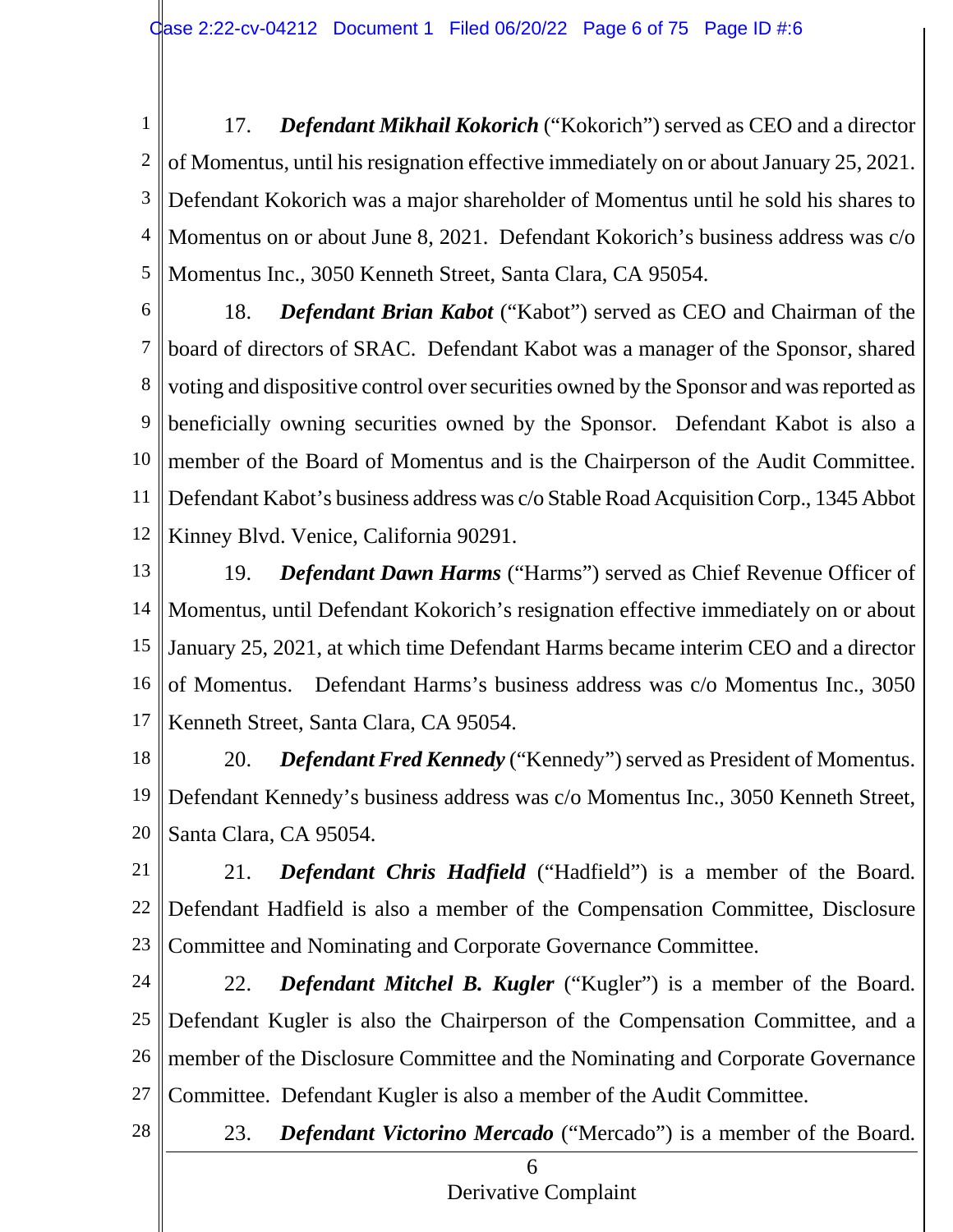17. ***Defendant Mikhail Kokorich*** ("Kokorich") served as CEO and a director of Momentus, until his resignation effective immediately on or about January 25, 2021. Defendant Kokorich was a major shareholder of Momentus until he sold his shares to Momentus on or about June 8, 2021. Defendant Kokorich's business address was c/o Momentus Inc., 3050 Kenneth Street, Santa Clara, CA 95054.

18. ***Defendant Brian Kabot*** ("Kabot") served as CEO and Chairman of the board of directors of SRAC. Defendant Kabot was a manager of the Sponsor, shared voting and dispositive control over securities owned by the Sponsor and was reported as beneficially owning securities owned by the Sponsor. Defendant Kabot is also a member of the Board of Momentus and is the Chairperson of the Audit Committee. Defendant Kabot's business address was c/o Stable Road Acquisition Corp., 1345 Abbot Kinney Blvd. Venice, California 90291.

19. ***Defendant Dawn Harms*** ("Harms") served as Chief Revenue Officer of Momentus, until Defendant Kokorich's resignation effective immediately on or about January 25, 2021, at which time Defendant Harms became interim CEO and a director of Momentus. Defendant Harms's business address was c/o Momentus Inc., 3050 Kenneth Street, Santa Clara, CA 95054.

20. ***Defendant Fred Kennedy*** ("Kennedy") served as President of Momentus. Defendant Kennedy's business address was c/o Momentus Inc., 3050 Kenneth Street, Santa Clara, CA 95054.

21. ***Defendant Chris Hadfield*** ("Hadfield") is a member of the Board. Defendant Hadfield is also a member of the Compensation Committee, Disclosure Committee and Nominating and Corporate Governance Committee.

22. ***Defendant Mitchel B. Kugler*** ("Kugler") is a member of the Board. Defendant Kugler is also the Chairperson of the Compensation Committee, and a member of the Disclosure Committee and the Nominating and Corporate Governance Committee. Defendant Kugler is also a member of the Audit Committee.

23. ***Defendant Victorino Mercado*** ("Mercado") is a member of the Board.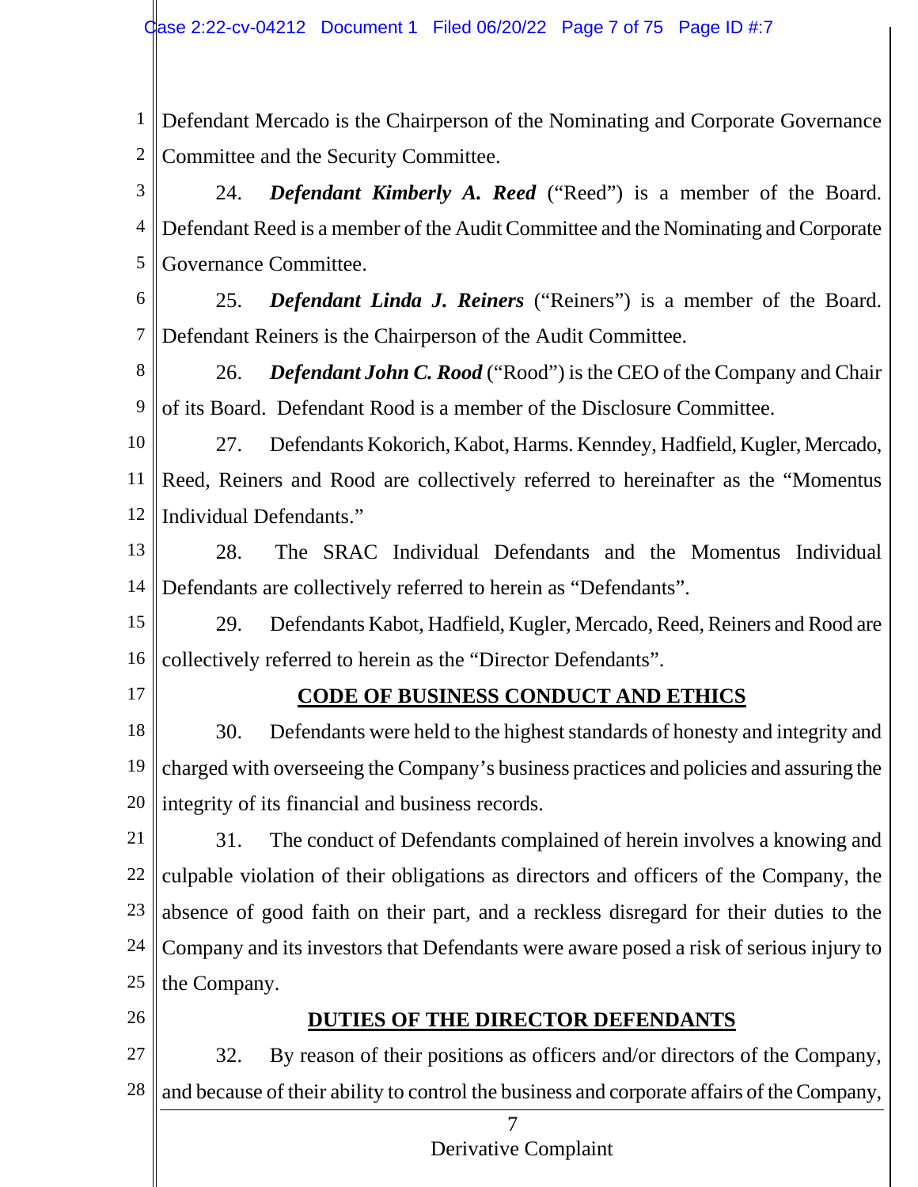Defendant Mercado is the Chairperson of the Nominating and Corporate Governance Committee and the Security Committee.

24. ***Defendant Kimberly A. Reed*** ("Reed") is a member of the Board. Defendant Reed is a member of the Audit Committee and the Nominating and Corporate Governance Committee.

25. ***Defendant Linda J. Reiners*** ("Reiners") is a member of the Board. Defendant Reiners is the Chairperson of the Audit Committee.

26. ***Defendant John C. Rood*** ("Rood") is the CEO of the Company and Chair of its Board. Defendant Rood is a member of the Disclosure Committee.

27. Defendants Kokorich, Kabot, Harms. Kenndey, Hadfield, Kugler, Mercado, Reed, Reiners and Rood are collectively referred to hereinafter as the "Momentus Individual Defendants."

28. The SRAC Individual Defendants and the Momentus Individual Defendants are collectively referred to herein as "Defendants".

29. Defendants Kabot, Hadfield, Kugler, Mercado, Reed, Reiners and Rood are collectively referred to herein as the "Director Defendants".

## CODE OF BUSINESS CONDUCT AND ETHICS

30. Defendants were held to the highest standards of honesty and integrity and charged with overseeing the Company's business practices and policies and assuring the integrity of its financial and business records.

31. The conduct of Defendants complained of herein involves a knowing and culpable violation of their obligations as directors and officers of the Company, the absence of good faith on their part, and a reckless disregard for their duties to the Company and its investors that Defendants were aware posed a risk of serious injury to the Company.

## DUTIES OF THE DIRECTOR DEFENDANTS

32. By reason of their positions as officers and/or directors of the Company, and because of their ability to control the business and corporate affairs of the Company,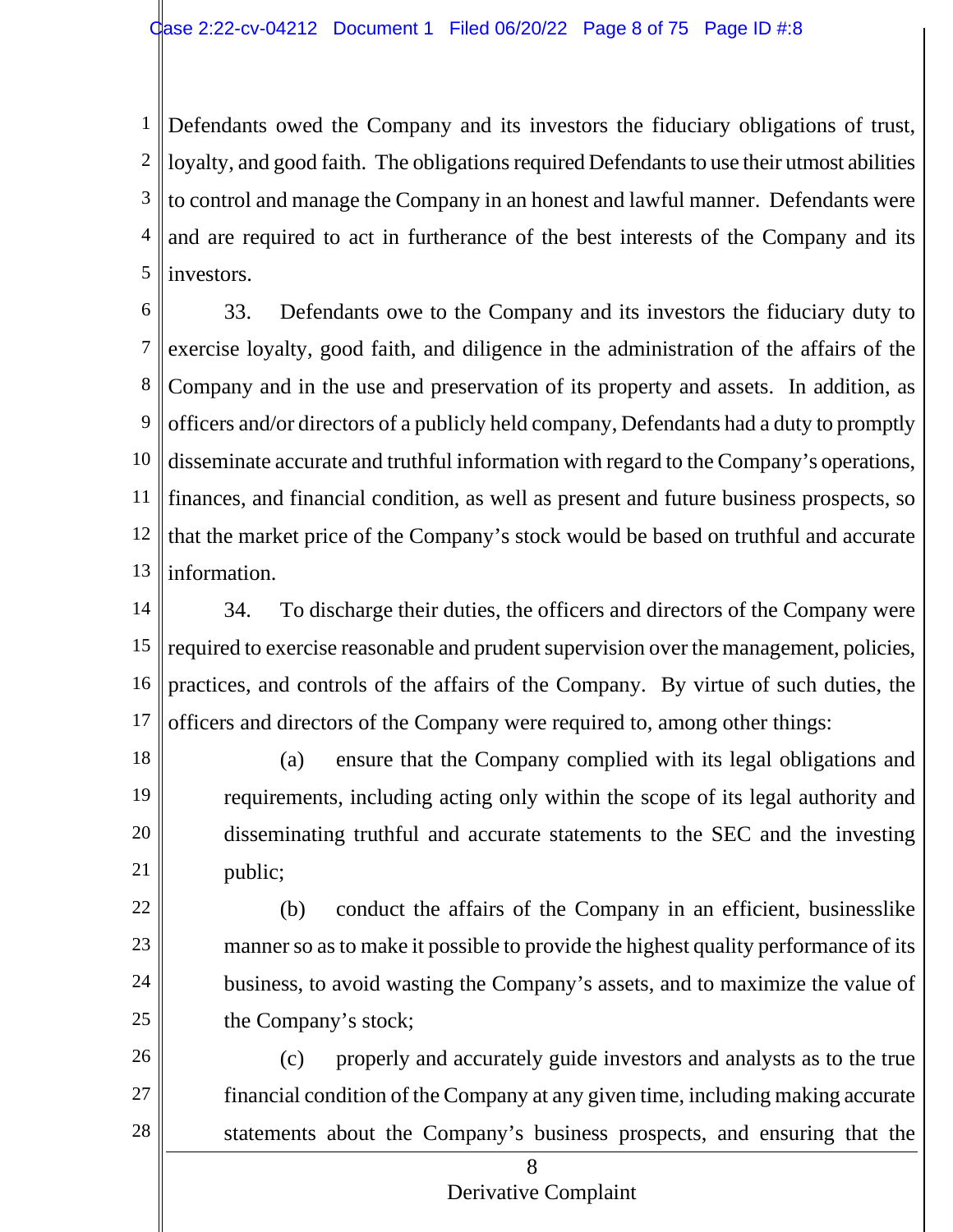Defendants owed the Company and its investors the fiduciary obligations of trust, loyalty, and good faith. The obligations required Defendants to use their utmost abilities to control and manage the Company in an honest and lawful manner. Defendants were and are required to act in furtherance of the best interests of the Company and its investors.

33. Defendants owe to the Company and its investors the fiduciary duty to exercise loyalty, good faith, and diligence in the administration of the affairs of the Company and in the use and preservation of its property and assets. In addition, as officers and/or directors of a publicly held company, Defendants had a duty to promptly disseminate accurate and truthful information with regard to the Company's operations, finances, and financial condition, as well as present and future business prospects, so that the market price of the Company's stock would be based on truthful and accurate information.

34. To discharge their duties, the officers and directors of the Company were required to exercise reasonable and prudent supervision over the management, policies, practices, and controls of the affairs of the Company. By virtue of such duties, the officers and directors of the Company were required to, among other things:

(a) ensure that the Company complied with its legal obligations and requirements, including acting only within the scope of its legal authority and disseminating truthful and accurate statements to the SEC and the investing public;

(b) conduct the affairs of the Company in an efficient, businesslike manner so as to make it possible to provide the highest quality performance of its business, to avoid wasting the Company's assets, and to maximize the value of the Company's stock;

(c) properly and accurately guide investors and analysts as to the true financial condition of the Company at any given time, including making accurate statements about the Company's business prospects, and ensuring that the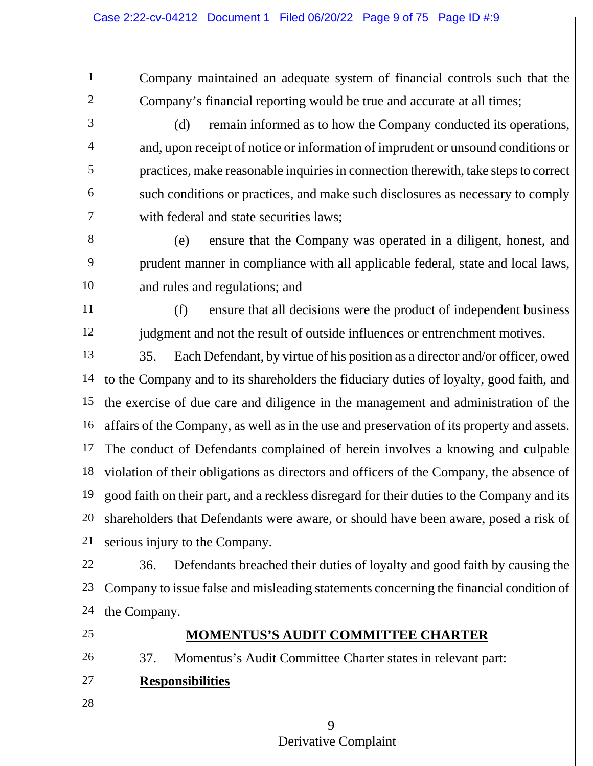Company maintained an adequate system of financial controls such that the Company's financial reporting would be true and accurate at all times;

(d) remain informed as to how the Company conducted its operations, and, upon receipt of notice or information of imprudent or unsound conditions or practices, make reasonable inquiries in connection therewith, take steps to correct such conditions or practices, and make such disclosures as necessary to comply with federal and state securities laws;

(e) ensure that the Company was operated in a diligent, honest, and prudent manner in compliance with all applicable federal, state and local laws, and rules and regulations; and

(f) ensure that all decisions were the product of independent business judgment and not the result of outside influences or entrenchment motives.

35. Each Defendant, by virtue of his position as a director and/or officer, owed to the Company and to its shareholders the fiduciary duties of loyalty, good faith, and the exercise of due care and diligence in the management and administration of the affairs of the Company, as well as in the use and preservation of its property and assets. The conduct of Defendants complained of herein involves a knowing and culpable violation of their obligations as directors and officers of the Company, the absence of good faith on their part, and a reckless disregard for their duties to the Company and its shareholders that Defendants were aware, or should have been aware, posed a risk of serious injury to the Company.

36. Defendants breached their duties of loyalty and good faith by causing the Company to issue false and misleading statements concerning the financial condition of the Company.

## MOMENTUS'S AUDIT COMMITTEE CHARTER

37. Momentus's Audit Committee Charter states in relevant part:

**Responsibilities**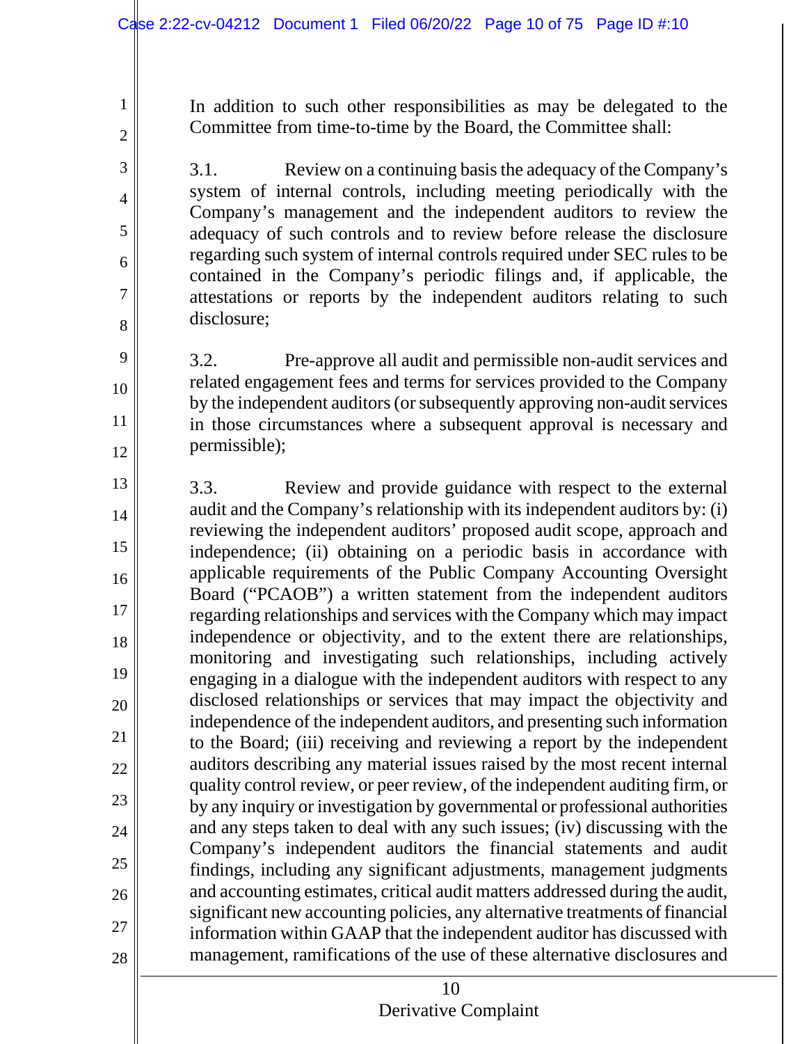In addition to such other responsibilities as may be delegated to the Committee from time-to-time by the Board, the Committee shall:

3.1. Review on a continuing basis the adequacy of the Company's system of internal controls, including meeting periodically with the Company's management and the independent auditors to review the adequacy of such controls and to review before release the disclosure regarding such system of internal controls required under SEC rules to be contained in the Company's periodic filings and, if applicable, the attestations or reports by the independent auditors relating to such disclosure;

3.2. Pre-approve all audit and permissible non-audit services and related engagement fees and terms for services provided to the Company by the independent auditors (or subsequently approving non-audit services in those circumstances where a subsequent approval is necessary and permissible);

3.3. Review and provide guidance with respect to the external audit and the Company's relationship with its independent auditors by: (i) reviewing the independent auditors' proposed audit scope, approach and independence; (ii) obtaining on a periodic basis in accordance with applicable requirements of the Public Company Accounting Oversight Board ("PCAOB") a written statement from the independent auditors regarding relationships and services with the Company which may impact independence or objectivity, and to the extent there are relationships, monitoring and investigating such relationships, including actively engaging in a dialogue with the independent auditors with respect to any disclosed relationships or services that may impact the objectivity and independence of the independent auditors, and presenting such information to the Board; (iii) receiving and reviewing a report by the independent auditors describing any material issues raised by the most recent internal quality control review, or peer review, of the independent auditing firm, or by any inquiry or investigation by governmental or professional authorities and any steps taken to deal with any such issues; (iv) discussing with the Company's independent auditors the financial statements and audit findings, including any significant adjustments, management judgments and accounting estimates, critical audit matters addressed during the audit, significant new accounting policies, any alternative treatments of financial information within GAAP that the independent auditor has discussed with management, ramifications of the use of these alternative disclosures and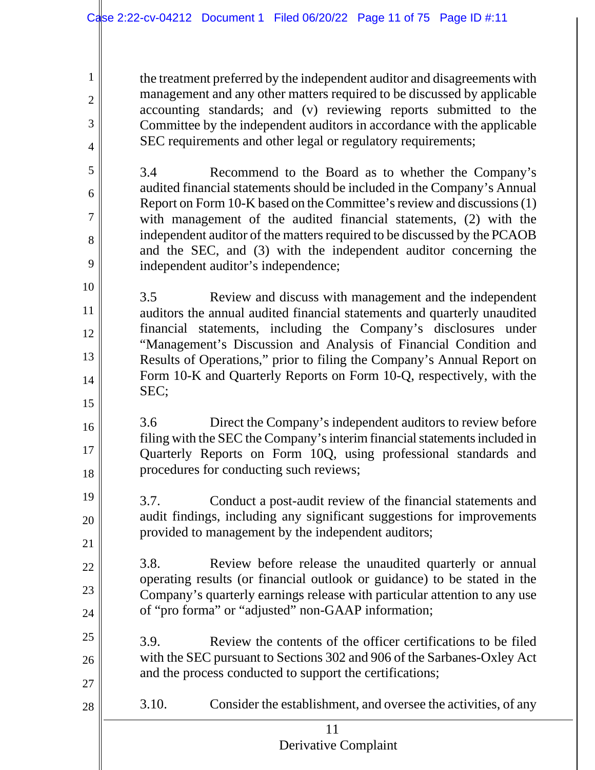the treatment preferred by the independent auditor and disagreements with management and any other matters required to be discussed by applicable accounting standards; and (v) reviewing reports submitted to the Committee by the independent auditors in accordance with the applicable SEC requirements and other legal or regulatory requirements;

3.4 Recommend to the Board as to whether the Company's audited financial statements should be included in the Company's Annual Report on Form 10-K based on the Committee's review and discussions (1) with management of the audited financial statements, (2) with the independent auditor of the matters required to be discussed by the PCAOB and the SEC, and (3) with the independent auditor concerning the independent auditor's independence;

3.5 Review and discuss with management and the independent auditors the annual audited financial statements and quarterly unaudited financial statements, including the Company's disclosures under "Management's Discussion and Analysis of Financial Condition and Results of Operations," prior to filing the Company's Annual Report on Form 10-K and Quarterly Reports on Form 10-Q, respectively, with the SEC;

3.6 Direct the Company's independent auditors to review before filing with the SEC the Company's interim financial statements included in Quarterly Reports on Form 10Q, using professional standards and procedures for conducting such reviews;

3.7. Conduct a post-audit review of the financial statements and audit findings, including any significant suggestions for improvements provided to management by the independent auditors;

3.8. Review before release the unaudited quarterly or annual operating results (or financial outlook or guidance) to be stated in the Company's quarterly earnings release with particular attention to any use of "pro forma" or "adjusted" non-GAAP information;

3.9. Review the contents of the officer certifications to be filed with the SEC pursuant to Sections 302 and 906 of the Sarbanes-Oxley Act and the process conducted to support the certifications;

3.10. Consider the establishment, and oversee the activities, of any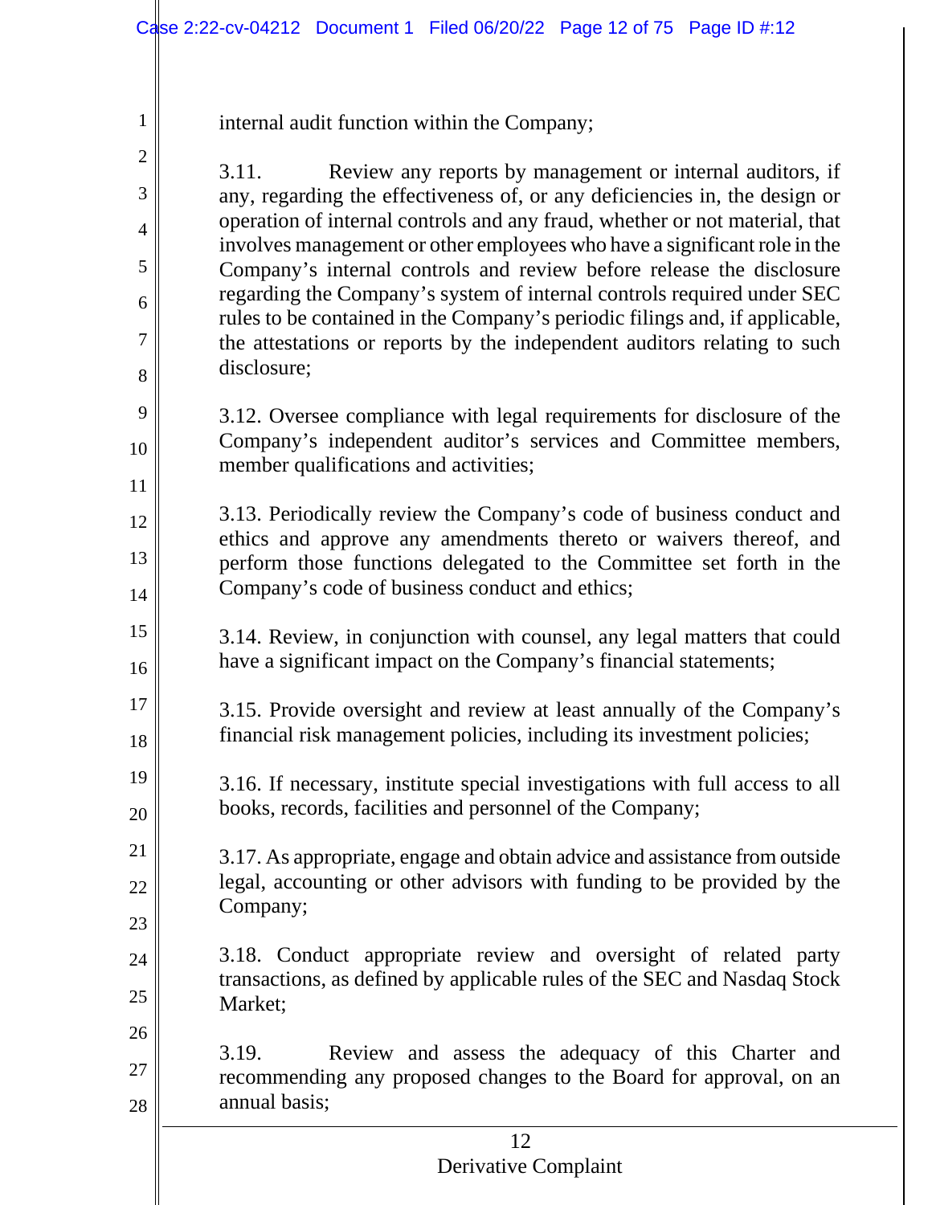internal audit function within the Company;

3.11. Review any reports by management or internal auditors, if any, regarding the effectiveness of, or any deficiencies in, the design or operation of internal controls and any fraud, whether or not material, that involves management or other employees who have a significant role in the Company's internal controls and review before release the disclosure regarding the Company's system of internal controls required under SEC rules to be contained in the Company's periodic filings and, if applicable, the attestations or reports by the independent auditors relating to such disclosure;

3.12. Oversee compliance with legal requirements for disclosure of the Company's independent auditor's services and Committee members, member qualifications and activities;

3.13. Periodically review the Company's code of business conduct and ethics and approve any amendments thereto or waivers thereof, and perform those functions delegated to the Committee set forth in the Company's code of business conduct and ethics;

3.14. Review, in conjunction with counsel, any legal matters that could have a significant impact on the Company's financial statements;

3.15. Provide oversight and review at least annually of the Company's financial risk management policies, including its investment policies;

3.16. If necessary, institute special investigations with full access to all books, records, facilities and personnel of the Company;

3.17. As appropriate, engage and obtain advice and assistance from outside legal, accounting or other advisors with funding to be provided by the Company;

3.18. Conduct appropriate review and oversight of related party transactions, as defined by applicable rules of the SEC and Nasdaq Stock Market;

3.19. Review and assess the adequacy of this Charter and recommending any proposed changes to the Board for approval, on an annual basis;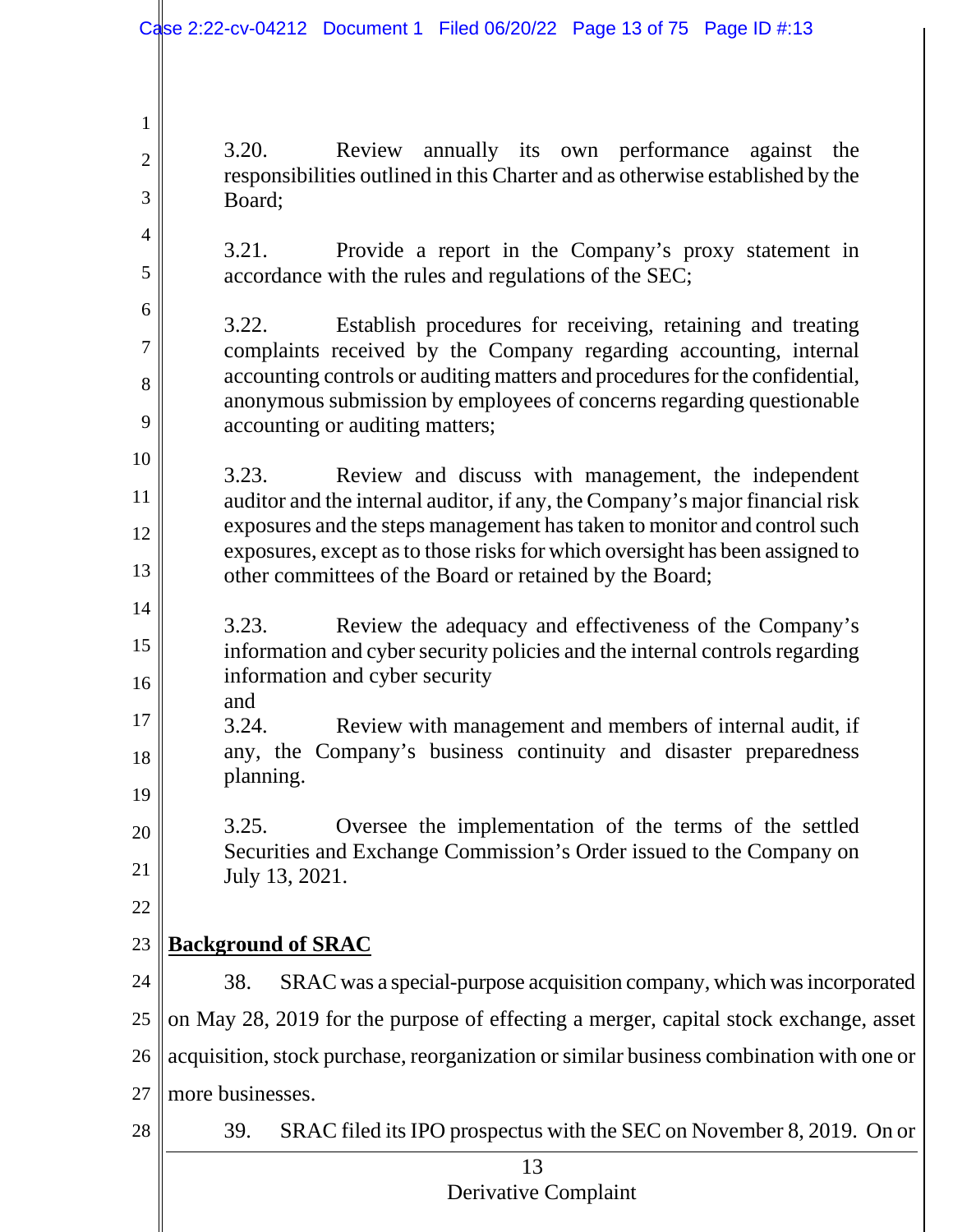3.20. Review annually its own performance against the responsibilities outlined in this Charter and as otherwise established by the Board;

3.21. Provide a report in the Company's proxy statement in accordance with the rules and regulations of the SEC;

3.22. Establish procedures for receiving, retaining and treating complaints received by the Company regarding accounting, internal accounting controls or auditing matters and procedures for the confidential, anonymous submission by employees of concerns regarding questionable accounting or auditing matters;

3.23. Review and discuss with management, the independent auditor and the internal auditor, if any, the Company's major financial risk exposures and the steps management has taken to monitor and control such exposures, except as to those risks for which oversight has been assigned to other committees of the Board or retained by the Board;

3.23. Review the adequacy and effectiveness of the Company's information and cyber security policies and the internal controls regarding information and cyber security
and

3.24. Review with management and members of internal audit, if any, the Company's business continuity and disaster preparedness planning.

3.25. Oversee the implementation of the terms of the settled Securities and Exchange Commission's Order issued to the Company on July 13, 2021.

**Background of SRAC**

38. SRAC was a special-purpose acquisition company, which was incorporated on May 28, 2019 for the purpose of effecting a merger, capital stock exchange, asset acquisition, stock purchase, reorganization or similar business combination with one or more businesses.

39. SRAC filed its IPO prospectus with the SEC on November 8, 2019. On or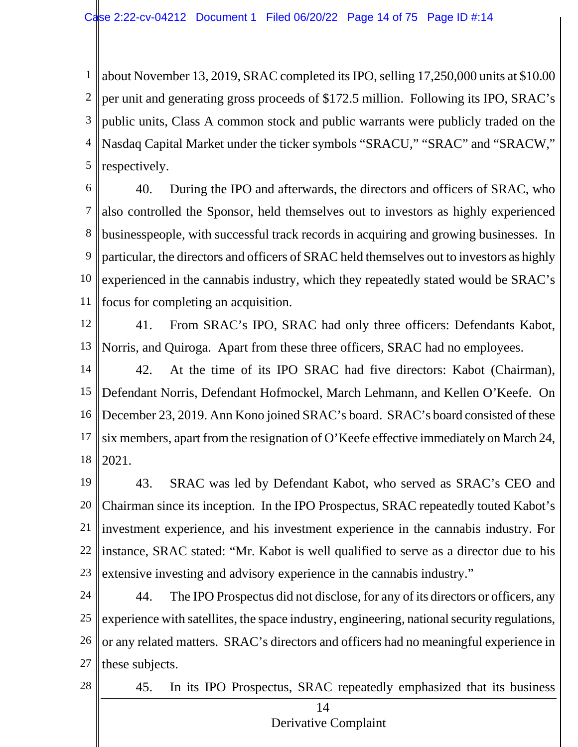about November 13, 2019, SRAC completed its IPO, selling 17,250,000 units at $10.00 per unit and generating gross proceeds of $172.5 million. Following its IPO, SRAC's public units, Class A common stock and public warrants were publicly traded on the Nasdaq Capital Market under the ticker symbols "SRACU," "SRAC" and "SRACW," respectively.

40. During the IPO and afterwards, the directors and officers of SRAC, who also controlled the Sponsor, held themselves out to investors as highly experienced businesspeople, with successful track records in acquiring and growing businesses. In particular, the directors and officers of SRAC held themselves out to investors as highly experienced in the cannabis industry, which they repeatedly stated would be SRAC's focus for completing an acquisition.

41. From SRAC's IPO, SRAC had only three officers: Defendants Kabot, Norris, and Quiroga. Apart from these three officers, SRAC had no employees.

42. At the time of its IPO SRAC had five directors: Kabot (Chairman), Defendant Norris, Defendant Hofmockel, March Lehmann, and Kellen O'Keefe. On December 23, 2019. Ann Kono joined SRAC's board. SRAC's board consisted of these six members, apart from the resignation of O'Keefe effective immediately on March 24, 2021.

43. SRAC was led by Defendant Kabot, who served as SRAC's CEO and Chairman since its inception. In the IPO Prospectus, SRAC repeatedly touted Kabot's investment experience, and his investment experience in the cannabis industry. For instance, SRAC stated: "Mr. Kabot is well qualified to serve as a director due to his extensive investing and advisory experience in the cannabis industry."

44. The IPO Prospectus did not disclose, for any of its directors or officers, any experience with satellites, the space industry, engineering, national security regulations, or any related matters. SRAC's directors and officers had no meaningful experience in these subjects.

45. In its IPO Prospectus, SRAC repeatedly emphasized that its business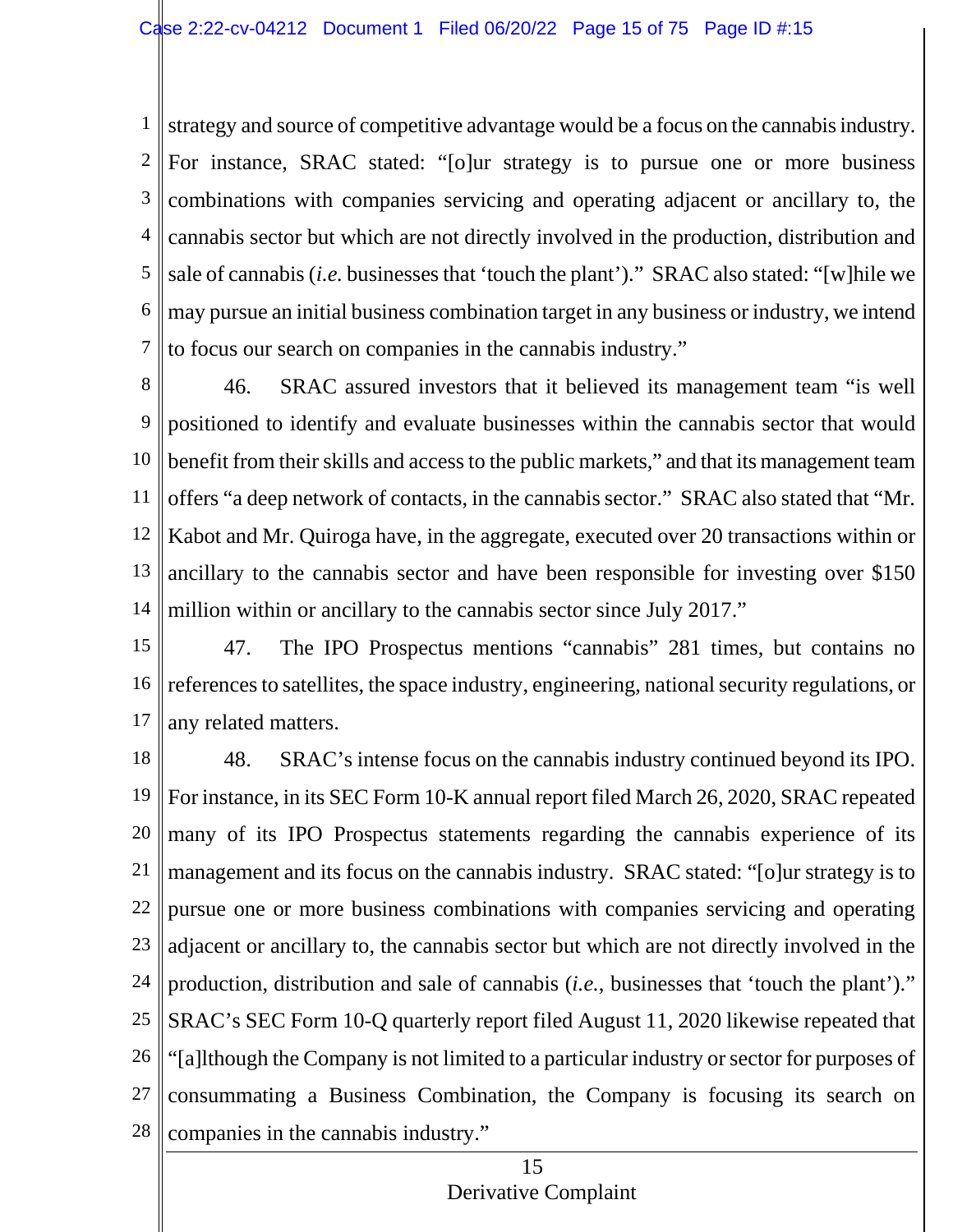strategy and source of competitive advantage would be a focus on the cannabis industry. For instance, SRAC stated: "[o]ur strategy is to pursue one or more business combinations with companies servicing and operating adjacent or ancillary to, the cannabis sector but which are not directly involved in the production, distribution and sale of cannabis (*i.e.* businesses that 'touch the plant')." SRAC also stated: "[w]hile we may pursue an initial business combination target in any business or industry, we intend to focus our search on companies in the cannabis industry."

46. SRAC assured investors that it believed its management team "is well positioned to identify and evaluate businesses within the cannabis sector that would benefit from their skills and access to the public markets," and that its management team offers "a deep network of contacts, in the cannabis sector." SRAC also stated that "Mr. Kabot and Mr. Quiroga have, in the aggregate, executed over 20 transactions within or ancillary to the cannabis sector and have been responsible for investing over $150 million within or ancillary to the cannabis sector since July 2017."

47. The IPO Prospectus mentions "cannabis" 281 times, but contains no references to satellites, the space industry, engineering, national security regulations, or any related matters.

48. SRAC's intense focus on the cannabis industry continued beyond its IPO. For instance, in its SEC Form 10-K annual report filed March 26, 2020, SRAC repeated many of its IPO Prospectus statements regarding the cannabis experience of its management and its focus on the cannabis industry. SRAC stated: "[o]ur strategy is to pursue one or more business combinations with companies servicing and operating adjacent or ancillary to, the cannabis sector but which are not directly involved in the production, distribution and sale of cannabis (*i.e.*, businesses that 'touch the plant')." SRAC's SEC Form 10-Q quarterly report filed August 11, 2020 likewise repeated that "[a]lthough the Company is not limited to a particular industry or sector for purposes of consummating a Business Combination, the Company is focusing its search on companies in the cannabis industry."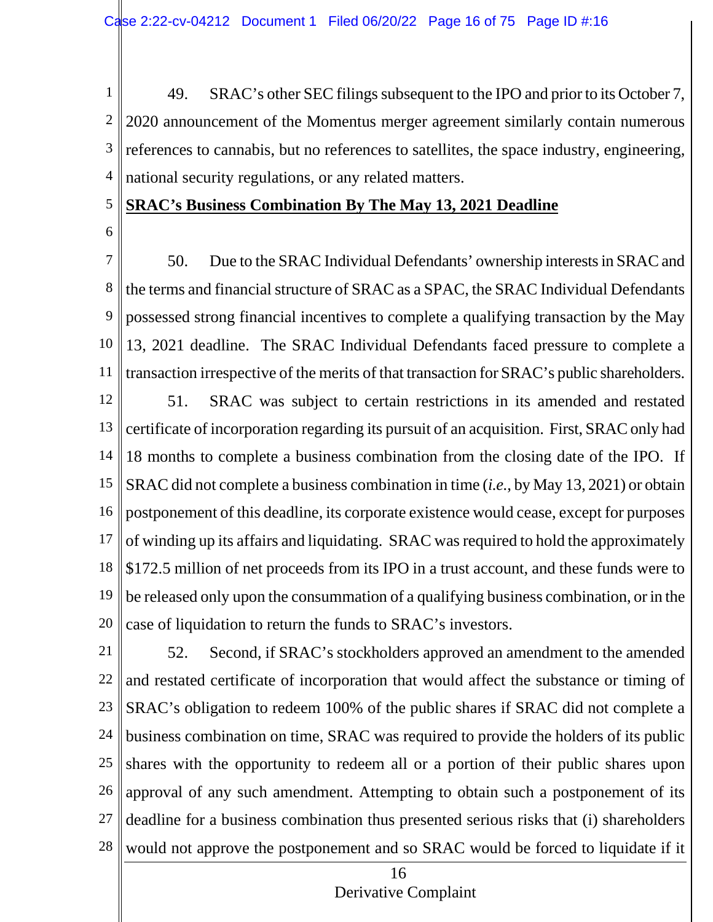49. SRAC's other SEC filings subsequent to the IPO and prior to its October 7, 2020 announcement of the Momentus merger agreement similarly contain numerous references to cannabis, but no references to satellites, the space industry, engineering, national security regulations, or any related matters.

**<u>SRAC's Business Combination By The May 13, 2021 Deadline</u>**

50. Due to the SRAC Individual Defendants' ownership interests in SRAC and the terms and financial structure of SRAC as a SPAC, the SRAC Individual Defendants possessed strong financial incentives to complete a qualifying transaction by the May 13, 2021 deadline. The SRAC Individual Defendants faced pressure to complete a transaction irrespective of the merits of that transaction for SRAC's public shareholders.

51. SRAC was subject to certain restrictions in its amended and restated certificate of incorporation regarding its pursuit of an acquisition. First, SRAC only had 18 months to complete a business combination from the closing date of the IPO. If SRAC did not complete a business combination in time (*i.e.*, by May 13, 2021) or obtain postponement of this deadline, its corporate existence would cease, except for purposes of winding up its affairs and liquidating. SRAC was required to hold the approximately $172.5 million of net proceeds from its IPO in a trust account, and these funds were to be released only upon the consummation of a qualifying business combination, or in the case of liquidation to return the funds to SRAC's investors.

52. Second, if SRAC's stockholders approved an amendment to the amended and restated certificate of incorporation that would affect the substance or timing of SRAC's obligation to redeem 100% of the public shares if SRAC did not complete a business combination on time, SRAC was required to provide the holders of its public shares with the opportunity to redeem all or a portion of their public shares upon approval of any such amendment. Attempting to obtain such a postponement of its deadline for a business combination thus presented serious risks that (i) shareholders would not approve the postponement and so SRAC would be forced to liquidate if it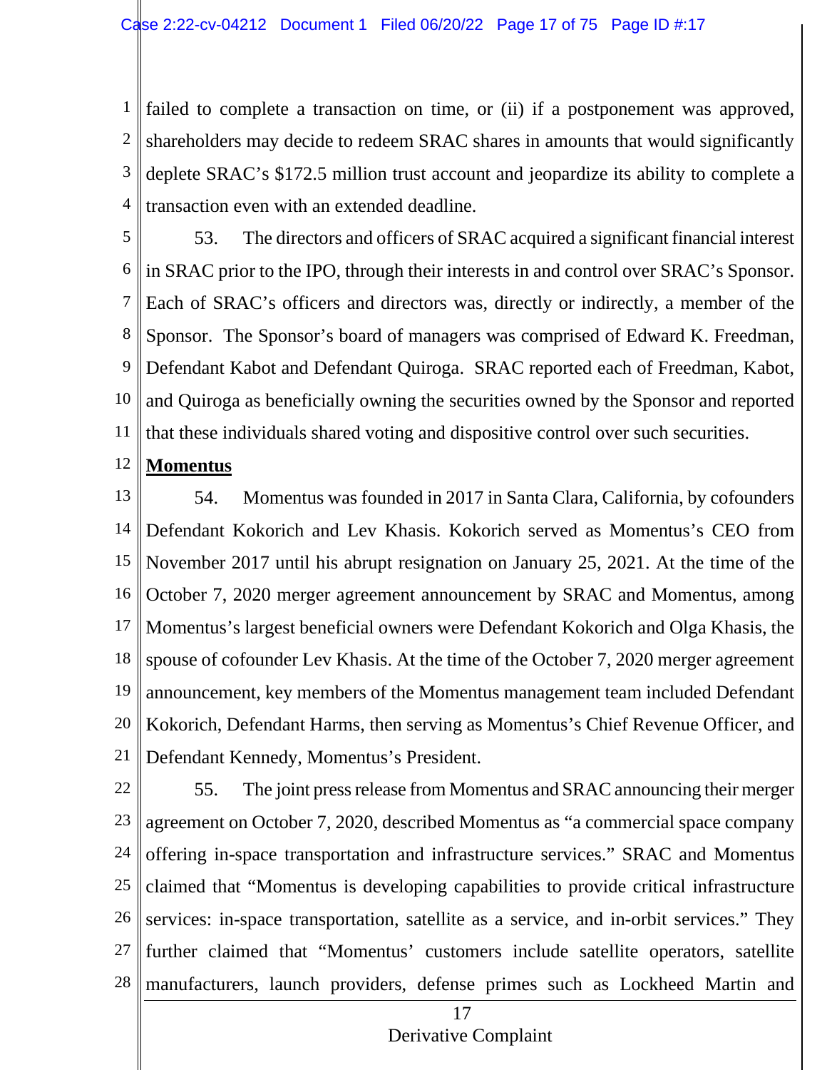failed to complete a transaction on time, or (ii) if a postponement was approved, shareholders may decide to redeem SRAC shares in amounts that would significantly deplete SRAC's $172.5 million trust account and jeopardize its ability to complete a transaction even with an extended deadline.

53. The directors and officers of SRAC acquired a significant financial interest in SRAC prior to the IPO, through their interests in and control over SRAC's Sponsor. Each of SRAC's officers and directors was, directly or indirectly, a member of the Sponsor. The Sponsor's board of managers was comprised of Edward K. Freedman, Defendant Kabot and Defendant Quiroga. SRAC reported each of Freedman, Kabot, and Quiroga as beneficially owning the securities owned by the Sponsor and reported that these individuals shared voting and dispositive control over such securities.

**Momentus**

54. Momentus was founded in 2017 in Santa Clara, California, by cofounders Defendant Kokorich and Lev Khasis. Kokorich served as Momentus's CEO from November 2017 until his abrupt resignation on January 25, 2021. At the time of the October 7, 2020 merger agreement announcement by SRAC and Momentus, among Momentus's largest beneficial owners were Defendant Kokorich and Olga Khasis, the spouse of cofounder Lev Khasis. At the time of the October 7, 2020 merger agreement announcement, key members of the Momentus management team included Defendant Kokorich, Defendant Harms, then serving as Momentus's Chief Revenue Officer, and Defendant Kennedy, Momentus's President.

55. The joint press release from Momentus and SRAC announcing their merger agreement on October 7, 2020, described Momentus as "a commercial space company offering in-space transportation and infrastructure services." SRAC and Momentus claimed that "Momentus is developing capabilities to provide critical infrastructure services: in-space transportation, satellite as a service, and in-orbit services." They further claimed that "Momentus' customers include satellite operators, satellite manufacturers, launch providers, defense primes such as Lockheed Martin and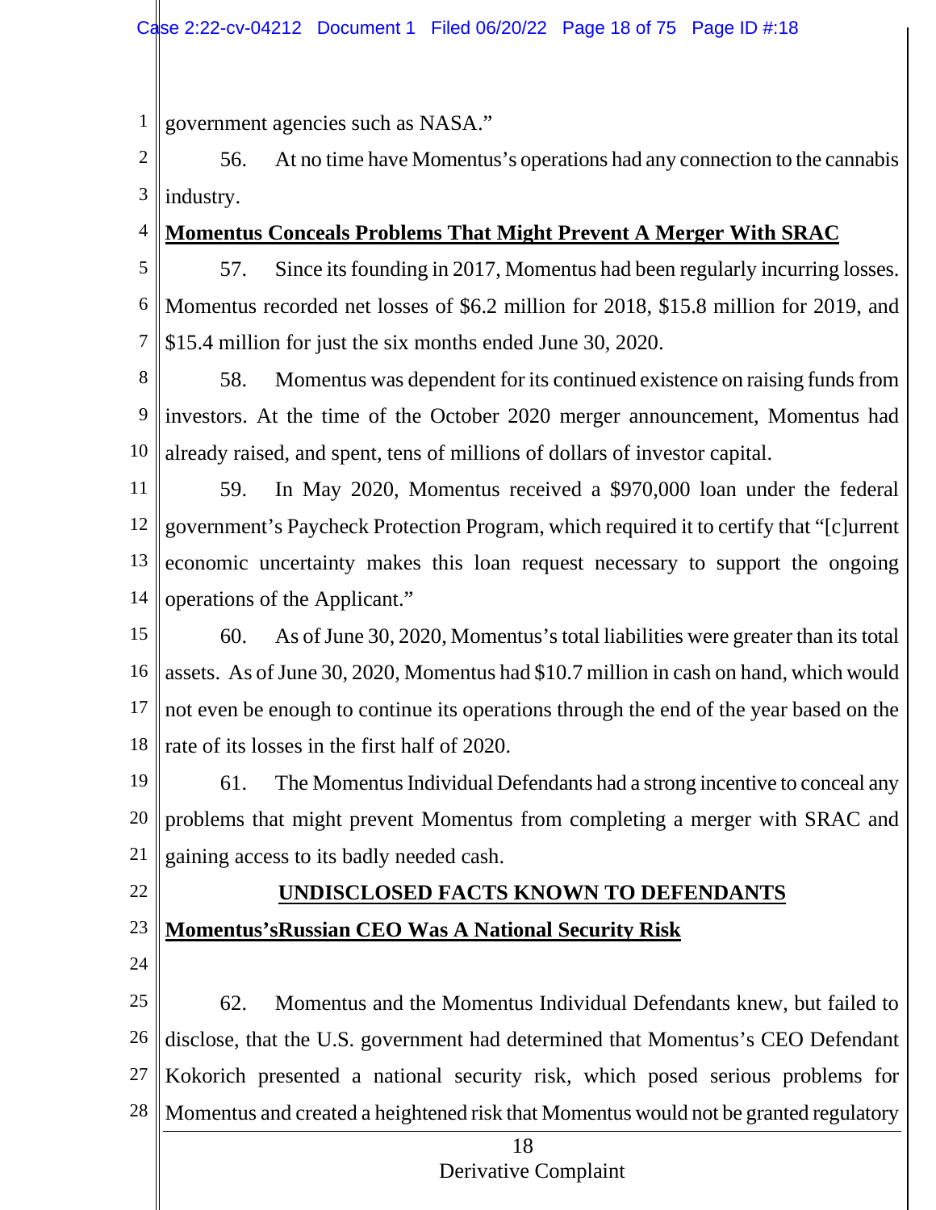government agencies such as NASA."

56. At no time have Momentus's operations had any connection to the cannabis industry.

**Momentus Conceals Problems That Might Prevent A Merger With SRAC**

57. Since its founding in 2017, Momentus had been regularly incurring losses. Momentus recorded net losses of $6.2 million for 2018, $15.8 million for 2019, and $15.4 million for just the six months ended June 30, 2020.

58. Momentus was dependent for its continued existence on raising funds from investors. At the time of the October 2020 merger announcement, Momentus had already raised, and spent, tens of millions of dollars of investor capital.

59. In May 2020, Momentus received a $970,000 loan under the federal government's Paycheck Protection Program, which required it to certify that "[c]urrent economic uncertainty makes this loan request necessary to support the ongoing operations of the Applicant."

60. As of June 30, 2020, Momentus's total liabilities were greater than its total assets. As of June 30, 2020, Momentus had $10.7 million in cash on hand, which would not even be enough to continue its operations through the end of the year based on the rate of its losses in the first half of 2020.

61. The Momentus Individual Defendants had a strong incentive to conceal any problems that might prevent Momentus from completing a merger with SRAC and gaining access to its badly needed cash.

## UNDISCLOSED FACTS KNOWN TO DEFENDANTS

**Momentus'sRussian CEO Was A National Security Risk**

62. Momentus and the Momentus Individual Defendants knew, but failed to disclose, that the U.S. government had determined that Momentus's CEO Defendant Kokorich presented a national security risk, which posed serious problems for Momentus and created a heightened risk that Momentus would not be granted regulatory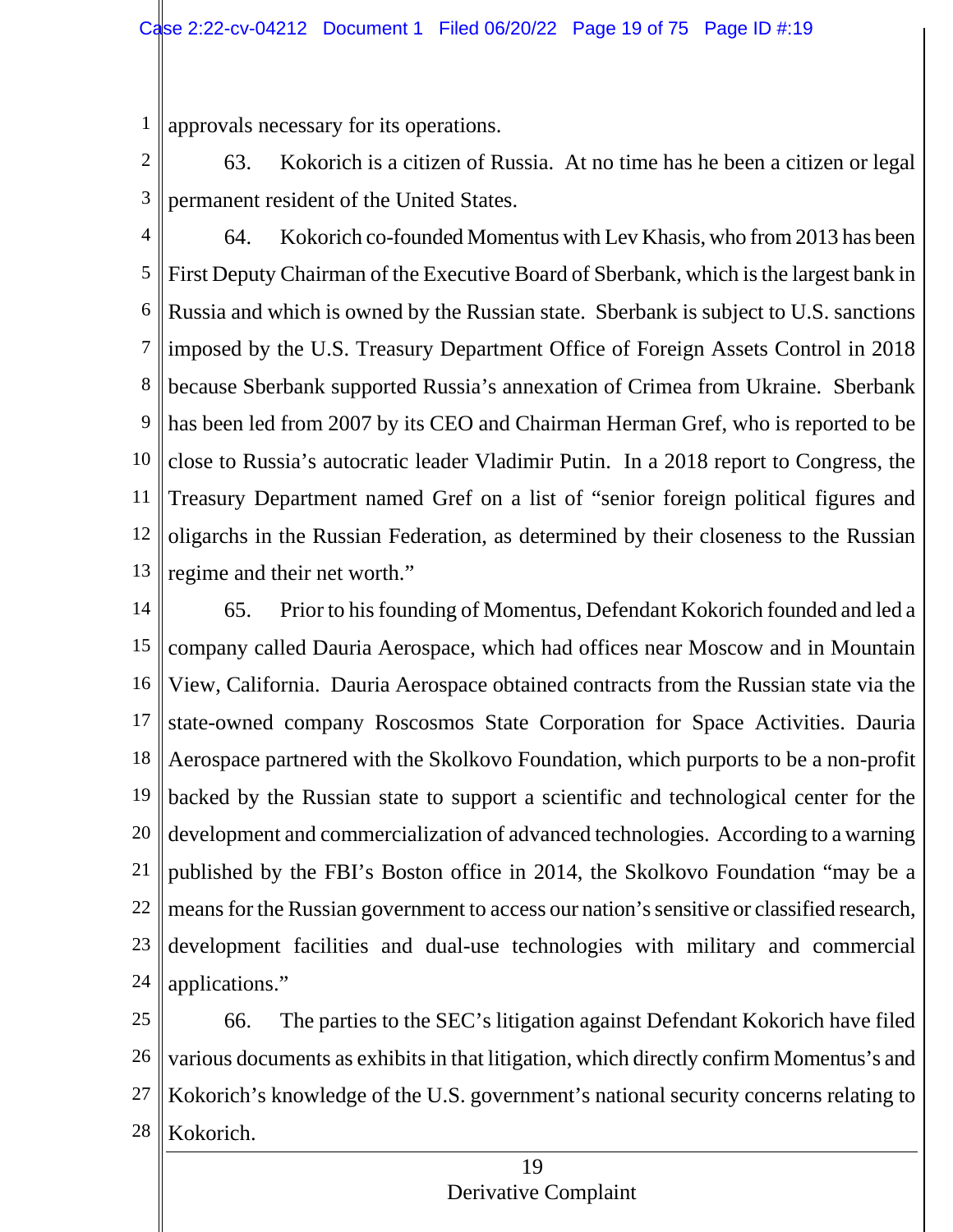approvals necessary for its operations.

63. Kokorich is a citizen of Russia. At no time has he been a citizen or legal permanent resident of the United States.

64. Kokorich co-founded Momentus with Lev Khasis, who from 2013 has been First Deputy Chairman of the Executive Board of Sberbank, which is the largest bank in Russia and which is owned by the Russian state. Sberbank is subject to U.S. sanctions imposed by the U.S. Treasury Department Office of Foreign Assets Control in 2018 because Sberbank supported Russia's annexation of Crimea from Ukraine. Sberbank has been led from 2007 by its CEO and Chairman Herman Gref, who is reported to be close to Russia's autocratic leader Vladimir Putin. In a 2018 report to Congress, the Treasury Department named Gref on a list of "senior foreign political figures and oligarchs in the Russian Federation, as determined by their closeness to the Russian regime and their net worth."

65. Prior to his founding of Momentus, Defendant Kokorich founded and led a company called Dauria Aerospace, which had offices near Moscow and in Mountain View, California. Dauria Aerospace obtained contracts from the Russian state via the state-owned company Roscosmos State Corporation for Space Activities. Dauria Aerospace partnered with the Skolkovo Foundation, which purports to be a non-profit backed by the Russian state to support a scientific and technological center for the development and commercialization of advanced technologies. According to a warning published by the FBI's Boston office in 2014, the Skolkovo Foundation "may be a means for the Russian government to access our nation's sensitive or classified research, development facilities and dual-use technologies with military and commercial applications."

66. The parties to the SEC's litigation against Defendant Kokorich have filed various documents as exhibits in that litigation, which directly confirm Momentus's and Kokorich's knowledge of the U.S. government's national security concerns relating to Kokorich.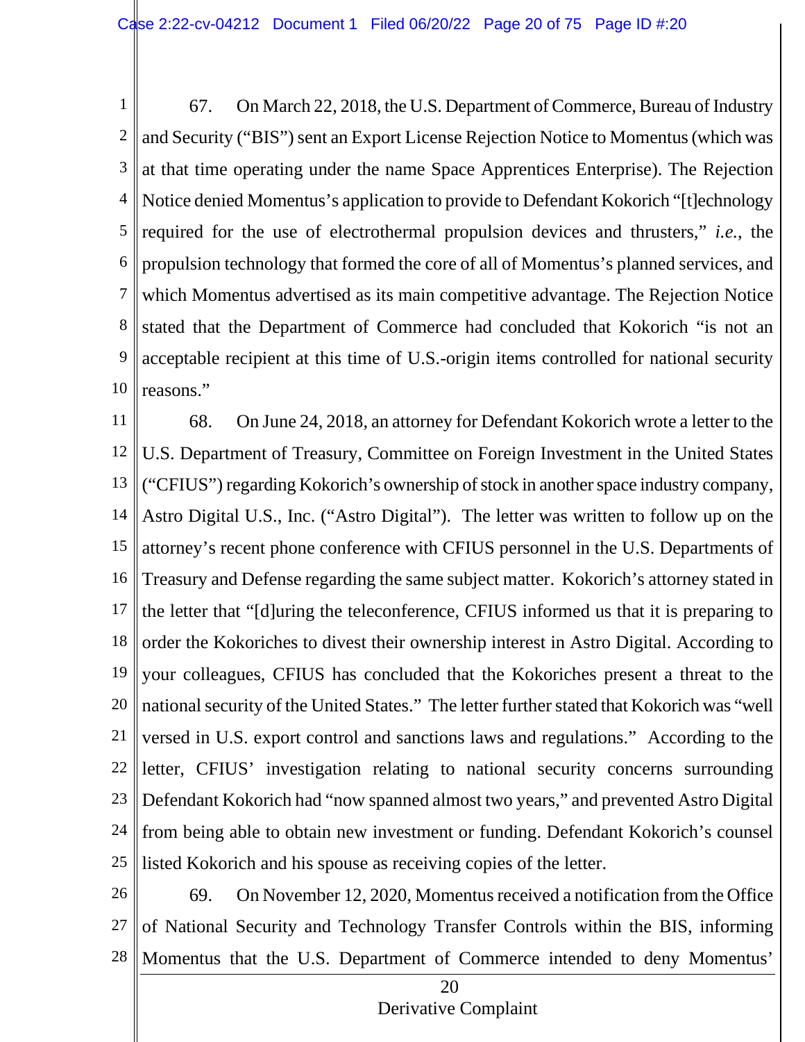67. On March 22, 2018, the U.S. Department of Commerce, Bureau of Industry and Security ("BIS") sent an Export License Rejection Notice to Momentus (which was at that time operating under the name Space Apprentices Enterprise). The Rejection Notice denied Momentus's application to provide to Defendant Kokorich "[t]echnology required for the use of electrothermal propulsion devices and thrusters," *i.e.*, the propulsion technology that formed the core of all of Momentus's planned services, and which Momentus advertised as its main competitive advantage. The Rejection Notice stated that the Department of Commerce had concluded that Kokorich "is not an acceptable recipient at this time of U.S.-origin items controlled for national security reasons."

68. On June 24, 2018, an attorney for Defendant Kokorich wrote a letter to the U.S. Department of Treasury, Committee on Foreign Investment in the United States ("CFIUS") regarding Kokorich's ownership of stock in another space industry company, Astro Digital U.S., Inc. ("Astro Digital"). The letter was written to follow up on the attorney's recent phone conference with CFIUS personnel in the U.S. Departments of Treasury and Defense regarding the same subject matter. Kokorich's attorney stated in the letter that "[d]uring the teleconference, CFIUS informed us that it is preparing to order the Kokoriches to divest their ownership interest in Astro Digital. According to your colleagues, CFIUS has concluded that the Kokoriches present a threat to the national security of the United States." The letter further stated that Kokorich was "well versed in U.S. export control and sanctions laws and regulations." According to the letter, CFIUS' investigation relating to national security concerns surrounding Defendant Kokorich had "now spanned almost two years," and prevented Astro Digital from being able to obtain new investment or funding. Defendant Kokorich's counsel listed Kokorich and his spouse as receiving copies of the letter.

69. On November 12, 2020, Momentus received a notification from the Office of National Security and Technology Transfer Controls within the BIS, informing Momentus that the U.S. Department of Commerce intended to deny Momentus'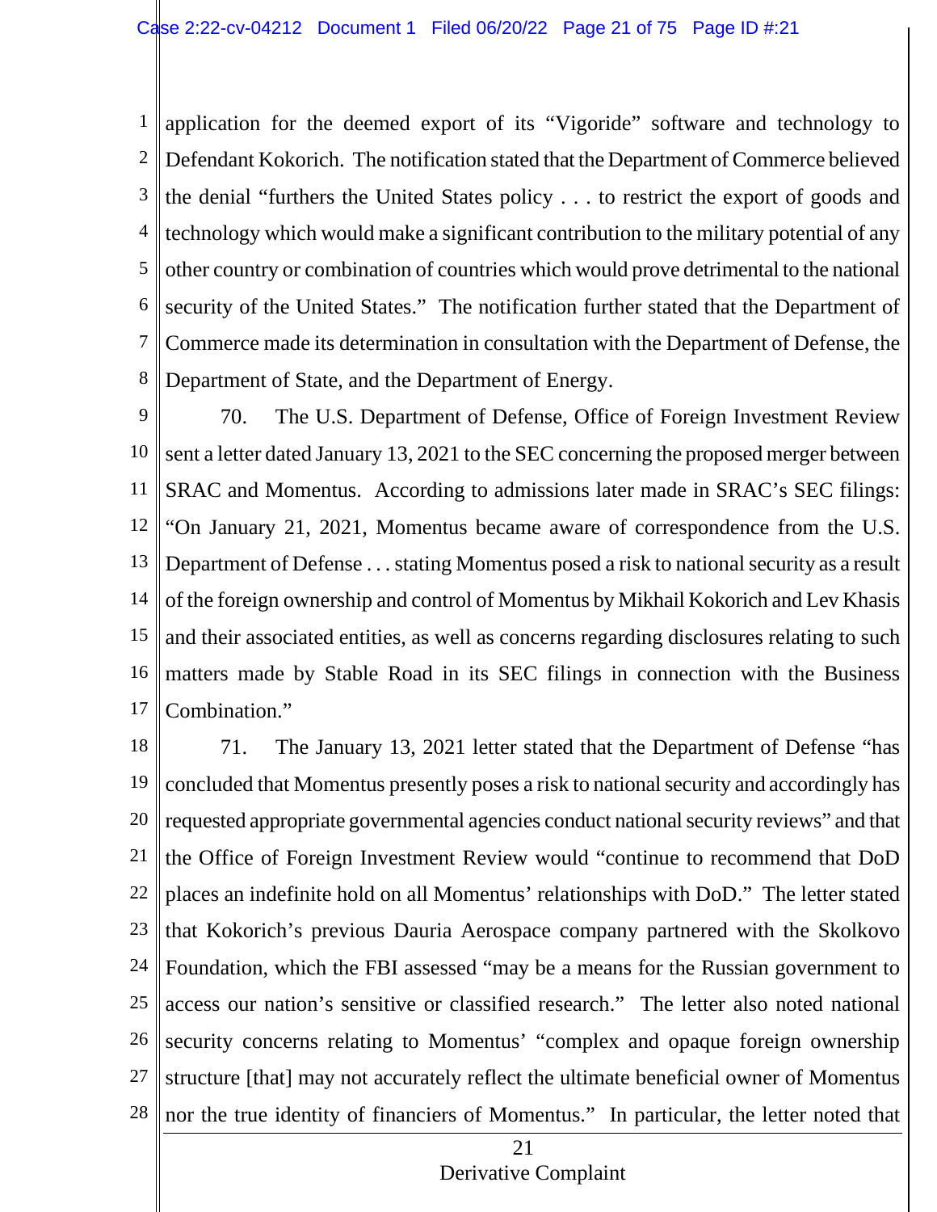application for the deemed export of its "Vigoride" software and technology to Defendant Kokorich. The notification stated that the Department of Commerce believed the denial "furthers the United States policy . . . to restrict the export of goods and technology which would make a significant contribution to the military potential of any other country or combination of countries which would prove detrimental to the national security of the United States." The notification further stated that the Department of Commerce made its determination in consultation with the Department of Defense, the Department of State, and the Department of Energy.

70. The U.S. Department of Defense, Office of Foreign Investment Review sent a letter dated January 13, 2021 to the SEC concerning the proposed merger between SRAC and Momentus. According to admissions later made in SRAC's SEC filings: "On January 21, 2021, Momentus became aware of correspondence from the U.S. Department of Defense . . . stating Momentus posed a risk to national security as a result of the foreign ownership and control of Momentus by Mikhail Kokorich and Lev Khasis and their associated entities, as well as concerns regarding disclosures relating to such matters made by Stable Road in its SEC filings in connection with the Business Combination."

71. The January 13, 2021 letter stated that the Department of Defense "has concluded that Momentus presently poses a risk to national security and accordingly has requested appropriate governmental agencies conduct national security reviews" and that the Office of Foreign Investment Review would "continue to recommend that DoD places an indefinite hold on all Momentus' relationships with DoD." The letter stated that Kokorich's previous Dauria Aerospace company partnered with the Skolkovo Foundation, which the FBI assessed "may be a means for the Russian government to access our nation's sensitive or classified research." The letter also noted national security concerns relating to Momentus' "complex and opaque foreign ownership structure [that] may not accurately reflect the ultimate beneficial owner of Momentus nor the true identity of financiers of Momentus." In particular, the letter noted that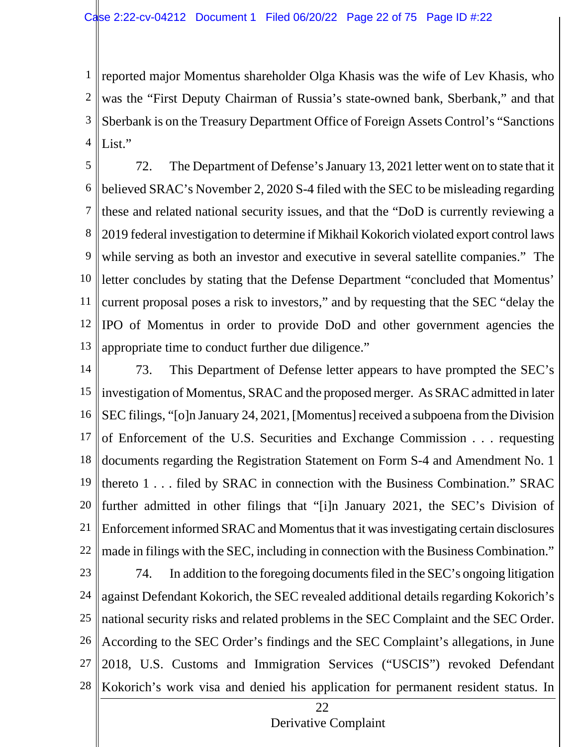reported major Momentus shareholder Olga Khasis was the wife of Lev Khasis, who was the "First Deputy Chairman of Russia's state-owned bank, Sberbank," and that Sberbank is on the Treasury Department Office of Foreign Assets Control's "Sanctions List."

72. The Department of Defense's January 13, 2021 letter went on to state that it believed SRAC's November 2, 2020 S-4 filed with the SEC to be misleading regarding these and related national security issues, and that the "DoD is currently reviewing a 2019 federal investigation to determine if Mikhail Kokorich violated export control laws while serving as both an investor and executive in several satellite companies." The letter concludes by stating that the Defense Department "concluded that Momentus' current proposal poses a risk to investors," and by requesting that the SEC "delay the IPO of Momentus in order to provide DoD and other government agencies the appropriate time to conduct further due diligence."

73. This Department of Defense letter appears to have prompted the SEC's investigation of Momentus, SRAC and the proposed merger. As SRAC admitted in later SEC filings, "[o]n January 24, 2021, [Momentus] received a subpoena from the Division of Enforcement of the U.S. Securities and Exchange Commission . . . requesting documents regarding the Registration Statement on Form S-4 and Amendment No. 1 thereto 1 . . . filed by SRAC in connection with the Business Combination." SRAC further admitted in other filings that "[i]n January 2021, the SEC's Division of Enforcement informed SRAC and Momentus that it was investigating certain disclosures made in filings with the SEC, including in connection with the Business Combination."

74. In addition to the foregoing documents filed in the SEC's ongoing litigation against Defendant Kokorich, the SEC revealed additional details regarding Kokorich's national security risks and related problems in the SEC Complaint and the SEC Order. According to the SEC Order's findings and the SEC Complaint's allegations, in June 2018, U.S. Customs and Immigration Services ("USCIS") revoked Defendant Kokorich's work visa and denied his application for permanent resident status. In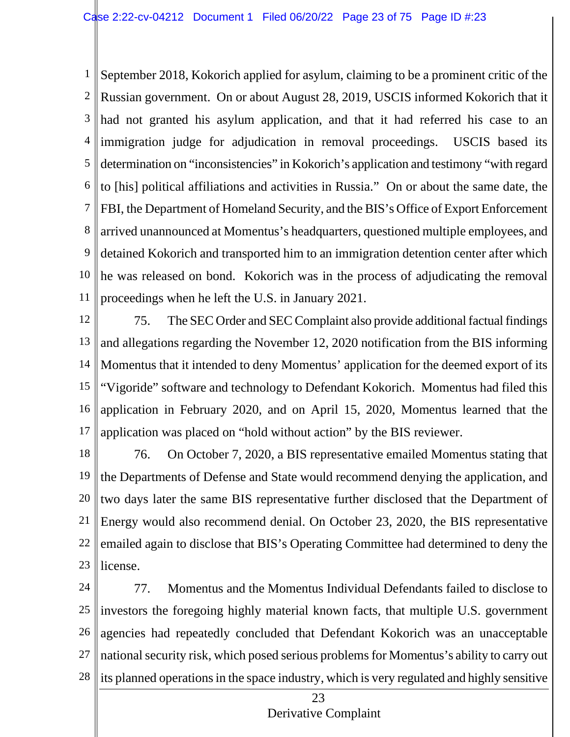September 2018, Kokorich applied for asylum, claiming to be a prominent critic of the Russian government. On or about August 28, 2019, USCIS informed Kokorich that it had not granted his asylum application, and that it had referred his case to an immigration judge for adjudication in removal proceedings. USCIS based its determination on "inconsistencies" in Kokorich's application and testimony "with regard to [his] political affiliations and activities in Russia." On or about the same date, the FBI, the Department of Homeland Security, and the BIS's Office of Export Enforcement arrived unannounced at Momentus's headquarters, questioned multiple employees, and detained Kokorich and transported him to an immigration detention center after which he was released on bond. Kokorich was in the process of adjudicating the removal proceedings when he left the U.S. in January 2021.

75. The SEC Order and SEC Complaint also provide additional factual findings and allegations regarding the November 12, 2020 notification from the BIS informing Momentus that it intended to deny Momentus' application for the deemed export of its "Vigoride" software and technology to Defendant Kokorich. Momentus had filed this application in February 2020, and on April 15, 2020, Momentus learned that the application was placed on "hold without action" by the BIS reviewer.

76. On October 7, 2020, a BIS representative emailed Momentus stating that the Departments of Defense and State would recommend denying the application, and two days later the same BIS representative further disclosed that the Department of Energy would also recommend denial. On October 23, 2020, the BIS representative emailed again to disclose that BIS's Operating Committee had determined to deny the license.

77. Momentus and the Momentus Individual Defendants failed to disclose to investors the foregoing highly material known facts, that multiple U.S. government agencies had repeatedly concluded that Defendant Kokorich was an unacceptable national security risk, which posed serious problems for Momentus's ability to carry out its planned operations in the space industry, which is very regulated and highly sensitive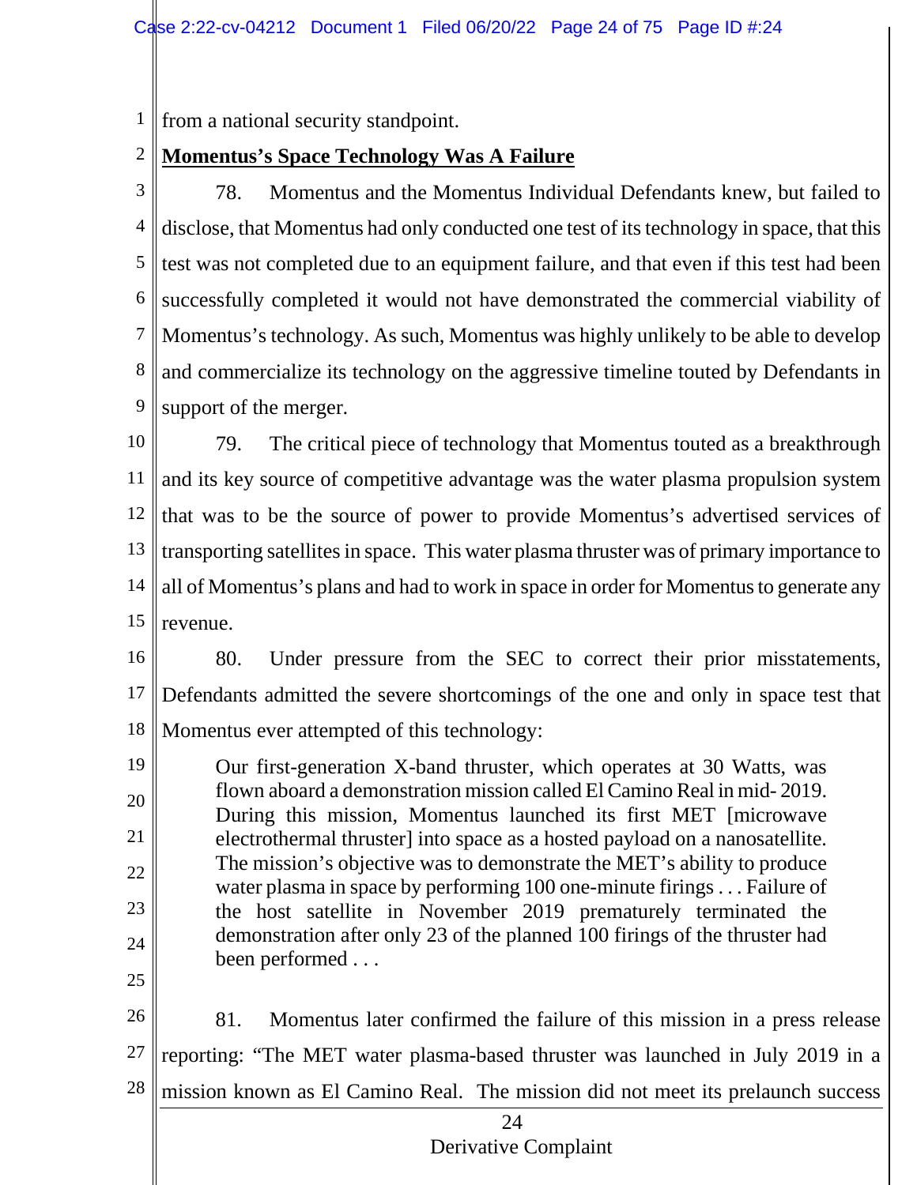from a national security standpoint.

**Momentus's Space Technology Was A Failure**

78. Momentus and the Momentus Individual Defendants knew, but failed to disclose, that Momentus had only conducted one test of its technology in space, that this test was not completed due to an equipment failure, and that even if this test had been successfully completed it would not have demonstrated the commercial viability of Momentus's technology. As such, Momentus was highly unlikely to be able to develop and commercialize its technology on the aggressive timeline touted by Defendants in support of the merger.

79. The critical piece of technology that Momentus touted as a breakthrough and its key source of competitive advantage was the water plasma propulsion system that was to be the source of power to provide Momentus's advertised services of transporting satellites in space. This water plasma thruster was of primary importance to all of Momentus's plans and had to work in space in order for Momentus to generate any revenue.

80. Under pressure from the SEC to correct their prior misstatements, Defendants admitted the severe shortcomings of the one and only in space test that Momentus ever attempted of this technology:

> Our first-generation X-band thruster, which operates at 30 Watts, was flown aboard a demonstration mission called El Camino Real in mid- 2019. During this mission, Momentus launched its first MET [microwave electrothermal thruster] into space as a hosted payload on a nanosatellite. The mission's objective was to demonstrate the MET's ability to produce water plasma in space by performing 100 one-minute firings . . . Failure of the host satellite in November 2019 prematurely terminated the demonstration after only 23 of the planned 100 firings of the thruster had been performed . . .

81. Momentus later confirmed the failure of this mission in a press release reporting: "The MET water plasma-based thruster was launched in July 2019 in a mission known as El Camino Real. The mission did not meet its prelaunch success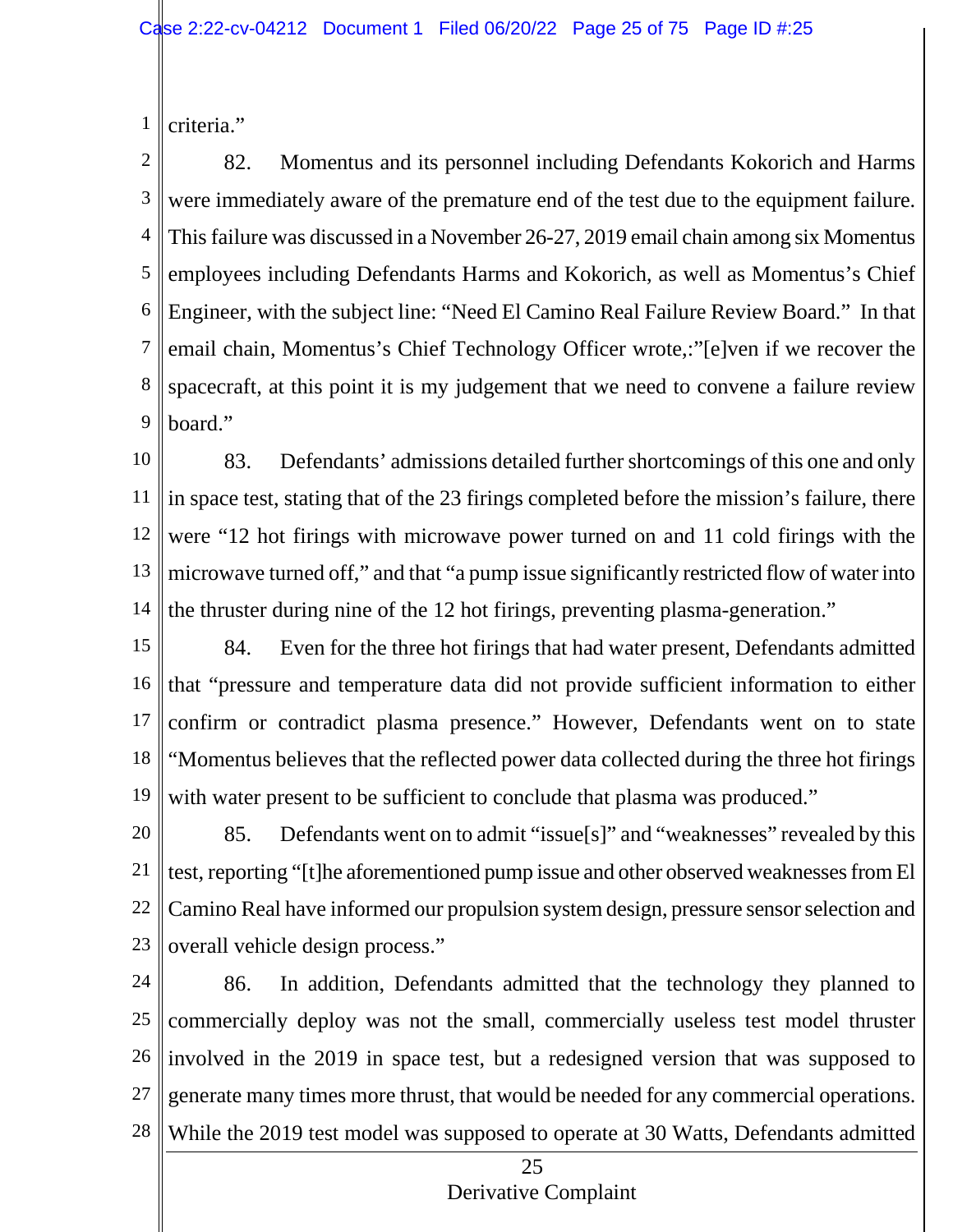criteria."

82. Momentus and its personnel including Defendants Kokorich and Harms were immediately aware of the premature end of the test due to the equipment failure. This failure was discussed in a November 26-27, 2019 email chain among six Momentus employees including Defendants Harms and Kokorich, as well as Momentus's Chief Engineer, with the subject line: "Need El Camino Real Failure Review Board." In that email chain, Momentus's Chief Technology Officer wrote,:"[e]ven if we recover the spacecraft, at this point it is my judgement that we need to convene a failure review board."

83. Defendants' admissions detailed further shortcomings of this one and only in space test, stating that of the 23 firings completed before the mission's failure, there were "12 hot firings with microwave power turned on and 11 cold firings with the microwave turned off," and that "a pump issue significantly restricted flow of water into the thruster during nine of the 12 hot firings, preventing plasma-generation."

84. Even for the three hot firings that had water present, Defendants admitted that "pressure and temperature data did not provide sufficient information to either confirm or contradict plasma presence." However, Defendants went on to state "Momentus believes that the reflected power data collected during the three hot firings with water present to be sufficient to conclude that plasma was produced."

85. Defendants went on to admit "issue[s]" and "weaknesses" revealed by this test, reporting "[t]he aforementioned pump issue and other observed weaknesses from El Camino Real have informed our propulsion system design, pressure sensor selection and overall vehicle design process."

86. In addition, Defendants admitted that the technology they planned to commercially deploy was not the small, commercially useless test model thruster involved in the 2019 in space test, but a redesigned version that was supposed to generate many times more thrust, that would be needed for any commercial operations. While the 2019 test model was supposed to operate at 30 Watts, Defendants admitted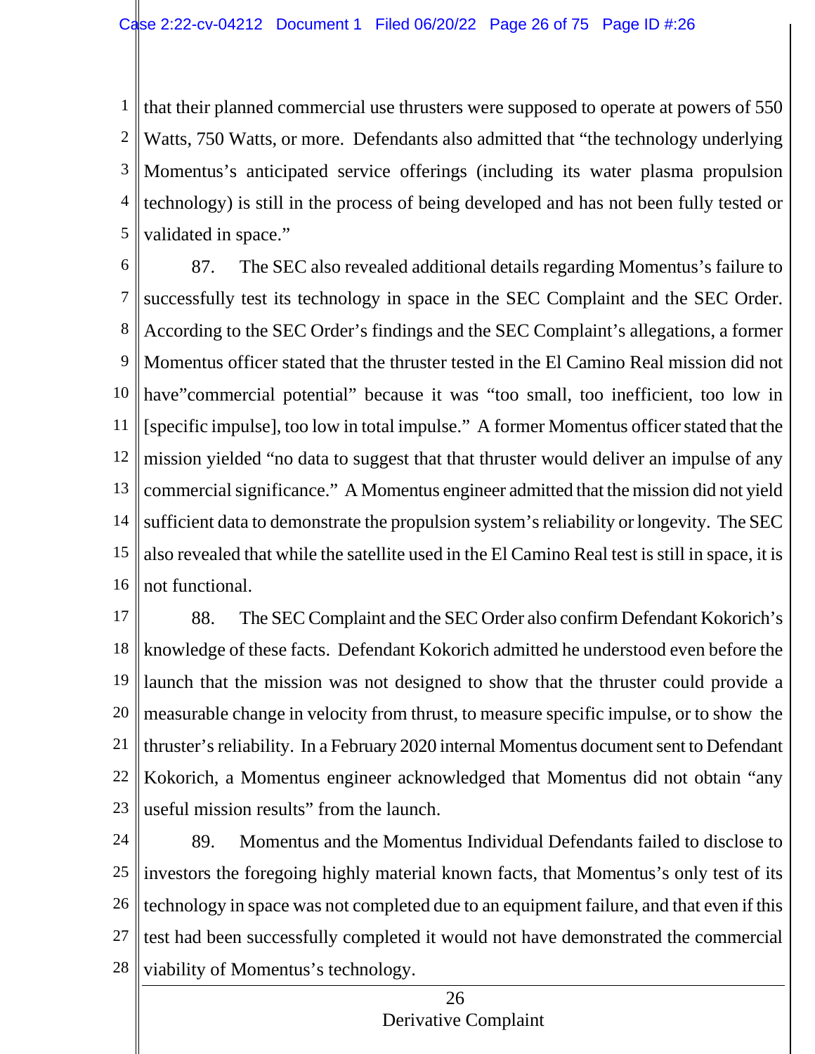that their planned commercial use thrusters were supposed to operate at powers of 550 Watts, 750 Watts, or more. Defendants also admitted that "the technology underlying Momentus's anticipated service offerings (including its water plasma propulsion technology) is still in the process of being developed and has not been fully tested or validated in space."

87. The SEC also revealed additional details regarding Momentus's failure to successfully test its technology in space in the SEC Complaint and the SEC Order. According to the SEC Order's findings and the SEC Complaint's allegations, a former Momentus officer stated that the thruster tested in the El Camino Real mission did not have"commercial potential" because it was "too small, too inefficient, too low in [specific impulse], too low in total impulse." A former Momentus officer stated that the mission yielded "no data to suggest that that thruster would deliver an impulse of any commercial significance." A Momentus engineer admitted that the mission did not yield sufficient data to demonstrate the propulsion system's reliability or longevity. The SEC also revealed that while the satellite used in the El Camino Real test is still in space, it is not functional.

88. The SEC Complaint and the SEC Order also confirm Defendant Kokorich's knowledge of these facts. Defendant Kokorich admitted he understood even before the launch that the mission was not designed to show that the thruster could provide a measurable change in velocity from thrust, to measure specific impulse, or to show the thruster's reliability. In a February 2020 internal Momentus document sent to Defendant Kokorich, a Momentus engineer acknowledged that Momentus did not obtain "any useful mission results" from the launch.

89. Momentus and the Momentus Individual Defendants failed to disclose to investors the foregoing highly material known facts, that Momentus's only test of its technology in space was not completed due to an equipment failure, and that even if this test had been successfully completed it would not have demonstrated the commercial viability of Momentus's technology.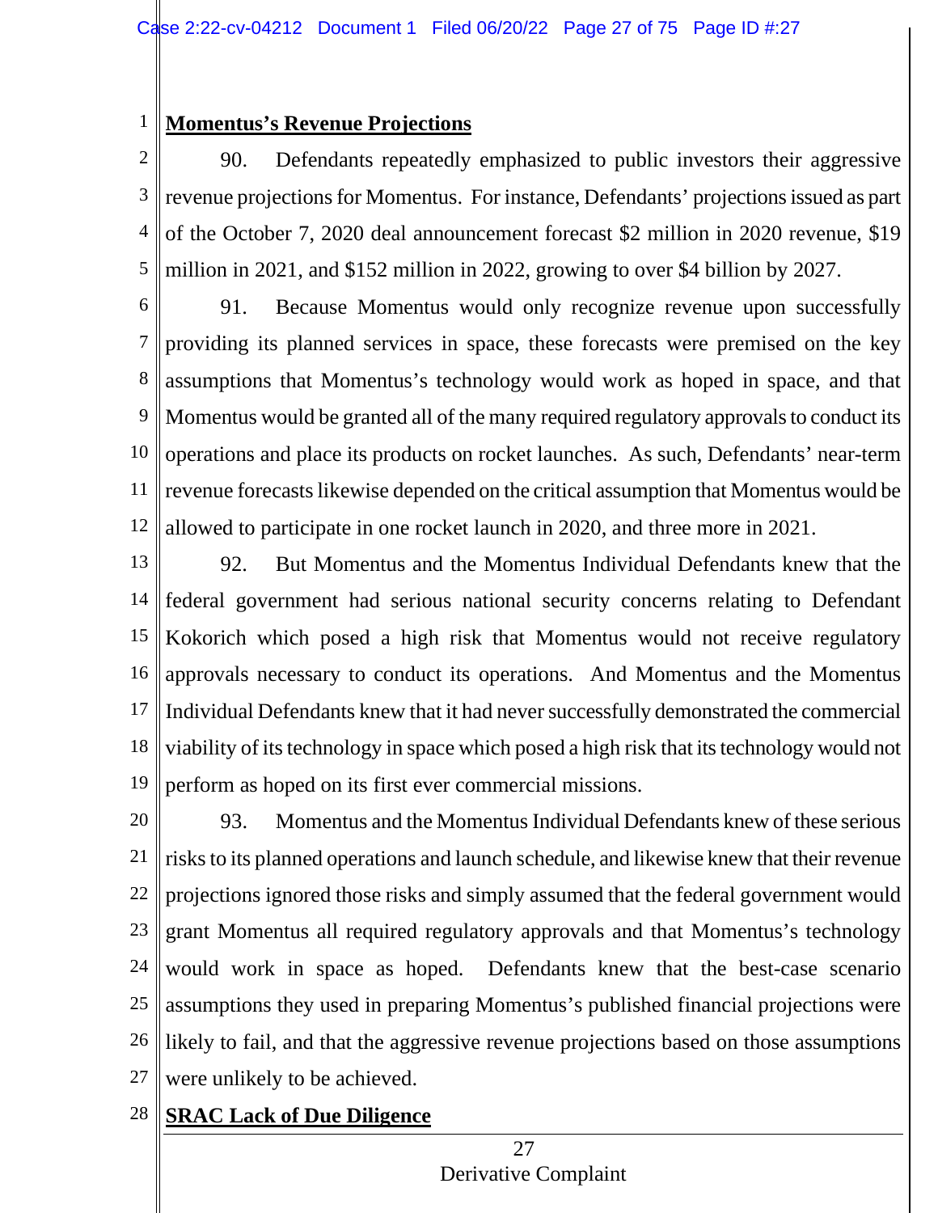**Momentus's Revenue Projections**

90. Defendants repeatedly emphasized to public investors their aggressive revenue projections for Momentus. For instance, Defendants' projections issued as part of the October 7, 2020 deal announcement forecast $2 million in 2020 revenue, $19 million in 2021, and $152 million in 2022, growing to over $4 billion by 2027.

91. Because Momentus would only recognize revenue upon successfully providing its planned services in space, these forecasts were premised on the key assumptions that Momentus's technology would work as hoped in space, and that Momentus would be granted all of the many required regulatory approvals to conduct its operations and place its products on rocket launches. As such, Defendants' near-term revenue forecasts likewise depended on the critical assumption that Momentus would be allowed to participate in one rocket launch in 2020, and three more in 2021.

92. But Momentus and the Momentus Individual Defendants knew that the federal government had serious national security concerns relating to Defendant Kokorich which posed a high risk that Momentus would not receive regulatory approvals necessary to conduct its operations. And Momentus and the Momentus Individual Defendants knew that it had never successfully demonstrated the commercial viability of its technology in space which posed a high risk that its technology would not perform as hoped on its first ever commercial missions.

93. Momentus and the Momentus Individual Defendants knew of these serious risks to its planned operations and launch schedule, and likewise knew that their revenue projections ignored those risks and simply assumed that the federal government would grant Momentus all required regulatory approvals and that Momentus's technology would work in space as hoped. Defendants knew that the best-case scenario assumptions they used in preparing Momentus's published financial projections were likely to fail, and that the aggressive revenue projections based on those assumptions were unlikely to be achieved.

**SRAC Lack of Due Diligence**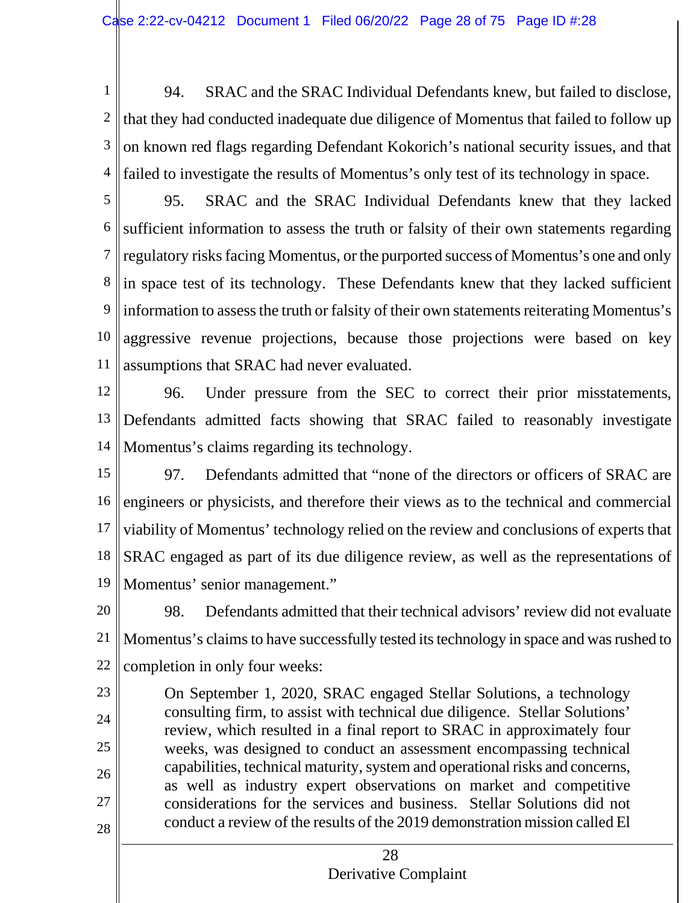94. SRAC and the SRAC Individual Defendants knew, but failed to disclose, that they had conducted inadequate due diligence of Momentus that failed to follow up on known red flags regarding Defendant Kokorich's national security issues, and that failed to investigate the results of Momentus's only test of its technology in space.

95. SRAC and the SRAC Individual Defendants knew that they lacked sufficient information to assess the truth or falsity of their own statements regarding regulatory risks facing Momentus, or the purported success of Momentus's one and only in space test of its technology. These Defendants knew that they lacked sufficient information to assess the truth or falsity of their own statements reiterating Momentus's aggressive revenue projections, because those projections were based on key assumptions that SRAC had never evaluated.

96. Under pressure from the SEC to correct their prior misstatements, Defendants admitted facts showing that SRAC failed to reasonably investigate Momentus's claims regarding its technology.

97. Defendants admitted that "none of the directors or officers of SRAC are engineers or physicists, and therefore their views as to the technical and commercial viability of Momentus' technology relied on the review and conclusions of experts that SRAC engaged as part of its due diligence review, as well as the representations of Momentus' senior management."

98. Defendants admitted that their technical advisors' review did not evaluate Momentus's claims to have successfully tested its technology in space and was rushed to completion in only four weeks:

> On September 1, 2020, SRAC engaged Stellar Solutions, a technology consulting firm, to assist with technical due diligence. Stellar Solutions' review, which resulted in a final report to SRAC in approximately four weeks, was designed to conduct an assessment encompassing technical capabilities, technical maturity, system and operational risks and concerns, as well as industry expert observations on market and competitive considerations for the services and business. Stellar Solutions did not conduct a review of the results of the 2019 demonstration mission called El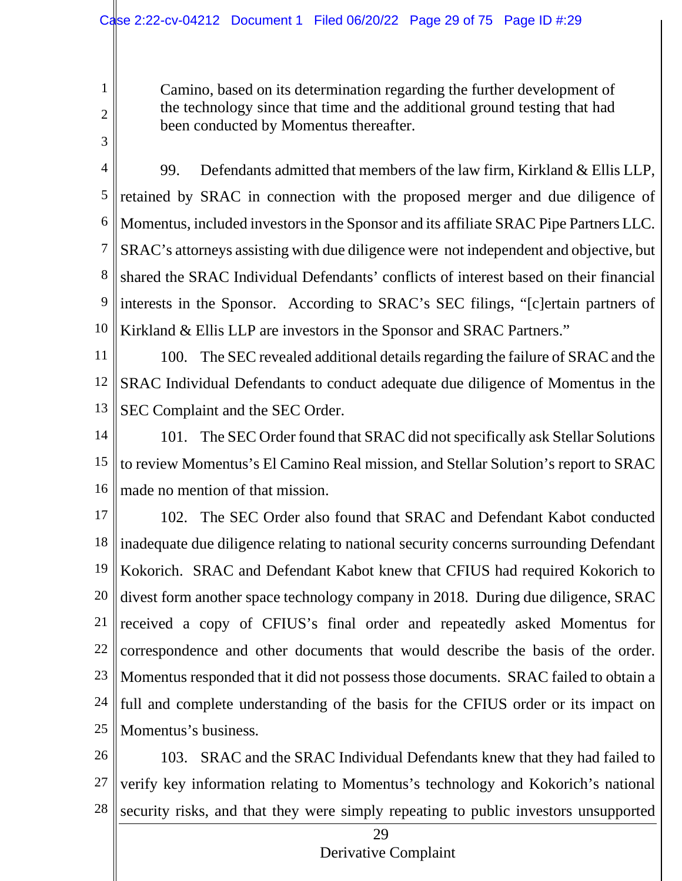Camino, based on its determination regarding the further development of the technology since that time and the additional ground testing that had been conducted by Momentus thereafter.

99. Defendants admitted that members of the law firm, Kirkland & Ellis LLP, retained by SRAC in connection with the proposed merger and due diligence of Momentus, included investors in the Sponsor and its affiliate SRAC Pipe Partners LLC. SRAC's attorneys assisting with due diligence were not independent and objective, but shared the SRAC Individual Defendants' conflicts of interest based on their financial interests in the Sponsor. According to SRAC's SEC filings, "[c]ertain partners of Kirkland & Ellis LLP are investors in the Sponsor and SRAC Partners."

100. The SEC revealed additional details regarding the failure of SRAC and the SRAC Individual Defendants to conduct adequate due diligence of Momentus in the SEC Complaint and the SEC Order.

101. The SEC Order found that SRAC did not specifically ask Stellar Solutions to review Momentus's El Camino Real mission, and Stellar Solution's report to SRAC made no mention of that mission.

102. The SEC Order also found that SRAC and Defendant Kabot conducted inadequate due diligence relating to national security concerns surrounding Defendant Kokorich. SRAC and Defendant Kabot knew that CFIUS had required Kokorich to divest form another space technology company in 2018. During due diligence, SRAC received a copy of CFIUS's final order and repeatedly asked Momentus for correspondence and other documents that would describe the basis of the order. Momentus responded that it did not possess those documents. SRAC failed to obtain a full and complete understanding of the basis for the CFIUS order or its impact on Momentus's business.

103. SRAC and the SRAC Individual Defendants knew that they had failed to verify key information relating to Momentus's technology and Kokorich's national security risks, and that they were simply repeating to public investors unsupported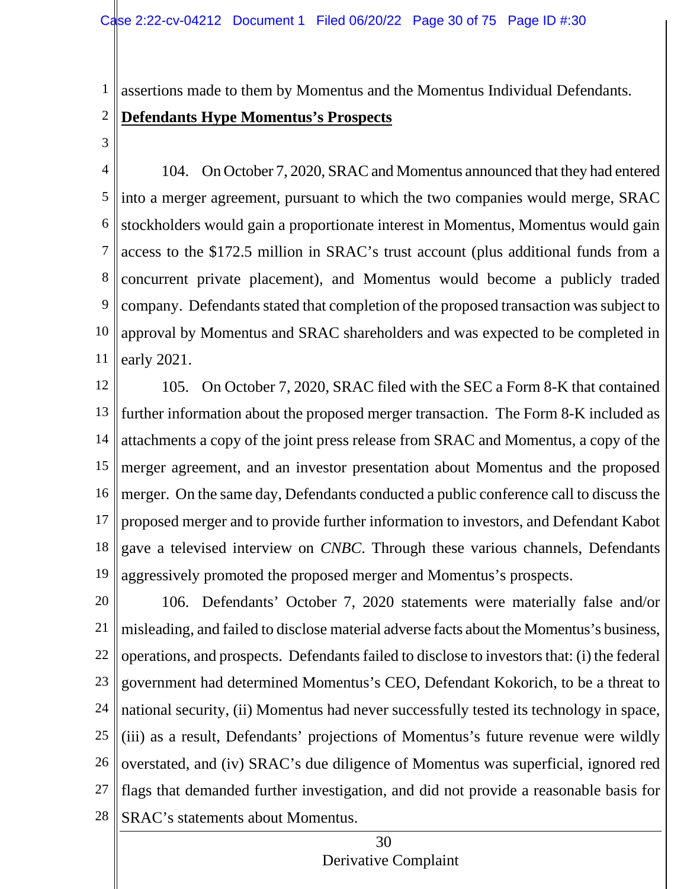assertions made to them by Momentus and the Momentus Individual Defendants.

**Defendants Hype Momentus's Prospects**

104. On October 7, 2020, SRAC and Momentus announced that they had entered into a merger agreement, pursuant to which the two companies would merge, SRAC stockholders would gain a proportionate interest in Momentus, Momentus would gain access to the $172.5 million in SRAC's trust account (plus additional funds from a concurrent private placement), and Momentus would become a publicly traded company. Defendants stated that completion of the proposed transaction was subject to approval by Momentus and SRAC shareholders and was expected to be completed in early 2021.

105. On October 7, 2020, SRAC filed with the SEC a Form 8-K that contained further information about the proposed merger transaction. The Form 8-K included as attachments a copy of the joint press release from SRAC and Momentus, a copy of the merger agreement, and an investor presentation about Momentus and the proposed merger. On the same day, Defendants conducted a public conference call to discuss the proposed merger and to provide further information to investors, and Defendant Kabot gave a televised interview on *CNBC*. Through these various channels, Defendants aggressively promoted the proposed merger and Momentus's prospects.

106. Defendants' October 7, 2020 statements were materially false and/or misleading, and failed to disclose material adverse facts about the Momentus's business, operations, and prospects. Defendants failed to disclose to investors that: (i) the federal government had determined Momentus's CEO, Defendant Kokorich, to be a threat to national security, (ii) Momentus had never successfully tested its technology in space, (iii) as a result, Defendants' projections of Momentus's future revenue were wildly overstated, and (iv) SRAC's due diligence of Momentus was superficial, ignored red flags that demanded further investigation, and did not provide a reasonable basis for SRAC's statements about Momentus.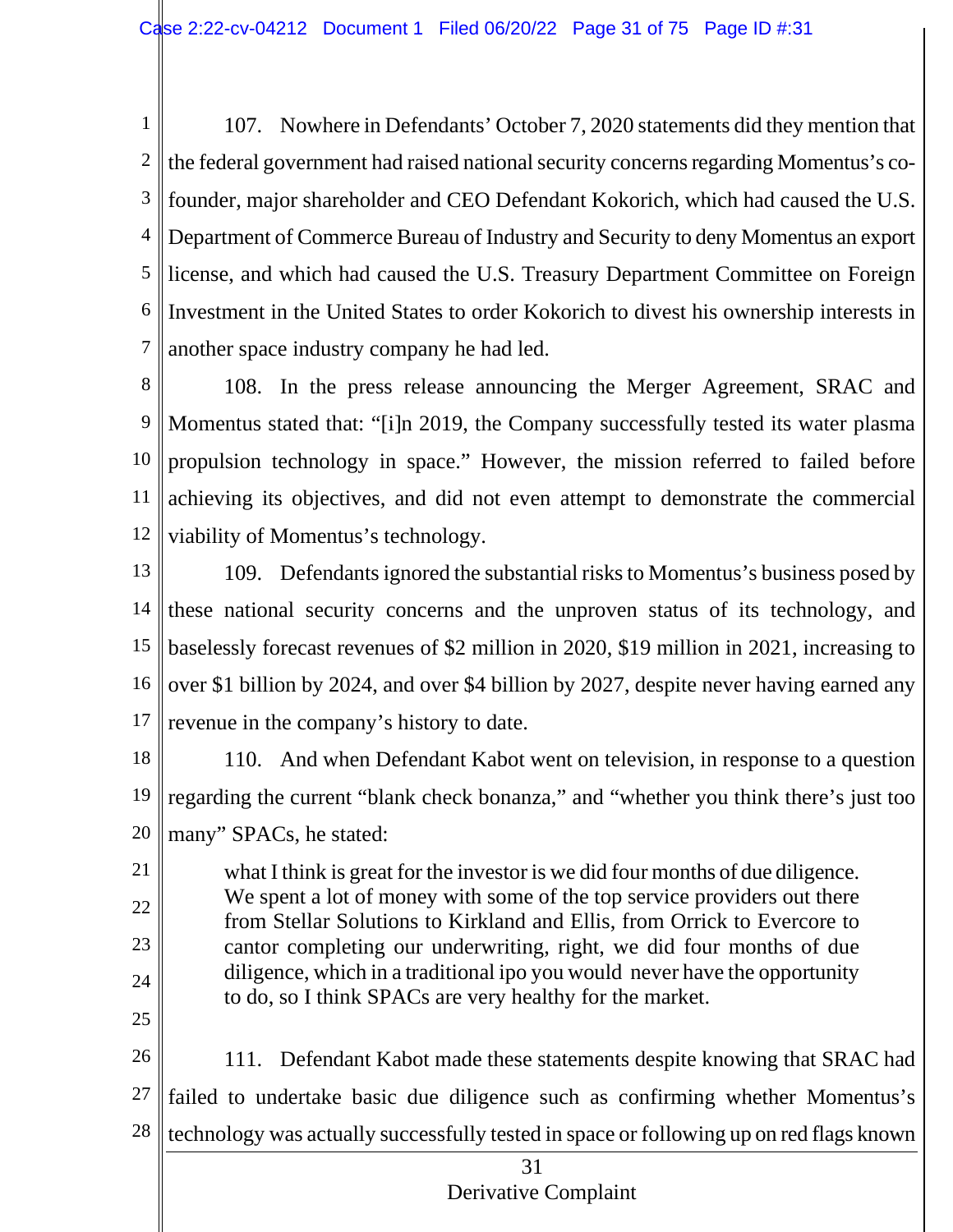107. Nowhere in Defendants' October 7, 2020 statements did they mention that the federal government had raised national security concerns regarding Momentus's co-founder, major shareholder and CEO Defendant Kokorich, which had caused the U.S. Department of Commerce Bureau of Industry and Security to deny Momentus an export license, and which had caused the U.S. Treasury Department Committee on Foreign Investment in the United States to order Kokorich to divest his ownership interests in another space industry company he had led.

108. In the press release announcing the Merger Agreement, SRAC and Momentus stated that: "[i]n 2019, the Company successfully tested its water plasma propulsion technology in space." However, the mission referred to failed before achieving its objectives, and did not even attempt to demonstrate the commercial viability of Momentus's technology.

109. Defendants ignored the substantial risks to Momentus's business posed by these national security concerns and the unproven status of its technology, and baselessly forecast revenues of $2 million in 2020, $19 million in 2021, increasing to over $1 billion by 2024, and over $4 billion by 2027, despite never having earned any revenue in the company's history to date.

110. And when Defendant Kabot went on television, in response to a question regarding the current "blank check bonanza," and "whether you think there's just too many" SPACs, he stated:

> what I think is great for the investor is we did four months of due diligence. We spent a lot of money with some of the top service providers out there from Stellar Solutions to Kirkland and Ellis, from Orrick to Evercore to cantor completing our underwriting, right, we did four months of due diligence, which in a traditional ipo you would never have the opportunity to do, so I think SPACs are very healthy for the market.

111. Defendant Kabot made these statements despite knowing that SRAC had failed to undertake basic due diligence such as confirming whether Momentus's technology was actually successfully tested in space or following up on red flags known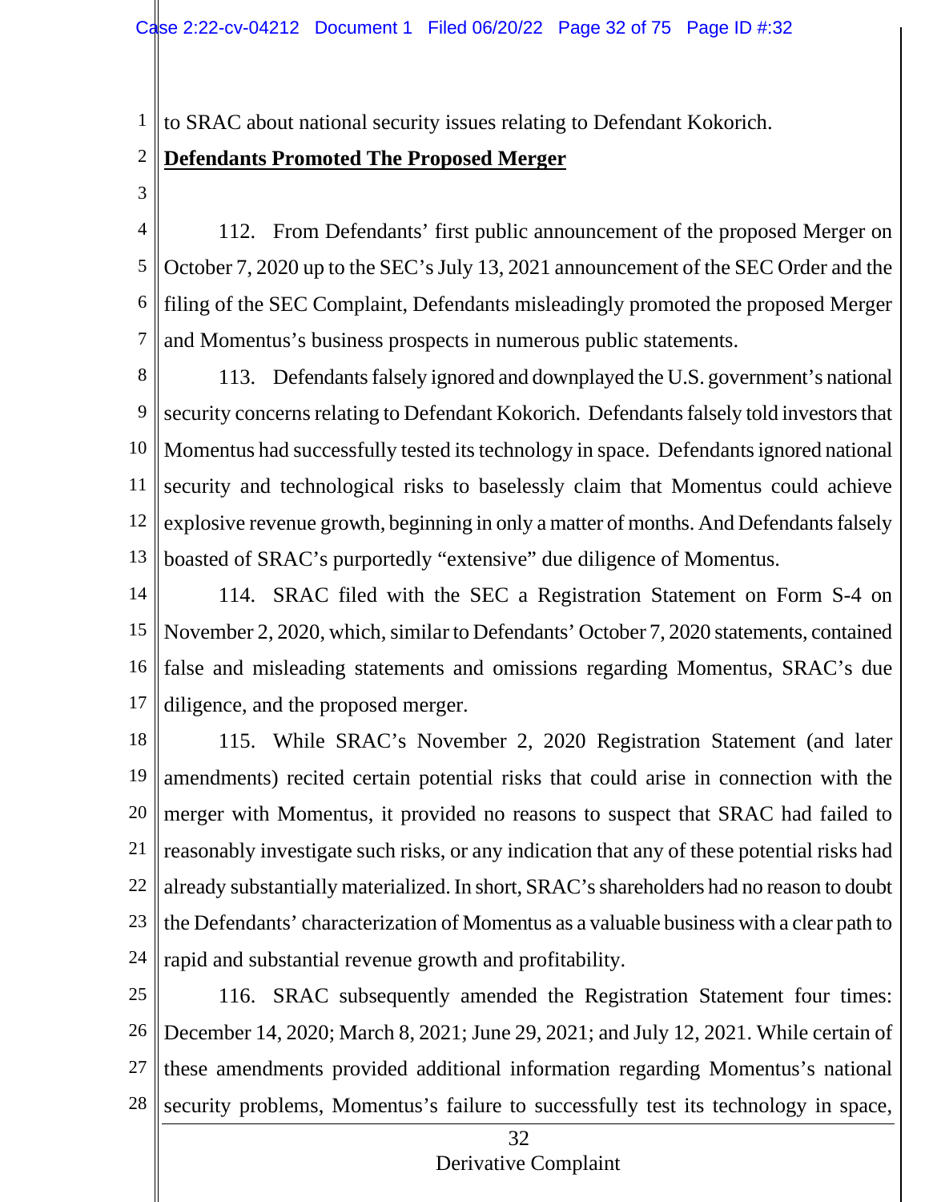to SRAC about national security issues relating to Defendant Kokorich.

**Defendants Promoted The Proposed Merger**

112. From Defendants' first public announcement of the proposed Merger on October 7, 2020 up to the SEC's July 13, 2021 announcement of the SEC Order and the filing of the SEC Complaint, Defendants misleadingly promoted the proposed Merger and Momentus's business prospects in numerous public statements.

113. Defendants falsely ignored and downplayed the U.S. government's national security concerns relating to Defendant Kokorich. Defendants falsely told investors that Momentus had successfully tested its technology in space. Defendants ignored national security and technological risks to baselessly claim that Momentus could achieve explosive revenue growth, beginning in only a matter of months. And Defendants falsely boasted of SRAC's purportedly "extensive" due diligence of Momentus.

114. SRAC filed with the SEC a Registration Statement on Form S-4 on November 2, 2020, which, similar to Defendants' October 7, 2020 statements, contained false and misleading statements and omissions regarding Momentus, SRAC's due diligence, and the proposed merger.

115. While SRAC's November 2, 2020 Registration Statement (and later amendments) recited certain potential risks that could arise in connection with the merger with Momentus, it provided no reasons to suspect that SRAC had failed to reasonably investigate such risks, or any indication that any of these potential risks had already substantially materialized. In short, SRAC's shareholders had no reason to doubt the Defendants' characterization of Momentus as a valuable business with a clear path to rapid and substantial revenue growth and profitability.

116. SRAC subsequently amended the Registration Statement four times: December 14, 2020; March 8, 2021; June 29, 2021; and July 12, 2021. While certain of these amendments provided additional information regarding Momentus's national security problems, Momentus's failure to successfully test its technology in space,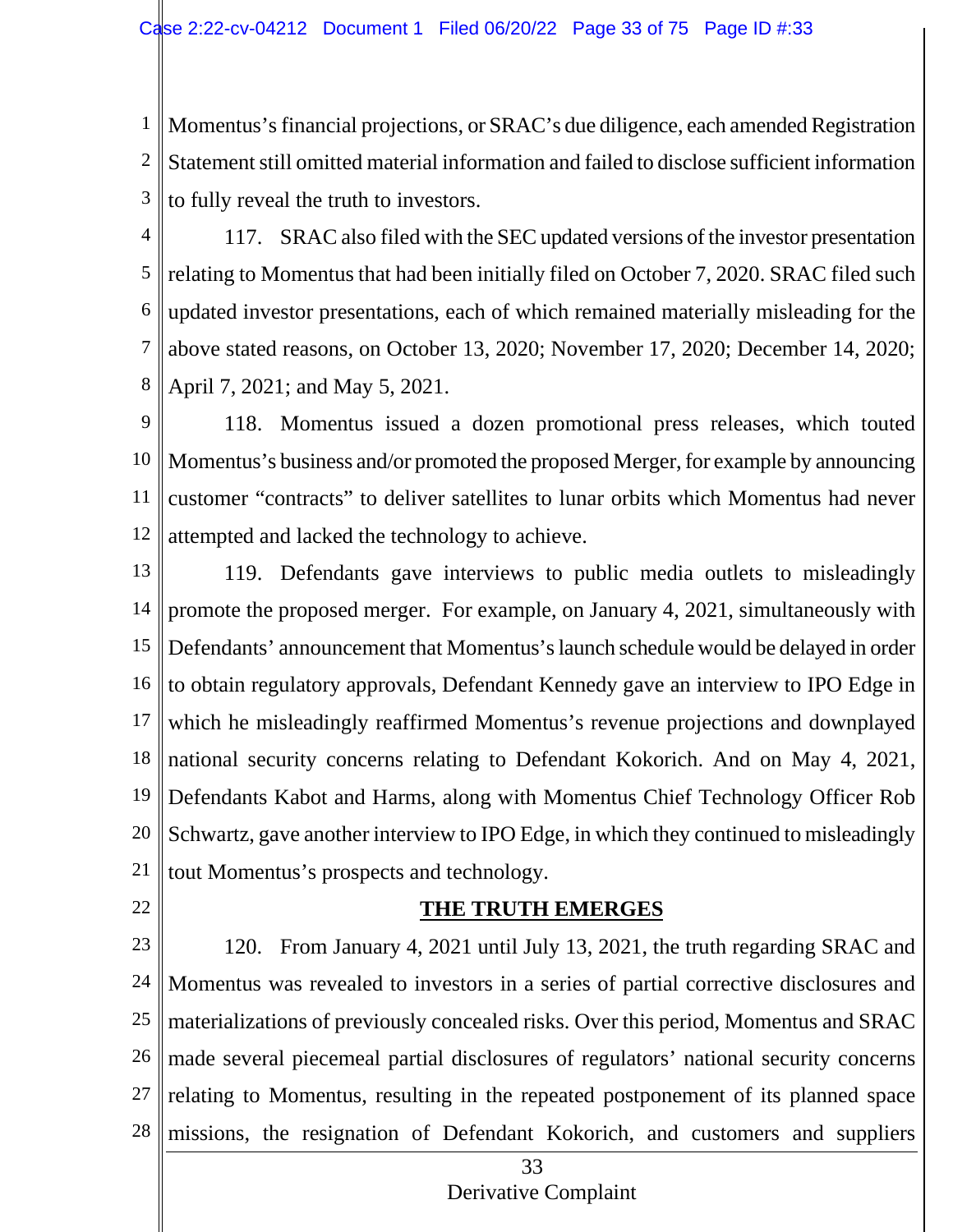Momentus's financial projections, or SRAC's due diligence, each amended Registration Statement still omitted material information and failed to disclose sufficient information to fully reveal the truth to investors.

117. SRAC also filed with the SEC updated versions of the investor presentation relating to Momentus that had been initially filed on October 7, 2020. SRAC filed such updated investor presentations, each of which remained materially misleading for the above stated reasons, on October 13, 2020; November 17, 2020; December 14, 2020; April 7, 2021; and May 5, 2021.

118. Momentus issued a dozen promotional press releases, which touted Momentus's business and/or promoted the proposed Merger, for example by announcing customer "contracts" to deliver satellites to lunar orbits which Momentus had never attempted and lacked the technology to achieve.

119. Defendants gave interviews to public media outlets to misleadingly promote the proposed merger. For example, on January 4, 2021, simultaneously with Defendants' announcement that Momentus's launch schedule would be delayed in order to obtain regulatory approvals, Defendant Kennedy gave an interview to IPO Edge in which he misleadingly reaffirmed Momentus's revenue projections and downplayed national security concerns relating to Defendant Kokorich. And on May 4, 2021, Defendants Kabot and Harms, along with Momentus Chief Technology Officer Rob Schwartz, gave another interview to IPO Edge, in which they continued to misleadingly tout Momentus's prospects and technology.

## THE TRUTH EMERGES

120. From January 4, 2021 until July 13, 2021, the truth regarding SRAC and Momentus was revealed to investors in a series of partial corrective disclosures and materializations of previously concealed risks. Over this period, Momentus and SRAC made several piecemeal partial disclosures of regulators' national security concerns relating to Momentus, resulting in the repeated postponement of its planned space missions, the resignation of Defendant Kokorich, and customers and suppliers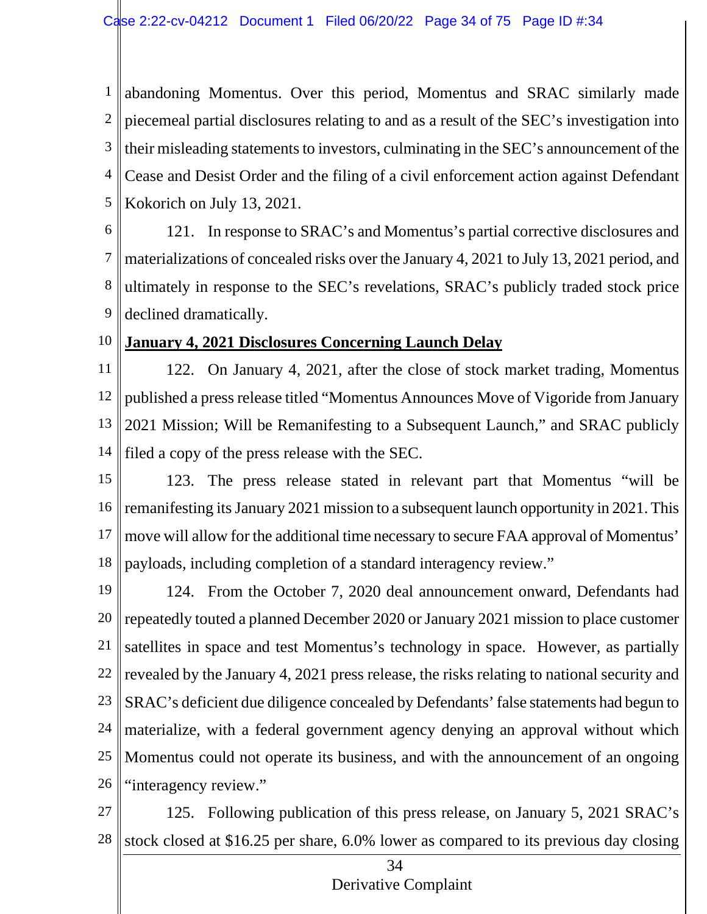abandoning Momentus. Over this period, Momentus and SRAC similarly made piecemeal partial disclosures relating to and as a result of the SEC's investigation into their misleading statements to investors, culminating in the SEC's announcement of the Cease and Desist Order and the filing of a civil enforcement action against Defendant Kokorich on July 13, 2021.

121. In response to SRAC's and Momentus's partial corrective disclosures and materializations of concealed risks over the January 4, 2021 to July 13, 2021 period, and ultimately in response to the SEC's revelations, SRAC's publicly traded stock price declined dramatically.

**January 4, 2021 Disclosures Concerning Launch Delay**

122. On January 4, 2021, after the close of stock market trading, Momentus published a press release titled "Momentus Announces Move of Vigoride from January 2021 Mission; Will be Remanifesting to a Subsequent Launch," and SRAC publicly filed a copy of the press release with the SEC.

123. The press release stated in relevant part that Momentus "will be remanifesting its January 2021 mission to a subsequent launch opportunity in 2021. This move will allow for the additional time necessary to secure FAA approval of Momentus' payloads, including completion of a standard interagency review."

124. From the October 7, 2020 deal announcement onward, Defendants had repeatedly touted a planned December 2020 or January 2021 mission to place customer satellites in space and test Momentus's technology in space. However, as partially revealed by the January 4, 2021 press release, the risks relating to national security and SRAC's deficient due diligence concealed by Defendants' false statements had begun to materialize, with a federal government agency denying an approval without which Momentus could not operate its business, and with the announcement of an ongoing "interagency review."

125. Following publication of this press release, on January 5, 2021 SRAC's stock closed at $16.25 per share, 6.0% lower as compared to its previous day closing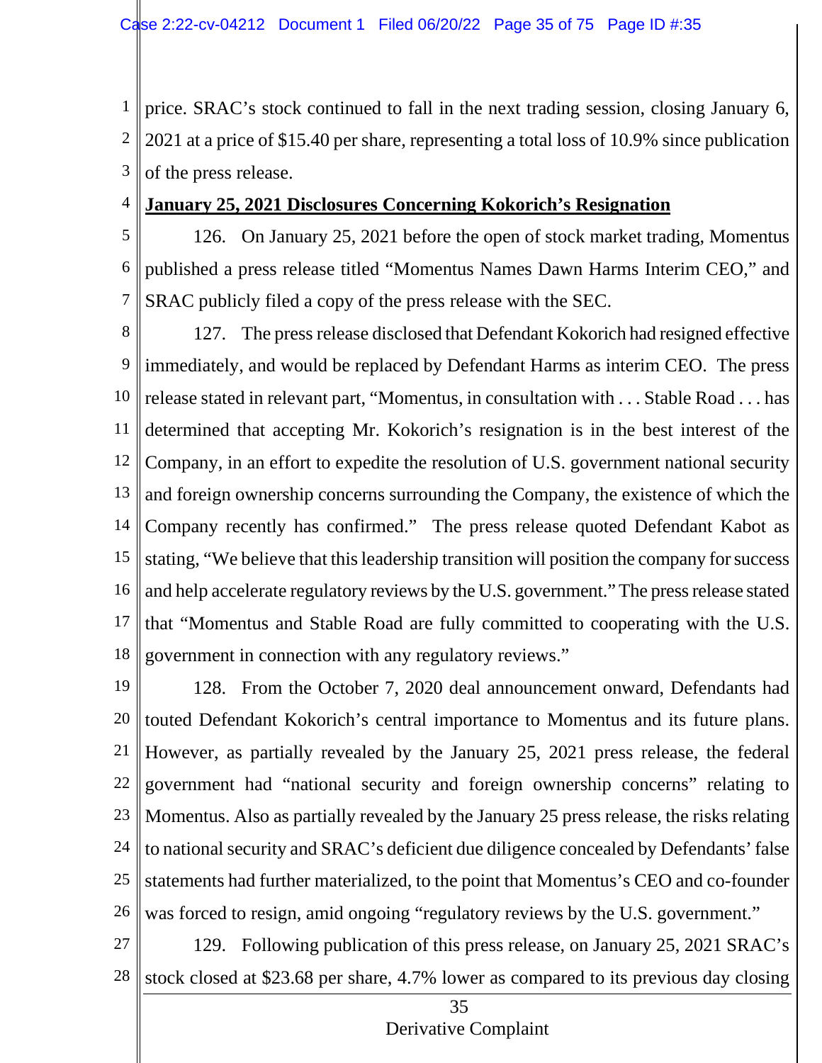price. SRAC's stock continued to fall in the next trading session, closing January 6, 2021 at a price of $15.40 per share, representing a total loss of 10.9% since publication of the press release.

**January 25, 2021 Disclosures Concerning Kokorich's Resignation**

126. On January 25, 2021 before the open of stock market trading, Momentus published a press release titled "Momentus Names Dawn Harms Interim CEO," and SRAC publicly filed a copy of the press release with the SEC.

127. The press release disclosed that Defendant Kokorich had resigned effective immediately, and would be replaced by Defendant Harms as interim CEO. The press release stated in relevant part, "Momentus, in consultation with . . . Stable Road . . . has determined that accepting Mr. Kokorich's resignation is in the best interest of the Company, in an effort to expedite the resolution of U.S. government national security and foreign ownership concerns surrounding the Company, the existence of which the Company recently has confirmed." The press release quoted Defendant Kabot as stating, "We believe that this leadership transition will position the company for success and help accelerate regulatory reviews by the U.S. government." The press release stated that "Momentus and Stable Road are fully committed to cooperating with the U.S. government in connection with any regulatory reviews."

128. From the October 7, 2020 deal announcement onward, Defendants had touted Defendant Kokorich's central importance to Momentus and its future plans. However, as partially revealed by the January 25, 2021 press release, the federal government had "national security and foreign ownership concerns" relating to Momentus. Also as partially revealed by the January 25 press release, the risks relating to national security and SRAC's deficient due diligence concealed by Defendants' false statements had further materialized, to the point that Momentus's CEO and co-founder was forced to resign, amid ongoing "regulatory reviews by the U.S. government."

129. Following publication of this press release, on January 25, 2021 SRAC's stock closed at $23.68 per share, 4.7% lower as compared to its previous day closing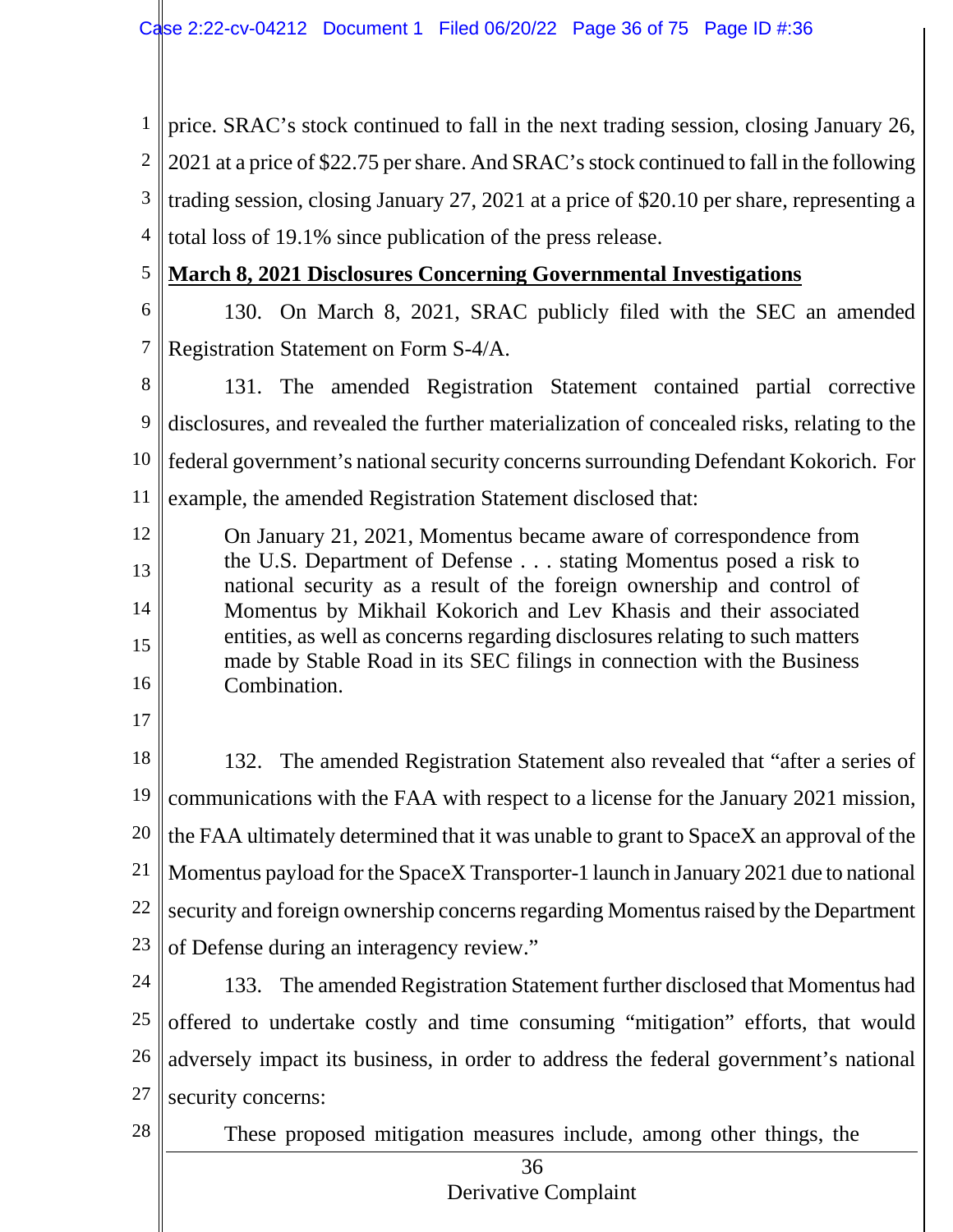price. SRAC's stock continued to fall in the next trading session, closing January 26, 2021 at a price of $22.75 per share. And SRAC's stock continued to fall in the following trading session, closing January 27, 2021 at a price of $20.10 per share, representing a total loss of 19.1% since publication of the press release.

**March 8, 2021 Disclosures Concerning Governmental Investigations**

130. On March 8, 2021, SRAC publicly filed with the SEC an amended Registration Statement on Form S-4/A.

131. The amended Registration Statement contained partial corrective disclosures, and revealed the further materialization of concealed risks, relating to the federal government's national security concerns surrounding Defendant Kokorich. For example, the amended Registration Statement disclosed that:

> On January 21, 2021, Momentus became aware of correspondence from the U.S. Department of Defense . . . stating Momentus posed a risk to national security as a result of the foreign ownership and control of Momentus by Mikhail Kokorich and Lev Khasis and their associated entities, as well as concerns regarding disclosures relating to such matters made by Stable Road in its SEC filings in connection with the Business Combination.

132. The amended Registration Statement also revealed that "after a series of communications with the FAA with respect to a license for the January 2021 mission, the FAA ultimately determined that it was unable to grant to SpaceX an approval of the Momentus payload for the SpaceX Transporter-1 launch in January 2021 due to national security and foreign ownership concerns regarding Momentus raised by the Department of Defense during an interagency review."

133. The amended Registration Statement further disclosed that Momentus had offered to undertake costly and time consuming "mitigation" efforts, that would adversely impact its business, in order to address the federal government's national security concerns:

> These proposed mitigation measures include, among other things, the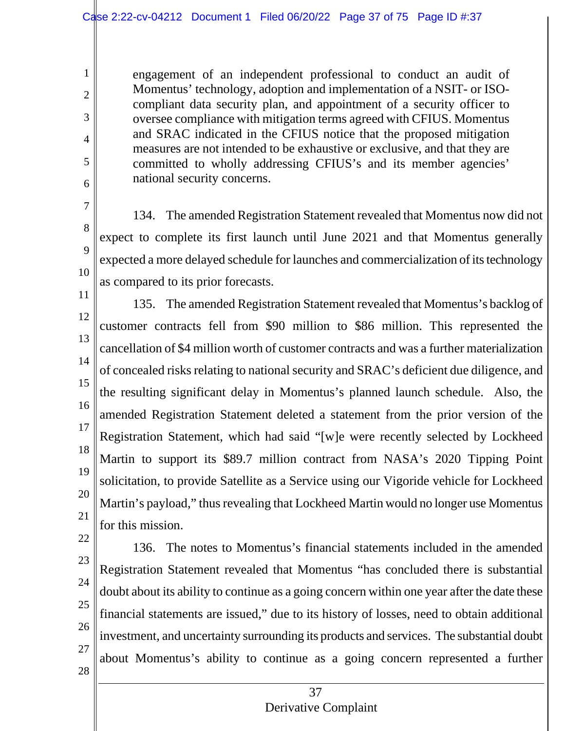> engagement of an independent professional to conduct an audit of Momentus' technology, adoption and implementation of a NSIT- or ISO-compliant data security plan, and appointment of a security officer to oversee compliance with mitigation terms agreed with CFIUS. Momentus and SRAC indicated in the CFIUS notice that the proposed mitigation measures are not intended to be exhaustive or exclusive, and that they are committed to wholly addressing CFIUS's and its member agencies' national security concerns.

134. The amended Registration Statement revealed that Momentus now did not expect to complete its first launch until June 2021 and that Momentus generally expected a more delayed schedule for launches and commercialization of its technology as compared to its prior forecasts.

135. The amended Registration Statement revealed that Momentus's backlog of customer contracts fell from $90 million to $86 million. This represented the cancellation of $4 million worth of customer contracts and was a further materialization of concealed risks relating to national security and SRAC's deficient due diligence, and the resulting significant delay in Momentus's planned launch schedule. Also, the amended Registration Statement deleted a statement from the prior version of the Registration Statement, which had said "[w]e were recently selected by Lockheed Martin to support its $89.7 million contract from NASA's 2020 Tipping Point solicitation, to provide Satellite as a Service using our Vigoride vehicle for Lockheed Martin's payload," thus revealing that Lockheed Martin would no longer use Momentus for this mission.

136. The notes to Momentus's financial statements included in the amended Registration Statement revealed that Momentus "has concluded there is substantial doubt about its ability to continue as a going concern within one year after the date these financial statements are issued," due to its history of losses, need to obtain additional investment, and uncertainty surrounding its products and services. The substantial doubt about Momentus's ability to continue as a going concern represented a further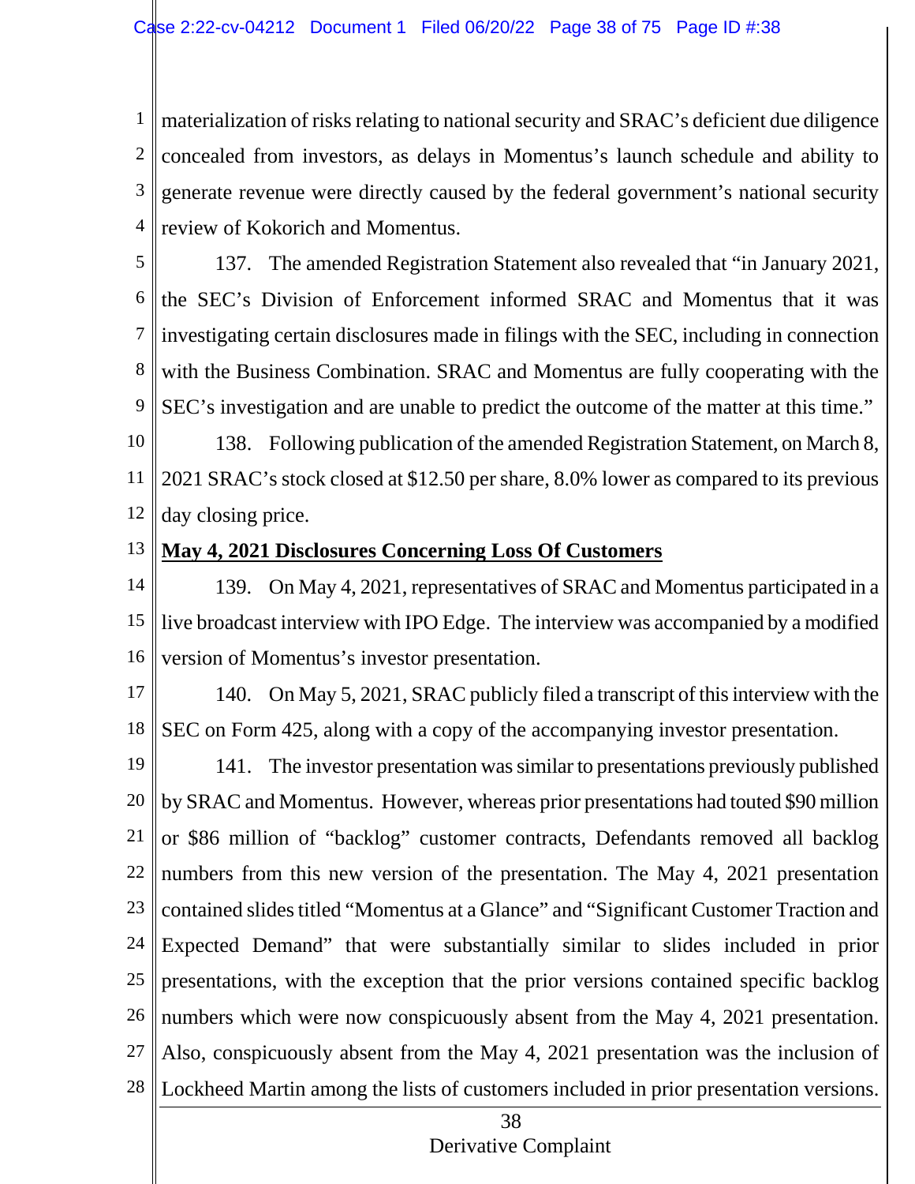materialization of risks relating to national security and SRAC's deficient due diligence concealed from investors, as delays in Momentus's launch schedule and ability to generate revenue were directly caused by the federal government's national security review of Kokorich and Momentus.

137. The amended Registration Statement also revealed that "in January 2021, the SEC's Division of Enforcement informed SRAC and Momentus that it was investigating certain disclosures made in filings with the SEC, including in connection with the Business Combination. SRAC and Momentus are fully cooperating with the SEC's investigation and are unable to predict the outcome of the matter at this time."

138. Following publication of the amended Registration Statement, on March 8, 2021 SRAC's stock closed at $12.50 per share, 8.0% lower as compared to its previous day closing price.

**<u>May 4, 2021 Disclosures Concerning Loss Of Customers</u>**

139. On May 4, 2021, representatives of SRAC and Momentus participated in a live broadcast interview with IPO Edge. The interview was accompanied by a modified version of Momentus's investor presentation.

140. On May 5, 2021, SRAC publicly filed a transcript of this interview with the SEC on Form 425, along with a copy of the accompanying investor presentation.

141. The investor presentation was similar to presentations previously published by SRAC and Momentus. However, whereas prior presentations had touted $90 million or $86 million of "backlog" customer contracts, Defendants removed all backlog numbers from this new version of the presentation. The May 4, 2021 presentation contained slides titled "Momentus at a Glance" and "Significant Customer Traction and Expected Demand" that were substantially similar to slides included in prior presentations, with the exception that the prior versions contained specific backlog numbers which were now conspicuously absent from the May 4, 2021 presentation. Also, conspicuously absent from the May 4, 2021 presentation was the inclusion of Lockheed Martin among the lists of customers included in prior presentation versions.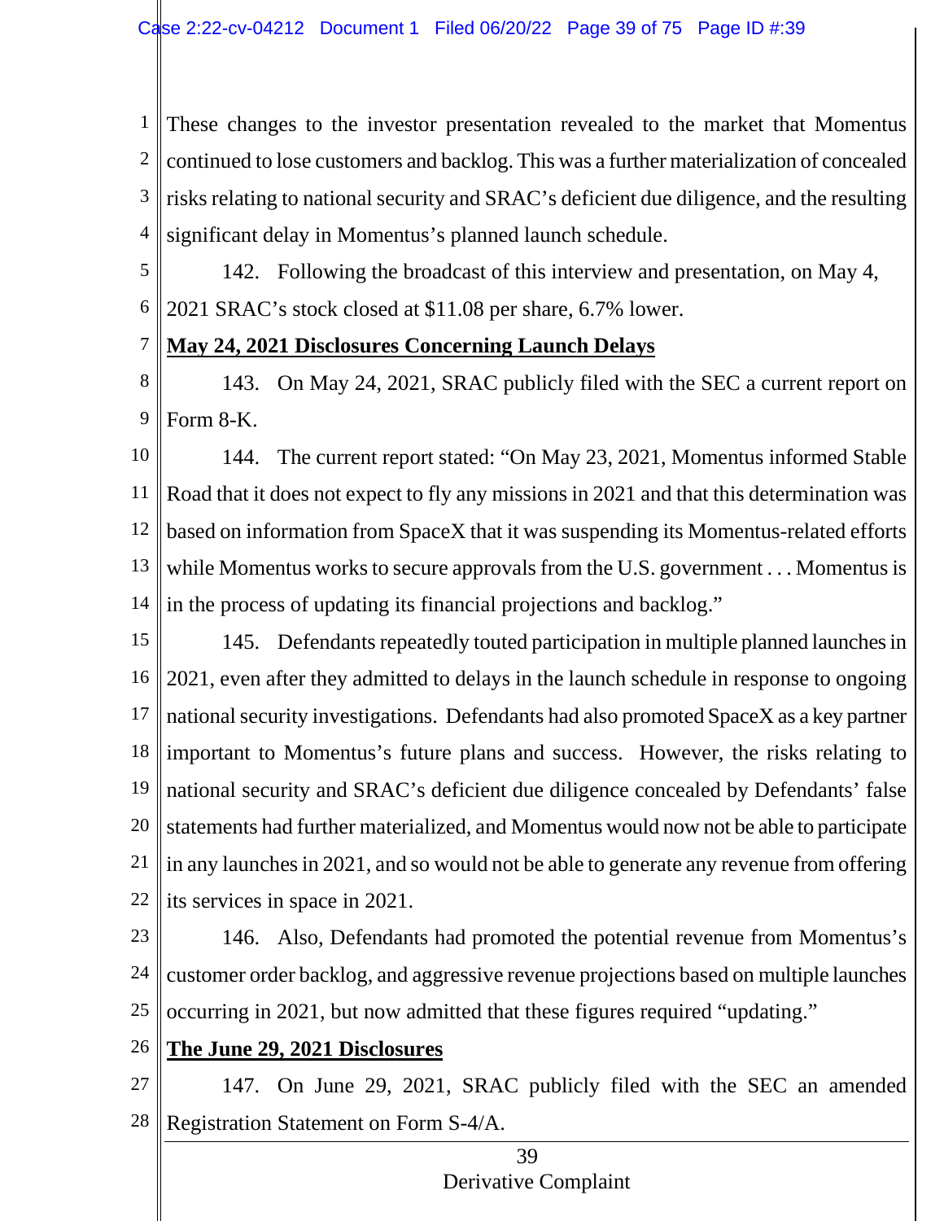These changes to the investor presentation revealed to the market that Momentus continued to lose customers and backlog. This was a further materialization of concealed risks relating to national security and SRAC's deficient due diligence, and the resulting significant delay in Momentus's planned launch schedule.

142. Following the broadcast of this interview and presentation, on May 4, 2021 SRAC's stock closed at $11.08 per share, 6.7% lower.

**May 24, 2021 Disclosures Concerning Launch Delays**

143. On May 24, 2021, SRAC publicly filed with the SEC a current report on Form 8-K.

144. The current report stated: "On May 23, 2021, Momentus informed Stable Road that it does not expect to fly any missions in 2021 and that this determination was based on information from SpaceX that it was suspending its Momentus-related efforts while Momentus works to secure approvals from the U.S. government . . . Momentus is in the process of updating its financial projections and backlog."

145. Defendants repeatedly touted participation in multiple planned launches in 2021, even after they admitted to delays in the launch schedule in response to ongoing national security investigations. Defendants had also promoted SpaceX as a key partner important to Momentus's future plans and success. However, the risks relating to national security and SRAC's deficient due diligence concealed by Defendants' false statements had further materialized, and Momentus would now not be able to participate in any launches in 2021, and so would not be able to generate any revenue from offering its services in space in 2021.

146. Also, Defendants had promoted the potential revenue from Momentus's customer order backlog, and aggressive revenue projections based on multiple launches occurring in 2021, but now admitted that these figures required "updating."

**The June 29, 2021 Disclosures**

147. On June 29, 2021, SRAC publicly filed with the SEC an amended Registration Statement on Form S-4/A.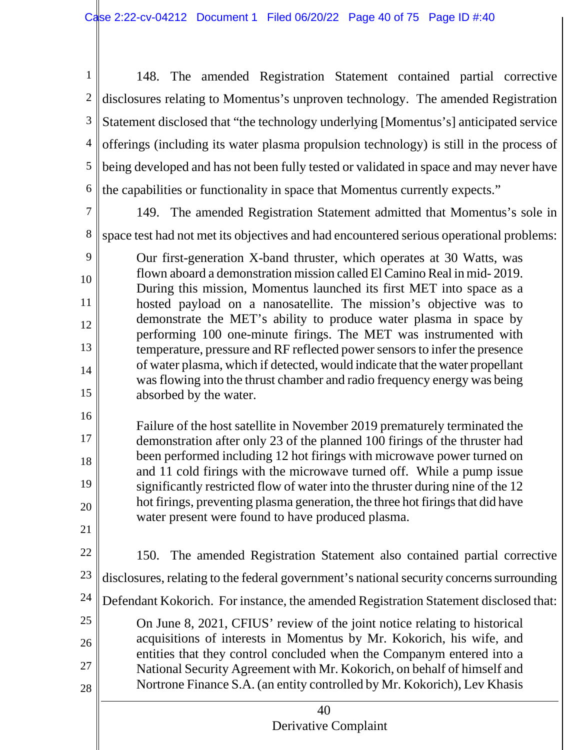148. The amended Registration Statement contained partial corrective disclosures relating to Momentus's unproven technology. The amended Registration Statement disclosed that "the technology underlying [Momentus's] anticipated service offerings (including its water plasma propulsion technology) is still in the process of being developed and has not been fully tested or validated in space and may never have the capabilities or functionality in space that Momentus currently expects."

149. The amended Registration Statement admitted that Momentus's sole in space test had not met its objectives and had encountered serious operational problems:

> Our first-generation X-band thruster, which operates at 30 Watts, was flown aboard a demonstration mission called El Camino Real in mid- 2019. During this mission, Momentus launched its first MET into space as a hosted payload on a nanosatellite. The mission's objective was to demonstrate the MET's ability to produce water plasma in space by performing 100 one-minute firings. The MET was instrumented with temperature, pressure and RF reflected power sensors to infer the presence of water plasma, which if detected, would indicate that the water propellant was flowing into the thrust chamber and radio frequency energy was being absorbed by the water.
>
> Failure of the host satellite in November 2019 prematurely terminated the demonstration after only 23 of the planned 100 firings of the thruster had been performed including 12 hot firings with microwave power turned on and 11 cold firings with the microwave turned off. While a pump issue significantly restricted flow of water into the thruster during nine of the 12 hot firings, preventing plasma generation, the three hot firings that did have water present were found to have produced plasma.

150. The amended Registration Statement also contained partial corrective disclosures, relating to the federal government's national security concerns surrounding Defendant Kokorich. For instance, the amended Registration Statement disclosed that:

> On June 8, 2021, CFIUS' review of the joint notice relating to historical acquisitions of interests in Momentus by Mr. Kokorich, his wife, and entities that they control concluded when the Companym entered into a National Security Agreement with Mr. Kokorich, on behalf of himself and Nortrone Finance S.A. (an entity controlled by Mr. Kokorich), Lev Khasis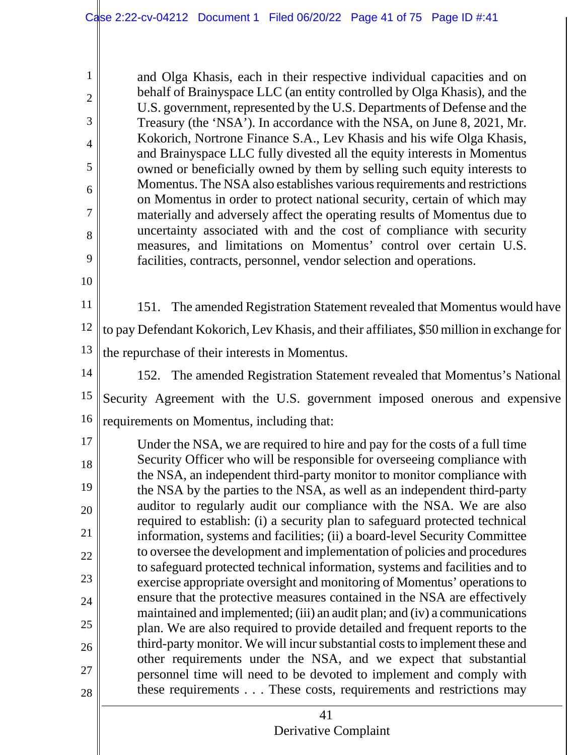> and Olga Khasis, each in their respective individual capacities and on behalf of Brainyspace LLC (an entity controlled by Olga Khasis), and the U.S. government, represented by the U.S. Departments of Defense and the Treasury (the 'NSA'). In accordance with the NSA, on June 8, 2021, Mr. Kokorich, Nortrone Finance S.A., Lev Khasis and his wife Olga Khasis, and Brainyspace LLC fully divested all the equity interests in Momentus owned or beneficially owned by them by selling such equity interests to Momentus. The NSA also establishes various requirements and restrictions on Momentus in order to protect national security, certain of which may materially and adversely affect the operating results of Momentus due to uncertainty associated with and the cost of compliance with security measures, and limitations on Momentus' control over certain U.S. facilities, contracts, personnel, vendor selection and operations.

151. The amended Registration Statement revealed that Momentus would have to pay Defendant Kokorich, Lev Khasis, and their affiliates, $50 million in exchange for the repurchase of their interests in Momentus.

152. The amended Registration Statement revealed that Momentus's National Security Agreement with the U.S. government imposed onerous and expensive requirements on Momentus, including that:

> Under the NSA, we are required to hire and pay for the costs of a full time Security Officer who will be responsible for overseeing compliance with the NSA, an independent third-party monitor to monitor compliance with the NSA by the parties to the NSA, as well as an independent third-party auditor to regularly audit our compliance with the NSA. We are also required to establish: (i) a security plan to safeguard protected technical information, systems and facilities; (ii) a board-level Security Committee to oversee the development and implementation of policies and procedures to safeguard protected technical information, systems and facilities and to exercise appropriate oversight and monitoring of Momentus' operations to ensure that the protective measures contained in the NSA are effectively maintained and implemented; (iii) an audit plan; and (iv) a communications plan. We are also required to provide detailed and frequent reports to the third-party monitor. We will incur substantial costs to implement these and other requirements under the NSA, and we expect that substantial personnel time will need to be devoted to implement and comply with these requirements . . . These costs, requirements and restrictions may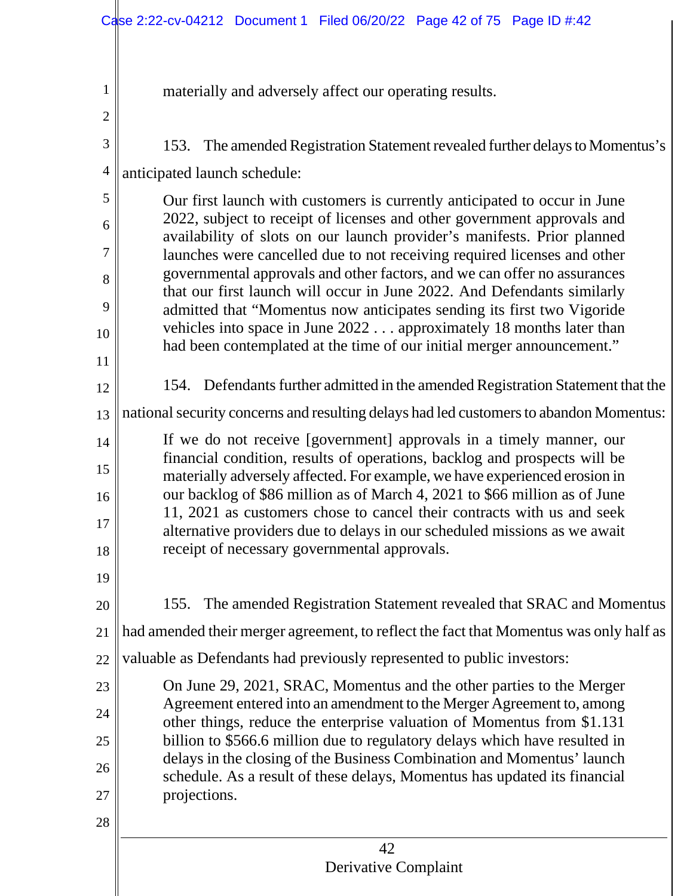materially and adversely affect our operating results.

153. The amended Registration Statement revealed further delays to Momentus's anticipated launch schedule:

> Our first launch with customers is currently anticipated to occur in June 2022, subject to receipt of licenses and other government approvals and availability of slots on our launch provider's manifests. Prior planned launches were cancelled due to not receiving required licenses and other governmental approvals and other factors, and we can offer no assurances that our first launch will occur in June 2022. And Defendants similarly admitted that "Momentus now anticipates sending its first two Vigoride vehicles into space in June 2022 . . . approximately 18 months later than had been contemplated at the time of our initial merger announcement."

154. Defendants further admitted in the amended Registration Statement that the national security concerns and resulting delays had led customers to abandon Momentus:

> If we do not receive [government] approvals in a timely manner, our financial condition, results of operations, backlog and prospects will be materially adversely affected. For example, we have experienced erosion in our backlog of $86 million as of March 4, 2021 to $66 million as of June 11, 2021 as customers chose to cancel their contracts with us and seek alternative providers due to delays in our scheduled missions as we await receipt of necessary governmental approvals.

155. The amended Registration Statement revealed that SRAC and Momentus had amended their merger agreement, to reflect the fact that Momentus was only half as valuable as Defendants had previously represented to public investors:

> On June 29, 2021, SRAC, Momentus and the other parties to the Merger Agreement entered into an amendment to the Merger Agreement to, among other things, reduce the enterprise valuation of Momentus from $1.131 billion to $566.6 million due to regulatory delays which have resulted in delays in the closing of the Business Combination and Momentus' launch schedule. As a result of these delays, Momentus has updated its financial projections.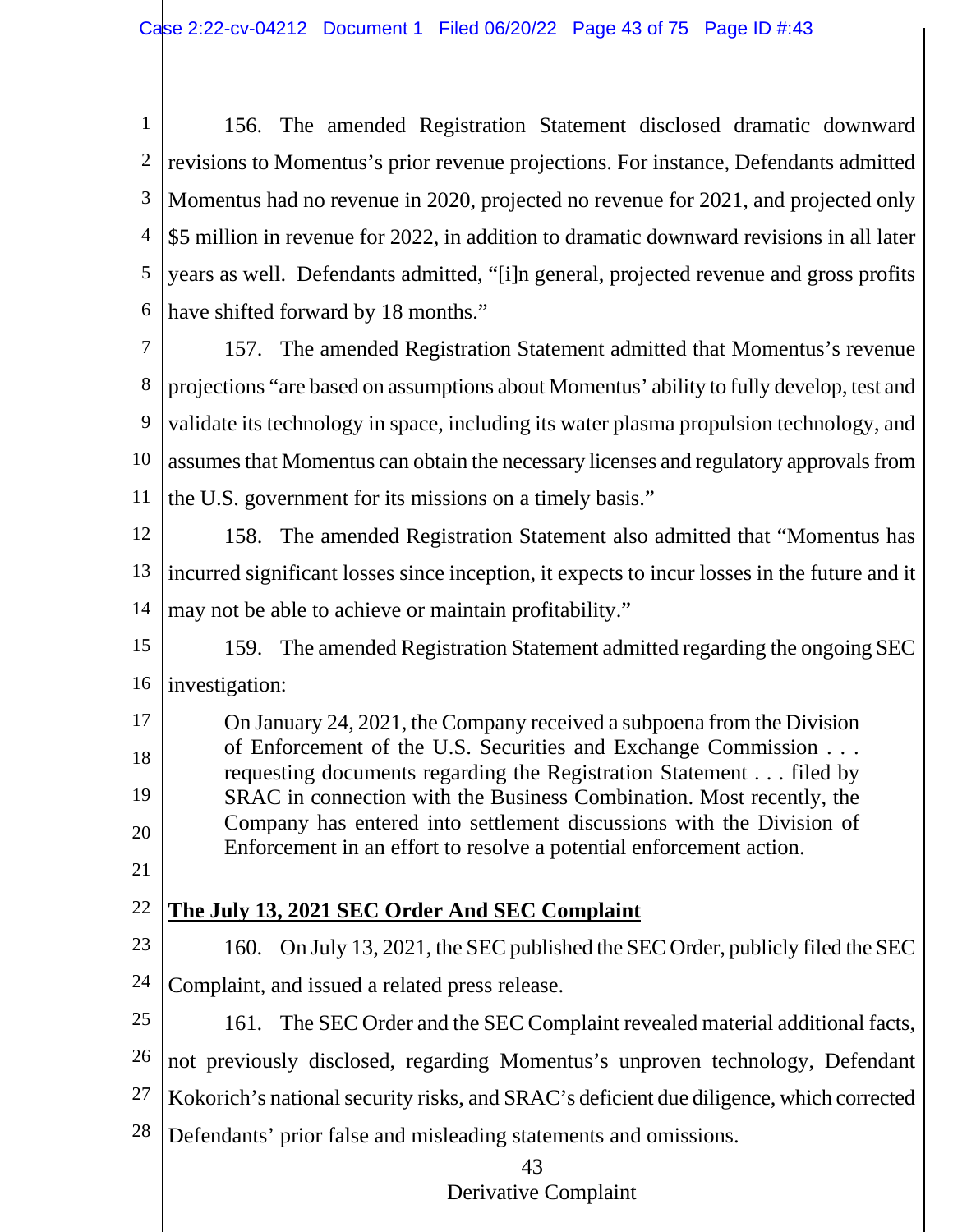156. The amended Registration Statement disclosed dramatic downward revisions to Momentus's prior revenue projections. For instance, Defendants admitted Momentus had no revenue in 2020, projected no revenue for 2021, and projected only $5 million in revenue for 2022, in addition to dramatic downward revisions in all later years as well. Defendants admitted, "[i]n general, projected revenue and gross profits have shifted forward by 18 months."

157. The amended Registration Statement admitted that Momentus's revenue projections "are based on assumptions about Momentus' ability to fully develop, test and validate its technology in space, including its water plasma propulsion technology, and assumes that Momentus can obtain the necessary licenses and regulatory approvals from the U.S. government for its missions on a timely basis."

158. The amended Registration Statement also admitted that "Momentus has incurred significant losses since inception, it expects to incur losses in the future and it may not be able to achieve or maintain profitability."

159. The amended Registration Statement admitted regarding the ongoing SEC investigation:

> On January 24, 2021, the Company received a subpoena from the Division of Enforcement of the U.S. Securities and Exchange Commission . . . requesting documents regarding the Registration Statement . . . filed by SRAC in connection with the Business Combination. Most recently, the Company has entered into settlement discussions with the Division of Enforcement in an effort to resolve a potential enforcement action.

**The July 13, 2021 SEC Order And SEC Complaint**

160. On July 13, 2021, the SEC published the SEC Order, publicly filed the SEC Complaint, and issued a related press release.

161. The SEC Order and the SEC Complaint revealed material additional facts, not previously disclosed, regarding Momentus's unproven technology, Defendant Kokorich's national security risks, and SRAC's deficient due diligence, which corrected Defendants' prior false and misleading statements and omissions.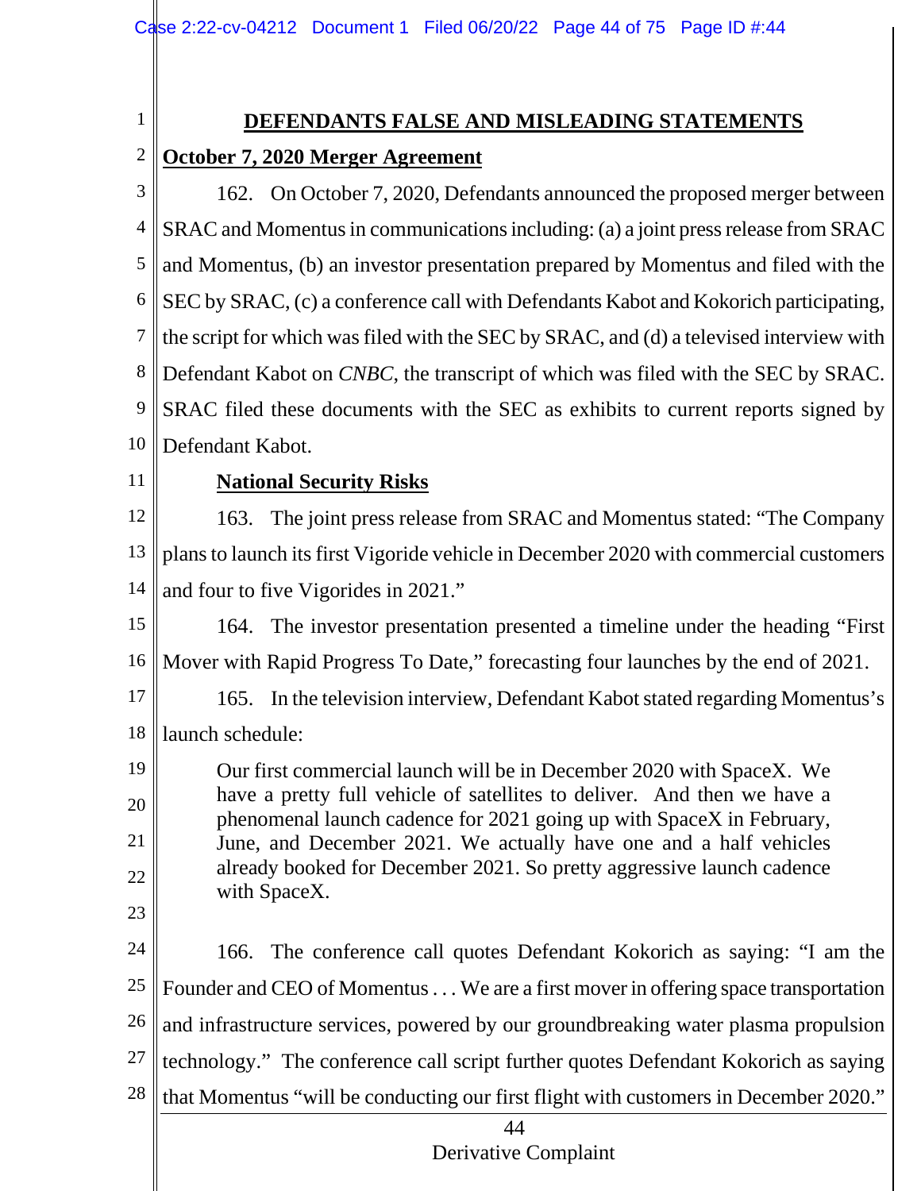## DEFENDANTS FALSE AND MISLEADING STATEMENTS

### October 7, 2020 Merger Agreement

162. On October 7, 2020, Defendants announced the proposed merger between SRAC and Momentus in communications including: (a) a joint press release from SRAC and Momentus, (b) an investor presentation prepared by Momentus and filed with the SEC by SRAC, (c) a conference call with Defendants Kabot and Kokorich participating, the script for which was filed with the SEC by SRAC, and (d) a televised interview with Defendant Kabot on *CNBC*, the transcript of which was filed with the SEC by SRAC. SRAC filed these documents with the SEC as exhibits to current reports signed by Defendant Kabot.

#### National Security Risks

163. The joint press release from SRAC and Momentus stated: "The Company plans to launch its first Vigoride vehicle in December 2020 with commercial customers and four to five Vigorides in 2021."

164. The investor presentation presented a timeline under the heading "First Mover with Rapid Progress To Date," forecasting four launches by the end of 2021.

165. In the television interview, Defendant Kabot stated regarding Momentus's launch schedule:

> Our first commercial launch will be in December 2020 with SpaceX. We have a pretty full vehicle of satellites to deliver. And then we have a phenomenal launch cadence for 2021 going up with SpaceX in February, June, and December 2021. We actually have one and a half vehicles already booked for December 2021. So pretty aggressive launch cadence with SpaceX.

166. The conference call quotes Defendant Kokorich as saying: "I am the Founder and CEO of Momentus . . . We are a first mover in offering space transportation and infrastructure services, powered by our groundbreaking water plasma propulsion technology." The conference call script further quotes Defendant Kokorich as saying that Momentus "will be conducting our first flight with customers in December 2020."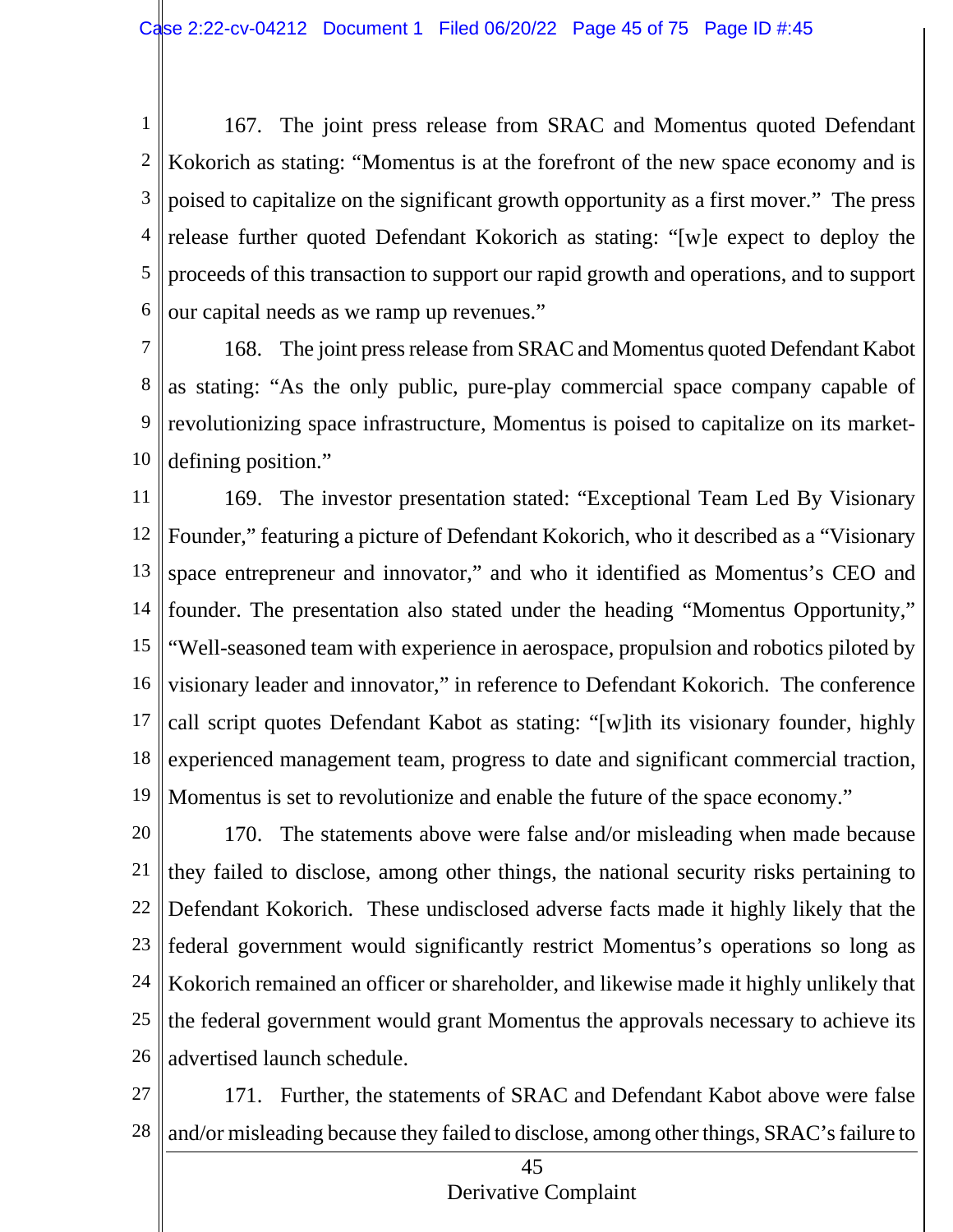167. The joint press release from SRAC and Momentus quoted Defendant Kokorich as stating: "Momentus is at the forefront of the new space economy and is poised to capitalize on the significant growth opportunity as a first mover." The press release further quoted Defendant Kokorich as stating: "[w]e expect to deploy the proceeds of this transaction to support our rapid growth and operations, and to support our capital needs as we ramp up revenues."

168. The joint press release from SRAC and Momentus quoted Defendant Kabot as stating: "As the only public, pure-play commercial space company capable of revolutionizing space infrastructure, Momentus is poised to capitalize on its market-defining position."

169. The investor presentation stated: "Exceptional Team Led By Visionary Founder," featuring a picture of Defendant Kokorich, who it described as a "Visionary space entrepreneur and innovator," and who it identified as Momentus's CEO and founder. The presentation also stated under the heading "Momentus Opportunity," "Well-seasoned team with experience in aerospace, propulsion and robotics piloted by visionary leader and innovator," in reference to Defendant Kokorich. The conference call script quotes Defendant Kabot as stating: "[w]ith its visionary founder, highly experienced management team, progress to date and significant commercial traction, Momentus is set to revolutionize and enable the future of the space economy."

170. The statements above were false and/or misleading when made because they failed to disclose, among other things, the national security risks pertaining to Defendant Kokorich. These undisclosed adverse facts made it highly likely that the federal government would significantly restrict Momentus's operations so long as Kokorich remained an officer or shareholder, and likewise made it highly unlikely that the federal government would grant Momentus the approvals necessary to achieve its advertised launch schedule.

171. Further, the statements of SRAC and Defendant Kabot above were false and/or misleading because they failed to disclose, among other things, SRAC's failure to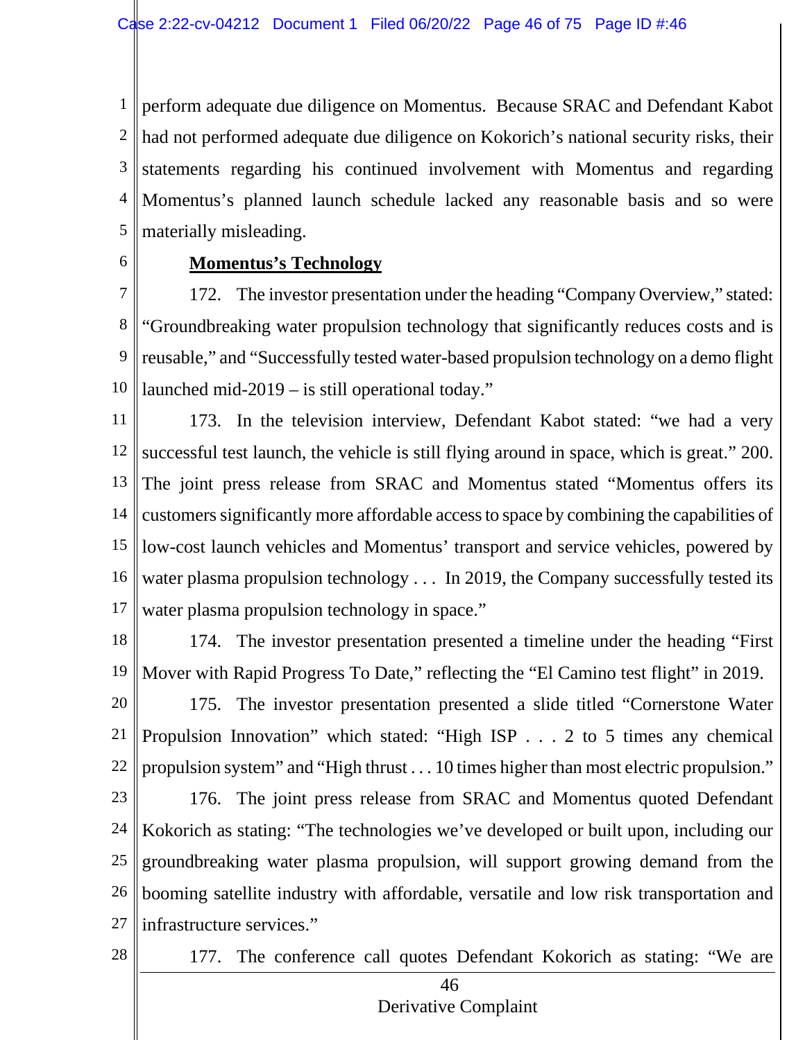perform adequate due diligence on Momentus. Because SRAC and Defendant Kabot had not performed adequate due diligence on Kokorich's national security risks, their statements regarding his continued involvement with Momentus and regarding Momentus's planned launch schedule lacked any reasonable basis and so were materially misleading.

**Momentus's Technology**

172. The investor presentation under the heading "Company Overview," stated: "Groundbreaking water propulsion technology that significantly reduces costs and is reusable," and "Successfully tested water-based propulsion technology on a demo flight launched mid-2019 – is still operational today."

173. In the television interview, Defendant Kabot stated: "we had a very successful test launch, the vehicle is still flying around in space, which is great." 200. The joint press release from SRAC and Momentus stated "Momentus offers its customers significantly more affordable access to space by combining the capabilities of low-cost launch vehicles and Momentus' transport and service vehicles, powered by water plasma propulsion technology . . . In 2019, the Company successfully tested its water plasma propulsion technology in space."

174. The investor presentation presented a timeline under the heading "First Mover with Rapid Progress To Date," reflecting the "El Camino test flight" in 2019.

175. The investor presentation presented a slide titled "Cornerstone Water Propulsion Innovation" which stated: "High ISP . . . 2 to 5 times any chemical propulsion system" and "High thrust . . . 10 times higher than most electric propulsion."

176. The joint press release from SRAC and Momentus quoted Defendant Kokorich as stating: "The technologies we've developed or built upon, including our groundbreaking water plasma propulsion, will support growing demand from the booming satellite industry with affordable, versatile and low risk transportation and infrastructure services."

177. The conference call quotes Defendant Kokorich as stating: "We are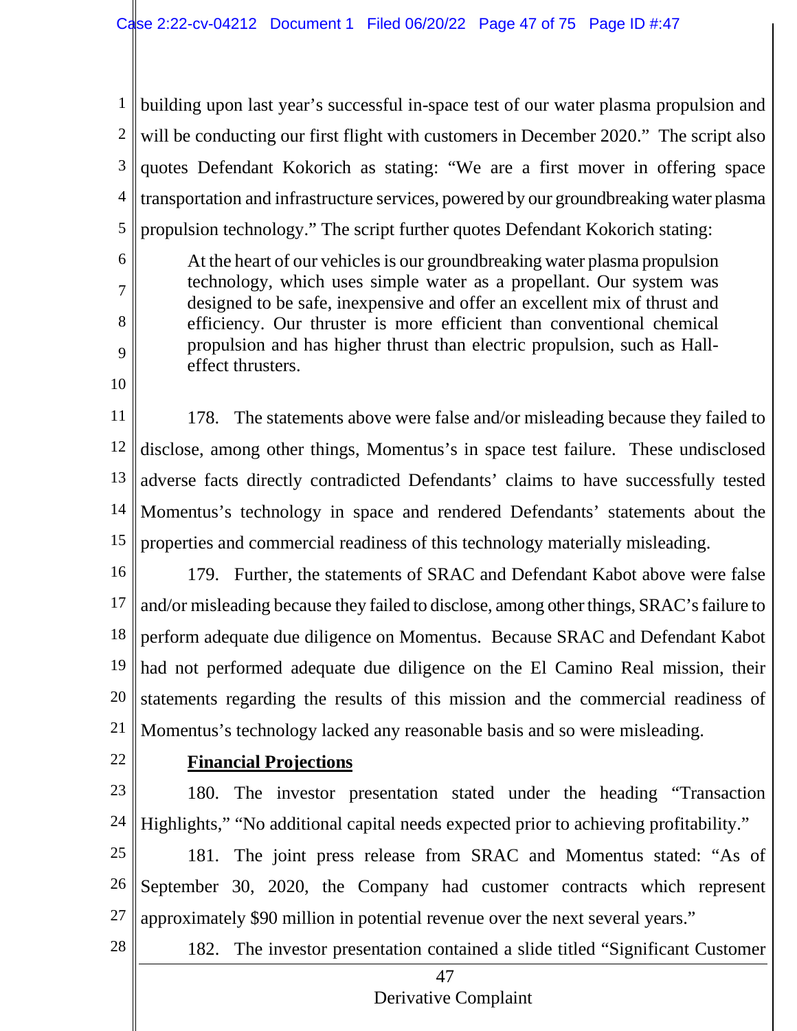building upon last year's successful in-space test of our water plasma propulsion and will be conducting our first flight with customers in December 2020." The script also quotes Defendant Kokorich as stating: "We are a first mover in offering space transportation and infrastructure services, powered by our groundbreaking water plasma propulsion technology." The script further quotes Defendant Kokorich stating:

> At the heart of our vehicles is our groundbreaking water plasma propulsion technology, which uses simple water as a propellant. Our system was designed to be safe, inexpensive and offer an excellent mix of thrust and efficiency. Our thruster is more efficient than conventional chemical propulsion and has higher thrust than electric propulsion, such as Hall-effect thrusters.

178. The statements above were false and/or misleading because they failed to disclose, among other things, Momentus's in space test failure. These undisclosed adverse facts directly contradicted Defendants' claims to have successfully tested Momentus's technology in space and rendered Defendants' statements about the properties and commercial readiness of this technology materially misleading.

179. Further, the statements of SRAC and Defendant Kabot above were false and/or misleading because they failed to disclose, among other things, SRAC's failure to perform adequate due diligence on Momentus. Because SRAC and Defendant Kabot had not performed adequate due diligence on the El Camino Real mission, their statements regarding the results of this mission and the commercial readiness of Momentus's technology lacked any reasonable basis and so were misleading.

**Financial Projections**

180. The investor presentation stated under the heading "Transaction Highlights," "No additional capital needs expected prior to achieving profitability."

181. The joint press release from SRAC and Momentus stated: "As of September 30, 2020, the Company had customer contracts which represent approximately $90 million in potential revenue over the next several years."

182. The investor presentation contained a slide titled "Significant Customer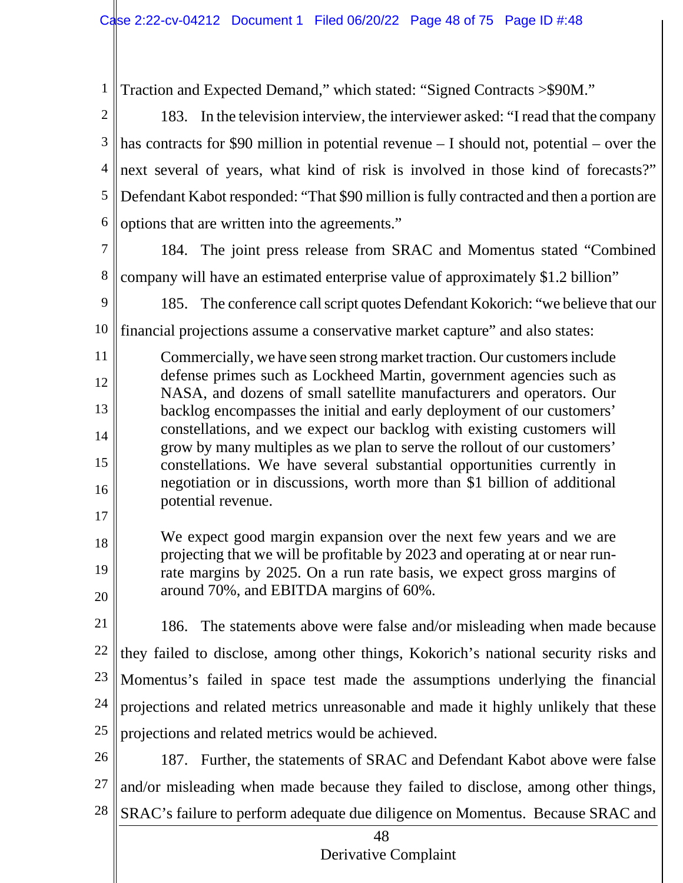Traction and Expected Demand," which stated: "Signed Contracts >$90M."

183. In the television interview, the interviewer asked: "I read that the company has contracts for $90 million in potential revenue – I should not, potential – over the next several of years, what kind of risk is involved in those kind of forecasts?" Defendant Kabot responded: "That $90 million is fully contracted and then a portion are options that are written into the agreements."

184. The joint press release from SRAC and Momentus stated "Combined company will have an estimated enterprise value of approximately $1.2 billion"

185. The conference call script quotes Defendant Kokorich: "we believe that our financial projections assume a conservative market capture" and also states:

> Commercially, we have seen strong market traction. Our customers include defense primes such as Lockheed Martin, government agencies such as NASA, and dozens of small satellite manufacturers and operators. Our backlog encompasses the initial and early deployment of our customers' constellations, and we expect our backlog with existing customers will grow by many multiples as we plan to serve the rollout of our customers' constellations. We have several substantial opportunities currently in negotiation or in discussions, worth more than $1 billion of additional potential revenue.
>
> We expect good margin expansion over the next few years and we are projecting that we will be profitable by 2023 and operating at or near run-rate margins by 2025. On a run rate basis, we expect gross margins of around 70%, and EBITDA margins of 60%.

186. The statements above were false and/or misleading when made because they failed to disclose, among other things, Kokorich's national security risks and Momentus's failed in space test made the assumptions underlying the financial projections and related metrics unreasonable and made it highly unlikely that these projections and related metrics would be achieved.

187. Further, the statements of SRAC and Defendant Kabot above were false and/or misleading when made because they failed to disclose, among other things, SRAC's failure to perform adequate due diligence on Momentus. Because SRAC and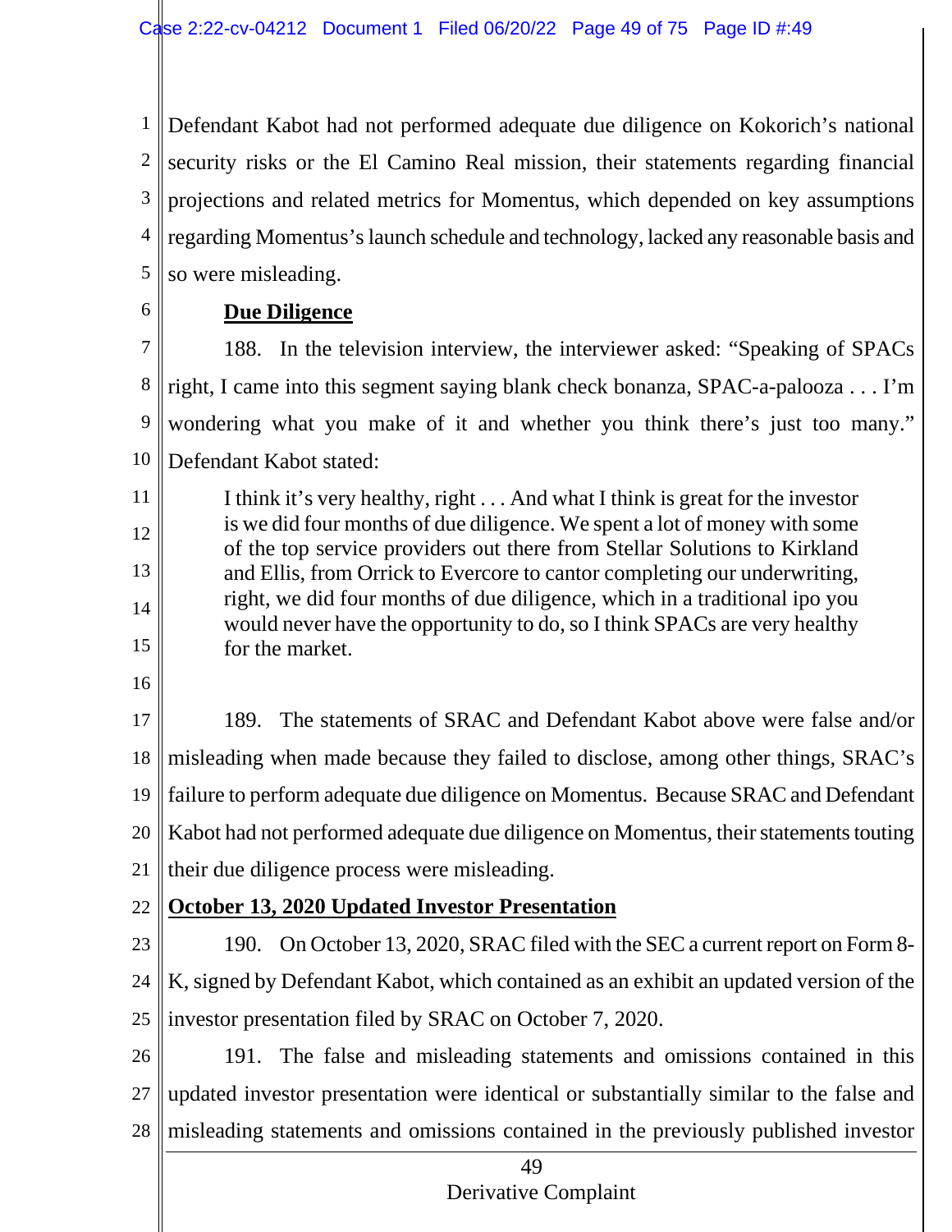Defendant Kabot had not performed adequate due diligence on Kokorich's national security risks or the El Camino Real mission, their statements regarding financial projections and related metrics for Momentus, which depended on key assumptions regarding Momentus's launch schedule and technology, lacked any reasonable basis and so were misleading.

**Due Diligence**

188. In the television interview, the interviewer asked: "Speaking of SPACs right, I came into this segment saying blank check bonanza, SPAC-a-palooza . . . I'm wondering what you make of it and whether you think there's just too many." Defendant Kabot stated:

> I think it's very healthy, right . . . And what I think is great for the investor is we did four months of due diligence. We spent a lot of money with some of the top service providers out there from Stellar Solutions to Kirkland and Ellis, from Orrick to Evercore to cantor completing our underwriting, right, we did four months of due diligence, which in a traditional ipo you would never have the opportunity to do, so I think SPACs are very healthy for the market.

189. The statements of SRAC and Defendant Kabot above were false and/or misleading when made because they failed to disclose, among other things, SRAC's failure to perform adequate due diligence on Momentus. Because SRAC and Defendant Kabot had not performed adequate due diligence on Momentus, their statements touting their due diligence process were misleading.

**October 13, 2020 Updated Investor Presentation**

190. On October 13, 2020, SRAC filed with the SEC a current report on Form 8-K, signed by Defendant Kabot, which contained as an exhibit an updated version of the investor presentation filed by SRAC on October 7, 2020.

191. The false and misleading statements and omissions contained in this updated investor presentation were identical or substantially similar to the false and misleading statements and omissions contained in the previously published investor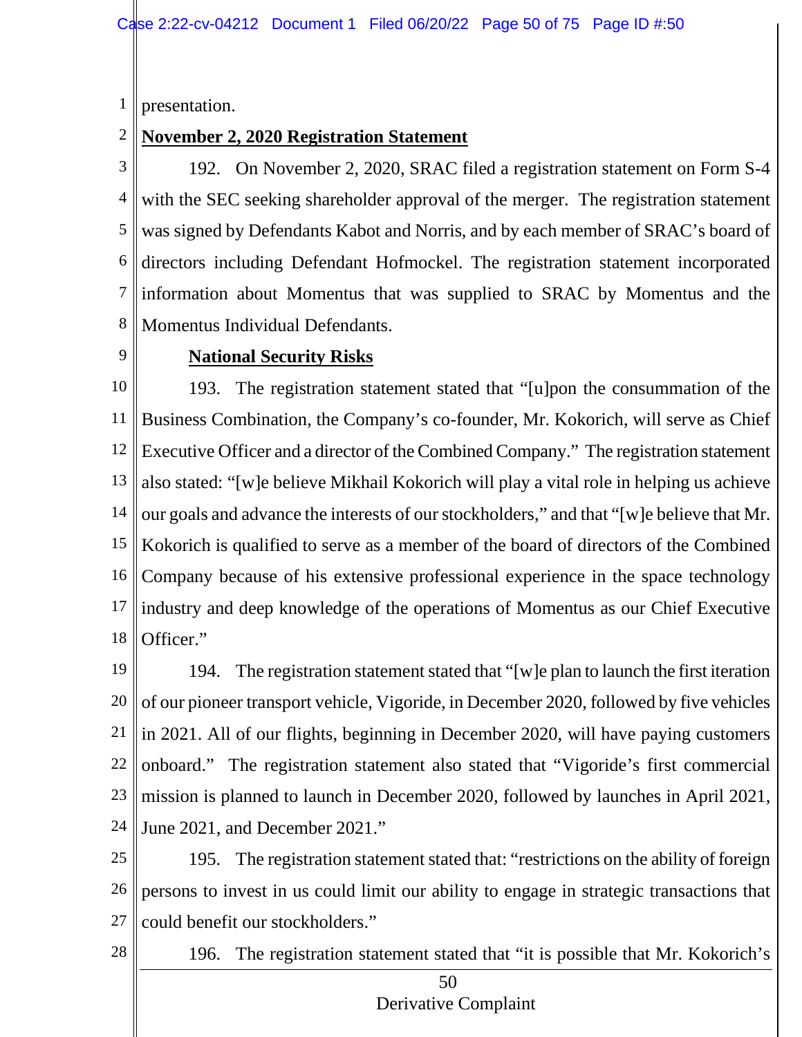presentation.

**November 2, 2020 Registration Statement**

192. On November 2, 2020, SRAC filed a registration statement on Form S-4 with the SEC seeking shareholder approval of the merger. The registration statement was signed by Defendants Kabot and Norris, and by each member of SRAC's board of directors including Defendant Hofmockel. The registration statement incorporated information about Momentus that was supplied to SRAC by Momentus and the Momentus Individual Defendants.

**National Security Risks**

193. The registration statement stated that "[u]pon the consummation of the Business Combination, the Company's co-founder, Mr. Kokorich, will serve as Chief Executive Officer and a director of the Combined Company." The registration statement also stated: "[w]e believe Mikhail Kokorich will play a vital role in helping us achieve our goals and advance the interests of our stockholders," and that "[w]e believe that Mr. Kokorich is qualified to serve as a member of the board of directors of the Combined Company because of his extensive professional experience in the space technology industry and deep knowledge of the operations of Momentus as our Chief Executive Officer."

194. The registration statement stated that "[w]e plan to launch the first iteration of our pioneer transport vehicle, Vigoride, in December 2020, followed by five vehicles in 2021. All of our flights, beginning in December 2020, will have paying customers onboard." The registration statement also stated that "Vigoride's first commercial mission is planned to launch in December 2020, followed by launches in April 2021, June 2021, and December 2021."

195. The registration statement stated that: "restrictions on the ability of foreign persons to invest in us could limit our ability to engage in strategic transactions that could benefit our stockholders."

196. The registration statement stated that "it is possible that Mr. Kokorich's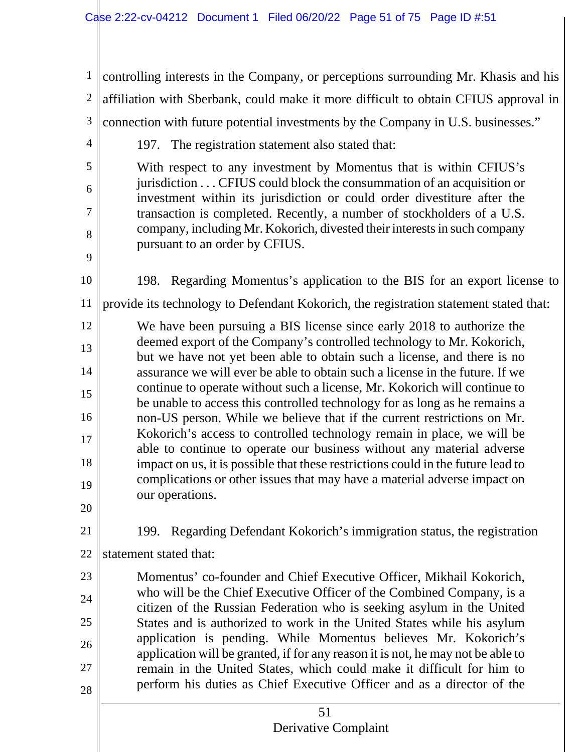controlling interests in the Company, or perceptions surrounding Mr. Khasis and his affiliation with Sberbank, could make it more difficult to obtain CFIUS approval in connection with future potential investments by the Company in U.S. businesses."

197. The registration statement also stated that:

> With respect to any investment by Momentus that is within CFIUS's jurisdiction . . . CFIUS could block the consummation of an acquisition or investment within its jurisdiction or could order divestiture after the transaction is completed. Recently, a number of stockholders of a U.S. company, including Mr. Kokorich, divested their interests in such company pursuant to an order by CFIUS.

198. Regarding Momentus's application to the BIS for an export license to provide its technology to Defendant Kokorich, the registration statement stated that:

> We have been pursuing a BIS license since early 2018 to authorize the deemed export of the Company's controlled technology to Mr. Kokorich, but we have not yet been able to obtain such a license, and there is no assurance we will ever be able to obtain such a license in the future. If we continue to operate without such a license, Mr. Kokorich will continue to be unable to access this controlled technology for as long as he remains a non-US person. While we believe that if the current restrictions on Mr. Kokorich's access to controlled technology remain in place, we will be able to continue to operate our business without any material adverse impact on us, it is possible that these restrictions could in the future lead to complications or other issues that may have a material adverse impact on our operations.

199. Regarding Defendant Kokorich's immigration status, the registration statement stated that:

> Momentus' co-founder and Chief Executive Officer, Mikhail Kokorich, who will be the Chief Executive Officer of the Combined Company, is a citizen of the Russian Federation who is seeking asylum in the United States and is authorized to work in the United States while his asylum application is pending. While Momentus believes Mr. Kokorich's application will be granted, if for any reason it is not, he may not be able to remain in the United States, which could make it difficult for him to perform his duties as Chief Executive Officer and as a director of the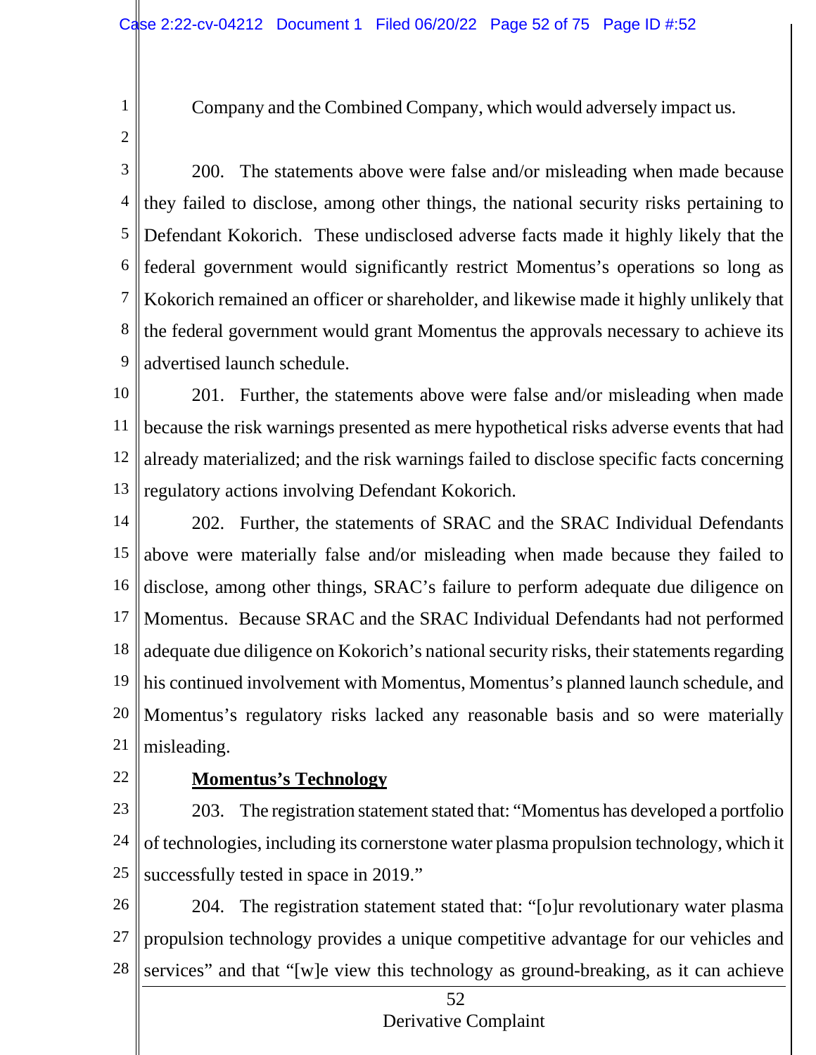Company and the Combined Company, which would adversely impact us.

200. The statements above were false and/or misleading when made because they failed to disclose, among other things, the national security risks pertaining to Defendant Kokorich. These undisclosed adverse facts made it highly likely that the federal government would significantly restrict Momentus's operations so long as Kokorich remained an officer or shareholder, and likewise made it highly unlikely that the federal government would grant Momentus the approvals necessary to achieve its advertised launch schedule.

201. Further, the statements above were false and/or misleading when made because the risk warnings presented as mere hypothetical risks adverse events that had already materialized; and the risk warnings failed to disclose specific facts concerning regulatory actions involving Defendant Kokorich.

202. Further, the statements of SRAC and the SRAC Individual Defendants above were materially false and/or misleading when made because they failed to disclose, among other things, SRAC's failure to perform adequate due diligence on Momentus. Because SRAC and the SRAC Individual Defendants had not performed adequate due diligence on Kokorich's national security risks, their statements regarding his continued involvement with Momentus, Momentus's planned launch schedule, and Momentus's regulatory risks lacked any reasonable basis and so were materially misleading.

**Momentus's Technology**

203. The registration statement stated that: "Momentus has developed a portfolio of technologies, including its cornerstone water plasma propulsion technology, which it successfully tested in space in 2019."

204. The registration statement stated that: "[o]ur revolutionary water plasma propulsion technology provides a unique competitive advantage for our vehicles and services" and that "[w]e view this technology as ground-breaking, as it can achieve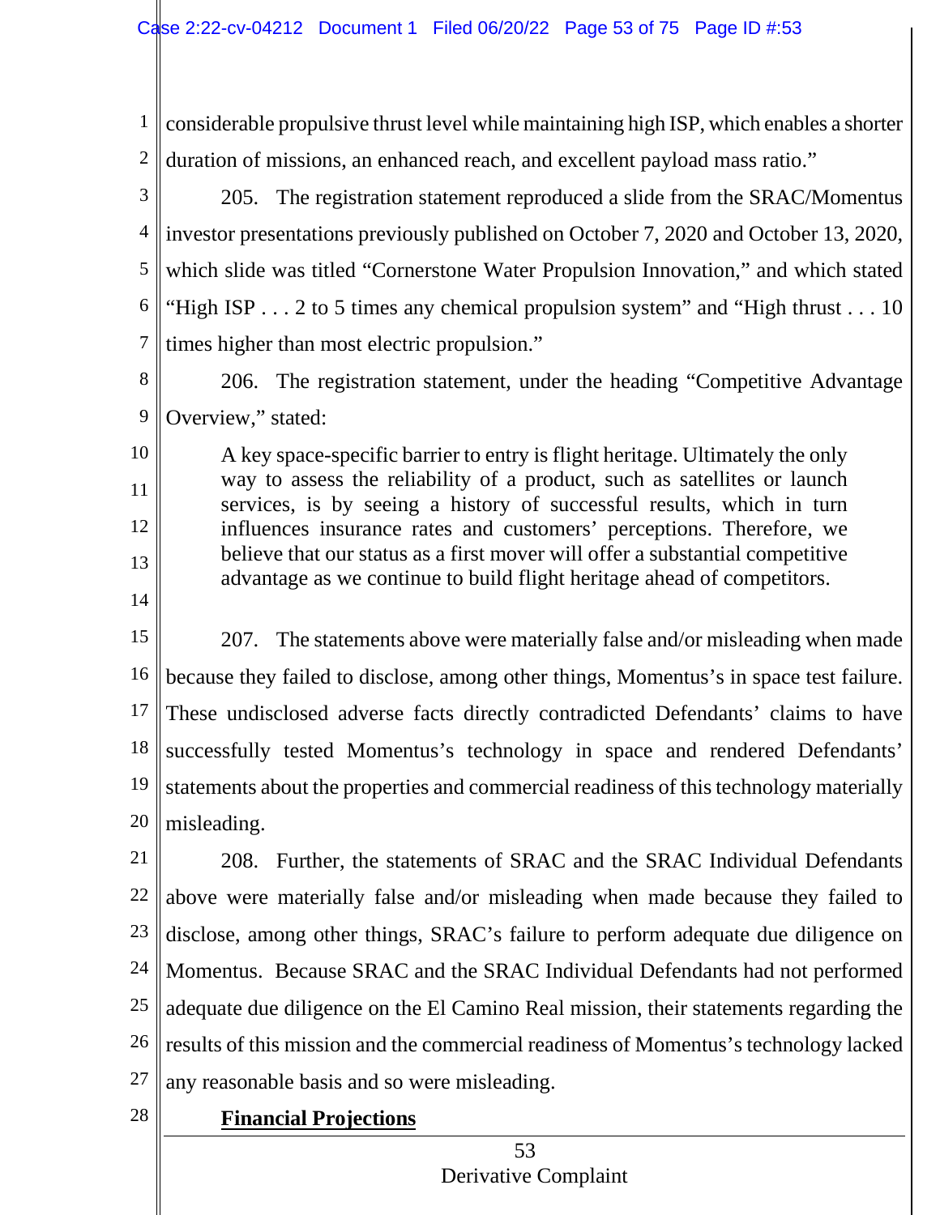considerable propulsive thrust level while maintaining high ISP, which enables a shorter duration of missions, an enhanced reach, and excellent payload mass ratio."

205. The registration statement reproduced a slide from the SRAC/Momentus investor presentations previously published on October 7, 2020 and October 13, 2020, which slide was titled "Cornerstone Water Propulsion Innovation," and which stated "High ISP . . . 2 to 5 times any chemical propulsion system" and "High thrust . . . 10 times higher than most electric propulsion."

206. The registration statement, under the heading "Competitive Advantage Overview," stated:

> A key space-specific barrier to entry is flight heritage. Ultimately the only way to assess the reliability of a product, such as satellites or launch services, is by seeing a history of successful results, which in turn influences insurance rates and customers' perceptions. Therefore, we believe that our status as a first mover will offer a substantial competitive advantage as we continue to build flight heritage ahead of competitors.

207. The statements above were materially false and/or misleading when made because they failed to disclose, among other things, Momentus's in space test failure. These undisclosed adverse facts directly contradicted Defendants' claims to have successfully tested Momentus's technology in space and rendered Defendants' statements about the properties and commercial readiness of this technology materially misleading.

208. Further, the statements of SRAC and the SRAC Individual Defendants above were materially false and/or misleading when made because they failed to disclose, among other things, SRAC's failure to perform adequate due diligence on Momentus. Because SRAC and the SRAC Individual Defendants had not performed adequate due diligence on the El Camino Real mission, their statements regarding the results of this mission and the commercial readiness of Momentus's technology lacked any reasonable basis and so were misleading.

**Financial Projections**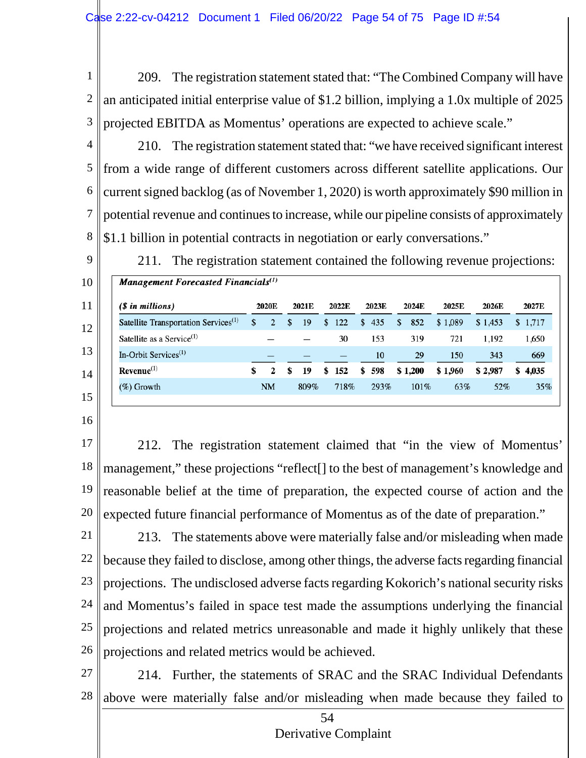209. The registration statement stated that: "The Combined Company will have an anticipated initial enterprise value of $1.2 billion, implying a 1.0x multiple of 2025 projected EBITDA as Momentus' operations are expected to achieve scale."

210. The registration statement stated that: "we have received significant interest from a wide range of different customers across different satellite applications. Our current signed backlog (as of November 1, 2020) is worth approximately $90 million in potential revenue and continues to increase, while our pipeline consists of approximately $1.1 billion in potential contracts in negotiation or early conversations."

211. The registration statement contained the following revenue projections:

***Management Forecasted Financials***[1]

| ***($ in millions)*** | 2020E | 2021E | 2022E | 2023E | 2024E | 2025E | 2026E | 2027E |
|---|---|---|---|---|---|---|---|---|
| Satellite Transportation Services[1] | $ 2 | $ 19 | $ 122 | $ 435 | $ 852 | $ 1,089 | $ 1,453 | $ 1,717 |
| Satellite as a Service[1] | — | — | 30 | 153 | 319 | 721 | 1,192 | 1,650 |
| In-Orbit Services[1] | — | — | — | 10 | 29 | 150 | 343 | 669 |
| **Revenue**[1] | **$ 2** | **$ 19** | **$ 152** | **$ 598** | **$ 1,200** | **$ 1,960** | **$ 2,987** | **$ 4,035** |
| (%) Growth | NM | 809% | 718% | 293% | 101% | 63% | 52% | 35% |

212. The registration statement claimed that "in the view of Momentus' management," these projections "reflect[] to the best of management's knowledge and reasonable belief at the time of preparation, the expected course of action and the expected future financial performance of Momentus as of the date of preparation."

213. The statements above were materially false and/or misleading when made because they failed to disclose, among other things, the adverse facts regarding financial projections. The undisclosed adverse facts regarding Kokorich's national security risks and Momentus's failed in space test made the assumptions underlying the financial projections and related metrics unreasonable and made it highly unlikely that these projections and related metrics would be achieved.

214. Further, the statements of SRAC and the SRAC Individual Defendants above were materially false and/or misleading when made because they failed to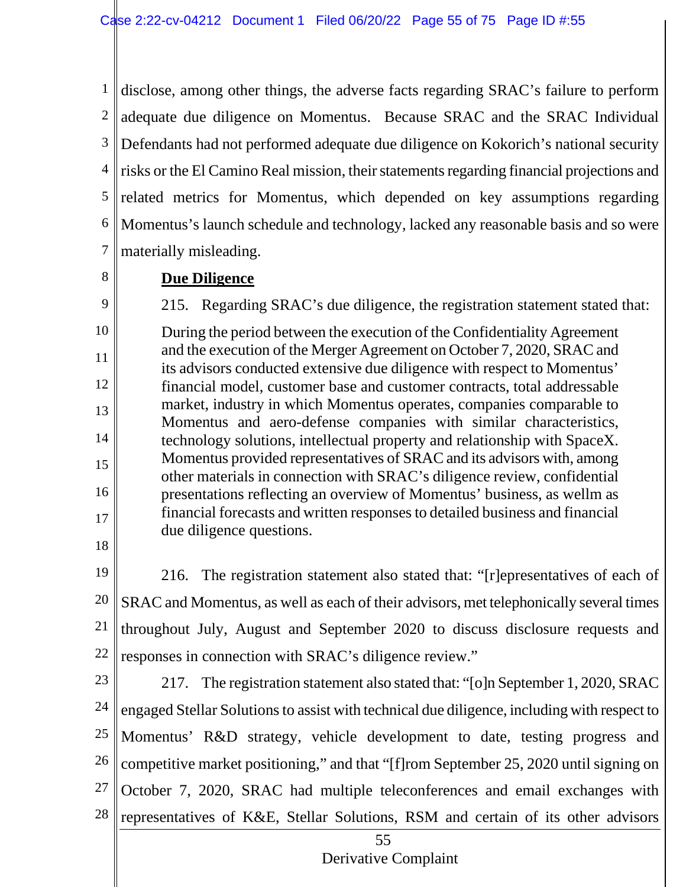disclose, among other things, the adverse facts regarding SRAC's failure to perform adequate due diligence on Momentus. Because SRAC and the SRAC Individual Defendants had not performed adequate due diligence on Kokorich's national security risks or the El Camino Real mission, their statements regarding financial projections and related metrics for Momentus, which depended on key assumptions regarding Momentus's launch schedule and technology, lacked any reasonable basis and so were materially misleading.

**Due Diligence**

215. Regarding SRAC's due diligence, the registration statement stated that:

> During the period between the execution of the Confidentiality Agreement and the execution of the Merger Agreement on October 7, 2020, SRAC and its advisors conducted extensive due diligence with respect to Momentus' financial model, customer base and customer contracts, total addressable market, industry in which Momentus operates, companies comparable to Momentus and aero-defense companies with similar characteristics, technology solutions, intellectual property and relationship with SpaceX. Momentus provided representatives of SRAC and its advisors with, among other materials in connection with SRAC's diligence review, confidential presentations reflecting an overview of Momentus' business, as wellm as financial forecasts and written responses to detailed business and financial due diligence questions.

216. The registration statement also stated that: "[r]epresentatives of each of SRAC and Momentus, as well as each of their advisors, met telephonically several times throughout July, August and September 2020 to discuss disclosure requests and responses in connection with SRAC's diligence review."

217. The registration statement also stated that: "[o]n September 1, 2020, SRAC engaged Stellar Solutions to assist with technical due diligence, including with respect to Momentus' R&D strategy, vehicle development to date, testing progress and competitive market positioning," and that "[f]rom September 25, 2020 until signing on October 7, 2020, SRAC had multiple teleconferences and email exchanges with representatives of K&E, Stellar Solutions, RSM and certain of its other advisors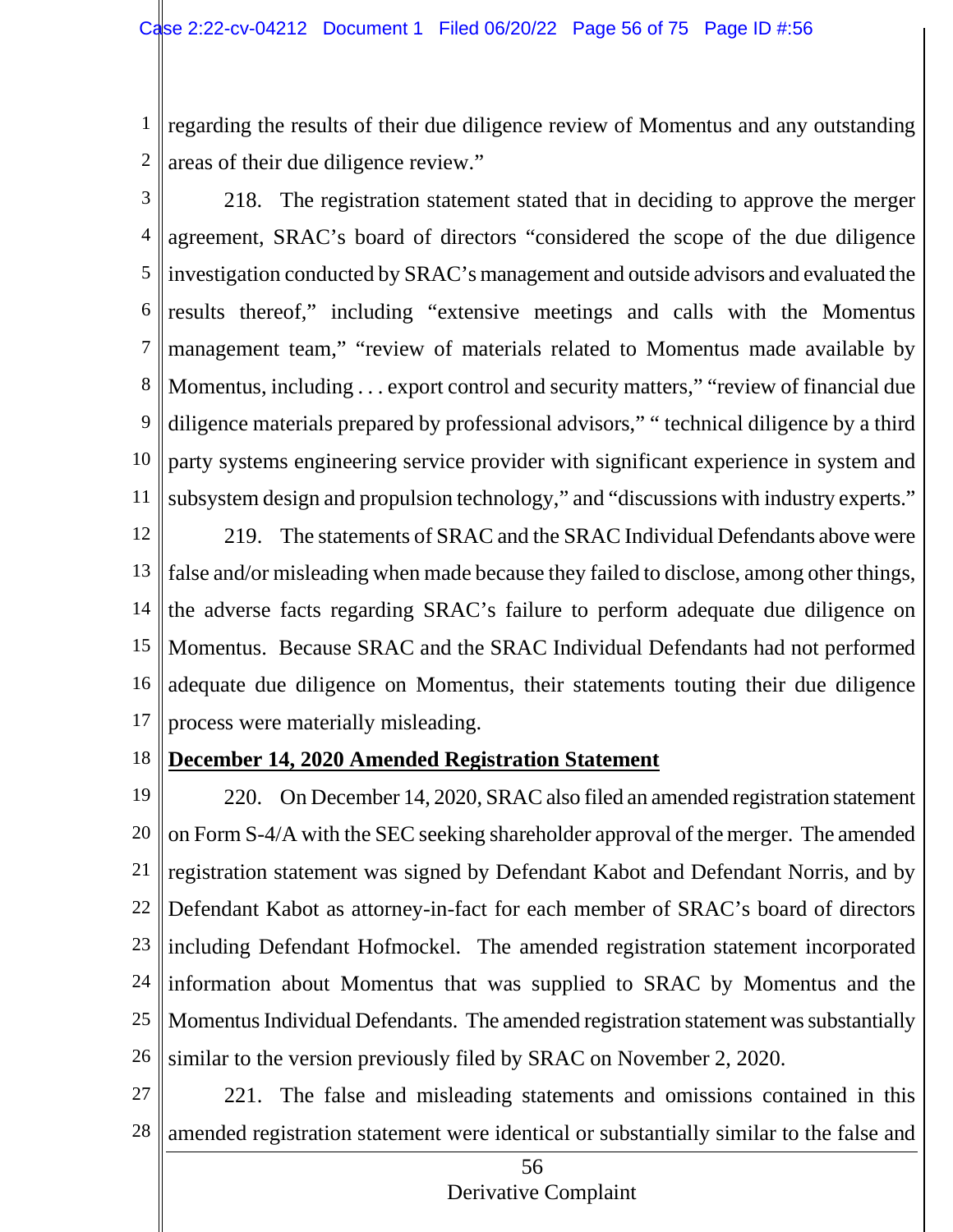regarding the results of their due diligence review of Momentus and any outstanding areas of their due diligence review."

218. The registration statement stated that in deciding to approve the merger agreement, SRAC's board of directors "considered the scope of the due diligence investigation conducted by SRAC's management and outside advisors and evaluated the results thereof," including "extensive meetings and calls with the Momentus management team," "review of materials related to Momentus made available by Momentus, including . . . export control and security matters," "review of financial due diligence materials prepared by professional advisors," " technical diligence by a third party systems engineering service provider with significant experience in system and subsystem design and propulsion technology," and "discussions with industry experts."

219. The statements of SRAC and the SRAC Individual Defendants above were false and/or misleading when made because they failed to disclose, among other things, the adverse facts regarding SRAC's failure to perform adequate due diligence on Momentus. Because SRAC and the SRAC Individual Defendants had not performed adequate due diligence on Momentus, their statements touting their due diligence process were materially misleading.

**December 14, 2020 Amended Registration Statement**

220. On December 14, 2020, SRAC also filed an amended registration statement on Form S-4/A with the SEC seeking shareholder approval of the merger. The amended registration statement was signed by Defendant Kabot and Defendant Norris, and by Defendant Kabot as attorney-in-fact for each member of SRAC's board of directors including Defendant Hofmockel. The amended registration statement incorporated information about Momentus that was supplied to SRAC by Momentus and the Momentus Individual Defendants. The amended registration statement was substantially similar to the version previously filed by SRAC on November 2, 2020.

221. The false and misleading statements and omissions contained in this amended registration statement were identical or substantially similar to the false and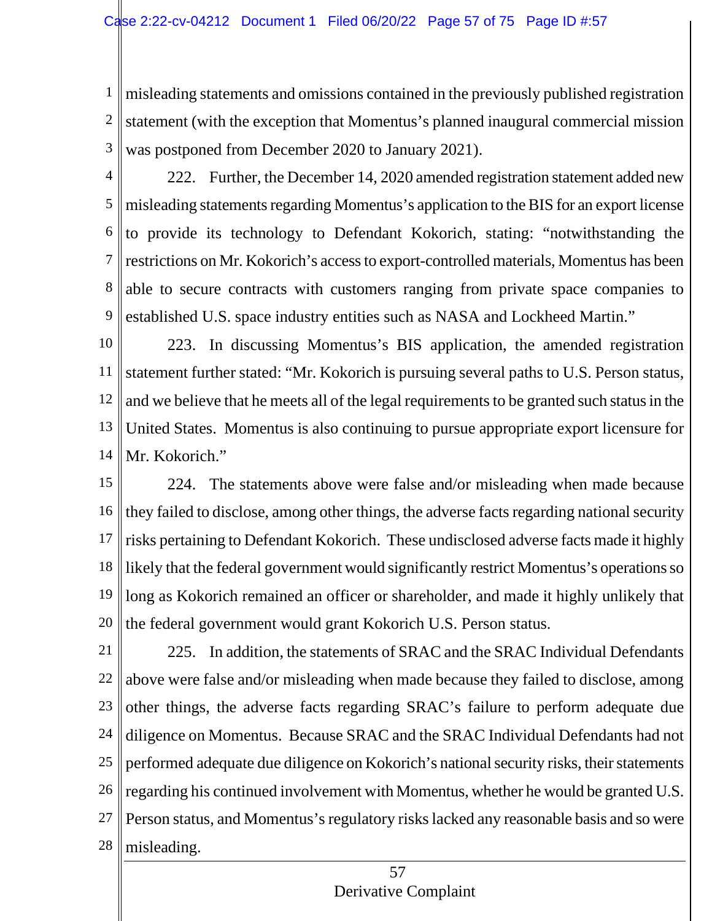misleading statements and omissions contained in the previously published registration statement (with the exception that Momentus's planned inaugural commercial mission was postponed from December 2020 to January 2021).

222. Further, the December 14, 2020 amended registration statement added new misleading statements regarding Momentus's application to the BIS for an export license to provide its technology to Defendant Kokorich, stating: "notwithstanding the restrictions on Mr. Kokorich's access to export-controlled materials, Momentus has been able to secure contracts with customers ranging from private space companies to established U.S. space industry entities such as NASA and Lockheed Martin."

223. In discussing Momentus's BIS application, the amended registration statement further stated: "Mr. Kokorich is pursuing several paths to U.S. Person status, and we believe that he meets all of the legal requirements to be granted such status in the United States. Momentus is also continuing to pursue appropriate export licensure for Mr. Kokorich."

224. The statements above were false and/or misleading when made because they failed to disclose, among other things, the adverse facts regarding national security risks pertaining to Defendant Kokorich. These undisclosed adverse facts made it highly likely that the federal government would significantly restrict Momentus's operations so long as Kokorich remained an officer or shareholder, and made it highly unlikely that the federal government would grant Kokorich U.S. Person status.

225. In addition, the statements of SRAC and the SRAC Individual Defendants above were false and/or misleading when made because they failed to disclose, among other things, the adverse facts regarding SRAC's failure to perform adequate due diligence on Momentus. Because SRAC and the SRAC Individual Defendants had not performed adequate due diligence on Kokorich's national security risks, their statements regarding his continued involvement with Momentus, whether he would be granted U.S. Person status, and Momentus's regulatory risks lacked any reasonable basis and so were misleading.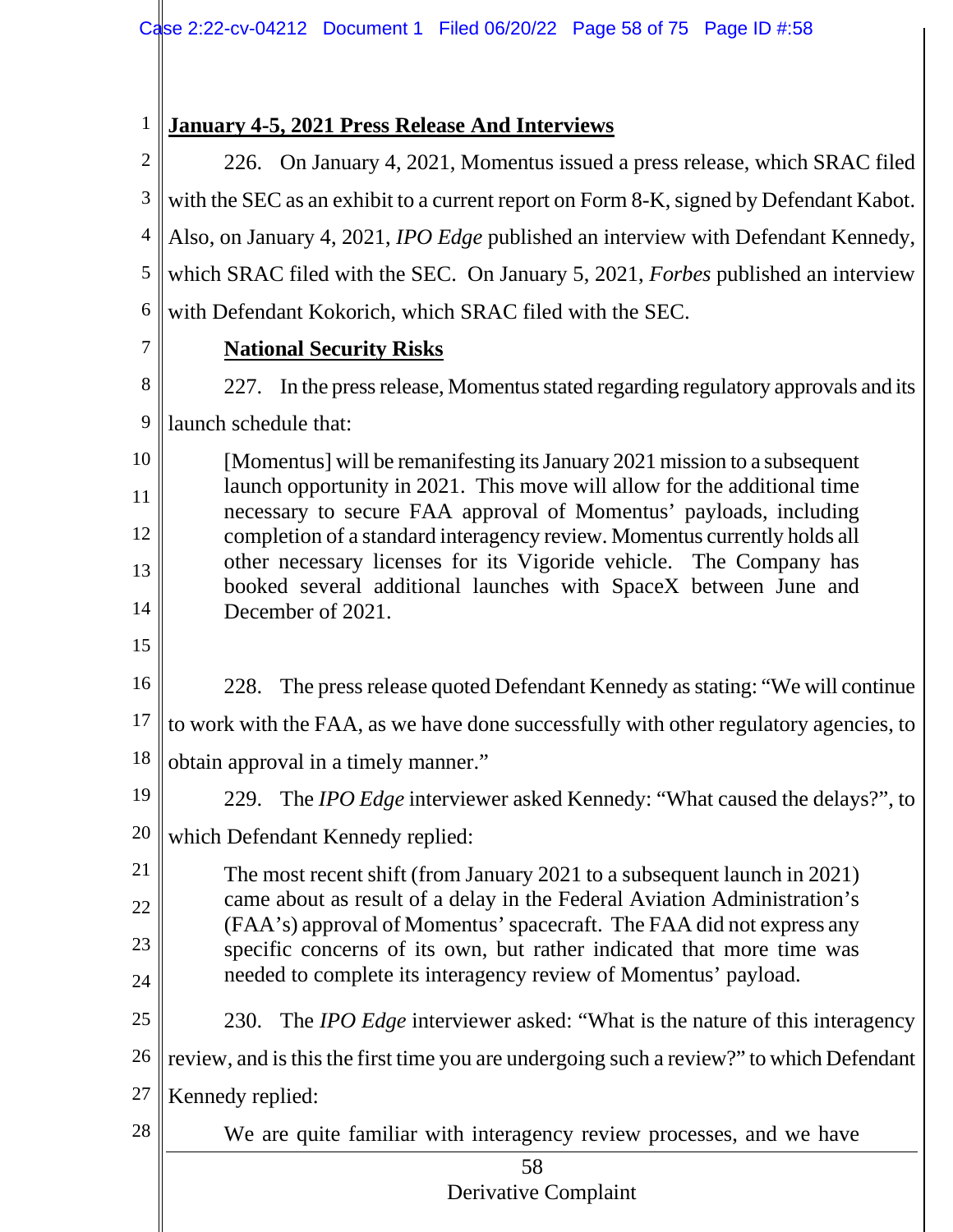**January 4-5, 2021 Press Release And Interviews**

226. On January 4, 2021, Momentus issued a press release, which SRAC filed with the SEC as an exhibit to a current report on Form 8-K, signed by Defendant Kabot. Also, on January 4, 2021, *IPO Edge* published an interview with Defendant Kennedy, which SRAC filed with the SEC. On January 5, 2021, *Forbes* published an interview with Defendant Kokorich, which SRAC filed with the SEC.

**National Security Risks**

227. In the press release, Momentus stated regarding regulatory approvals and its launch schedule that:

> [Momentus] will be remanifesting its January 2021 mission to a subsequent launch opportunity in 2021. This move will allow for the additional time necessary to secure FAA approval of Momentus' payloads, including completion of a standard interagency review. Momentus currently holds all other necessary licenses for its Vigoride vehicle. The Company has booked several additional launches with SpaceX between June and December of 2021.

228. The press release quoted Defendant Kennedy as stating: "We will continue to work with the FAA, as we have done successfully with other regulatory agencies, to obtain approval in a timely manner."

229. The *IPO Edge* interviewer asked Kennedy: "What caused the delays?", to which Defendant Kennedy replied:

> The most recent shift (from January 2021 to a subsequent launch in 2021) came about as result of a delay in the Federal Aviation Administration's (FAA's) approval of Momentus' spacecraft. The FAA did not express any specific concerns of its own, but rather indicated that more time was needed to complete its interagency review of Momentus' payload.

230. The *IPO Edge* interviewer asked: "What is the nature of this interagency review, and is this the first time you are undergoing such a review?" to which Defendant Kennedy replied:

> We are quite familiar with interagency review processes, and we have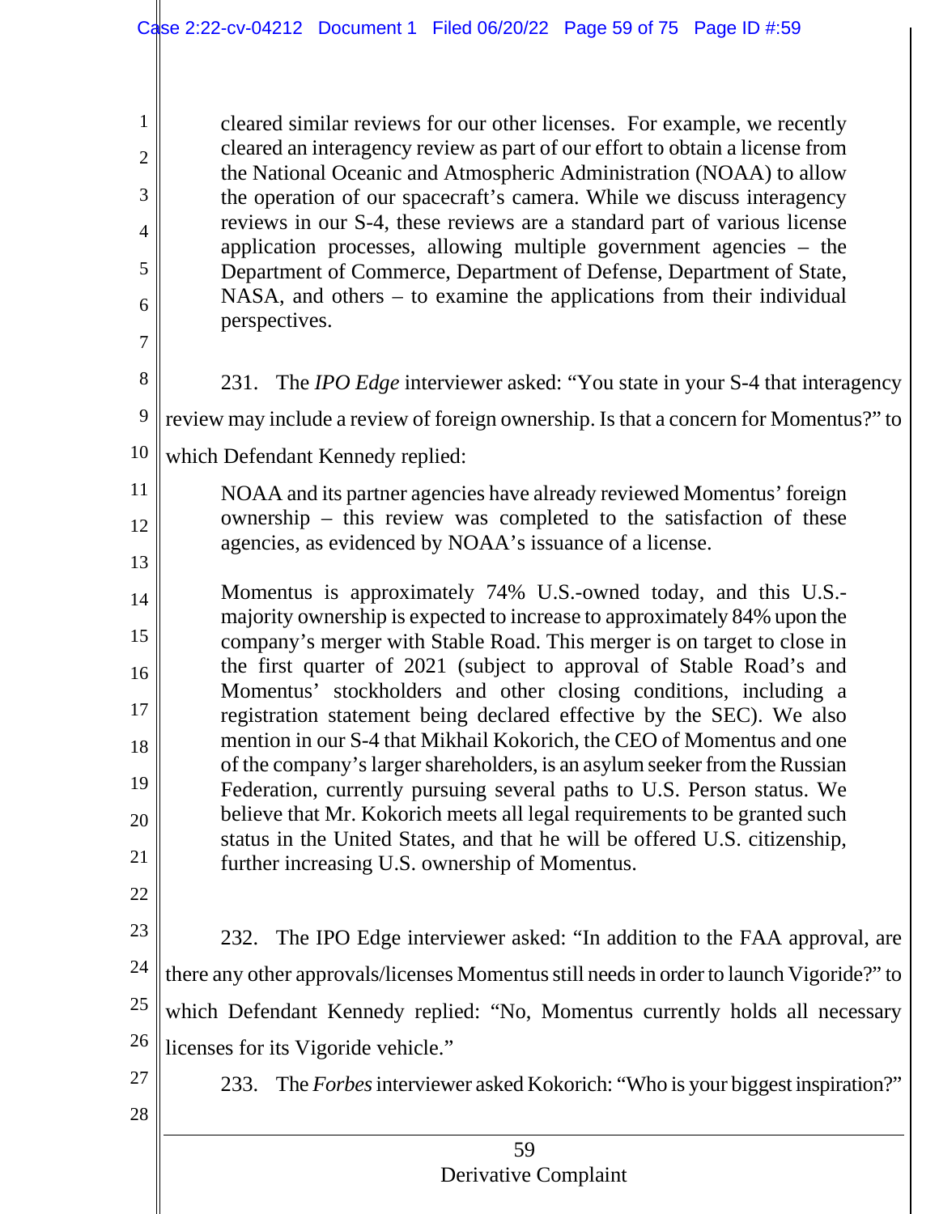> cleared similar reviews for our other licenses. For example, we recently cleared an interagency review as part of our effort to obtain a license from the National Oceanic and Atmospheric Administration (NOAA) to allow the operation of our spacecraft's camera. While we discuss interagency reviews in our S-4, these reviews are a standard part of various license application processes, allowing multiple government agencies – the Department of Commerce, Department of Defense, Department of State, NASA, and others – to examine the applications from their individual perspectives.

231. The *IPO Edge* interviewer asked: "You state in your S-4 that interagency review may include a review of foreign ownership. Is that a concern for Momentus?" to which Defendant Kennedy replied:

> NOAA and its partner agencies have already reviewed Momentus' foreign ownership – this review was completed to the satisfaction of these agencies, as evidenced by NOAA's issuance of a license.
>
> Momentus is approximately 74% U.S.-owned today, and this U.S.-majority ownership is expected to increase to approximately 84% upon the company's merger with Stable Road. This merger is on target to close in the first quarter of 2021 (subject to approval of Stable Road's and Momentus' stockholders and other closing conditions, including a registration statement being declared effective by the SEC). We also mention in our S-4 that Mikhail Kokorich, the CEO of Momentus and one of the company's larger shareholders, is an asylum seeker from the Russian Federation, currently pursuing several paths to U.S. Person status. We believe that Mr. Kokorich meets all legal requirements to be granted such status in the United States, and that he will be offered U.S. citizenship, further increasing U.S. ownership of Momentus.

232. The IPO Edge interviewer asked: "In addition to the FAA approval, are there any other approvals/licenses Momentus still needs in order to launch Vigoride?" to which Defendant Kennedy replied: "No, Momentus currently holds all necessary licenses for its Vigoride vehicle."

233. The *Forbes* interviewer asked Kokorich: "Who is your biggest inspiration?"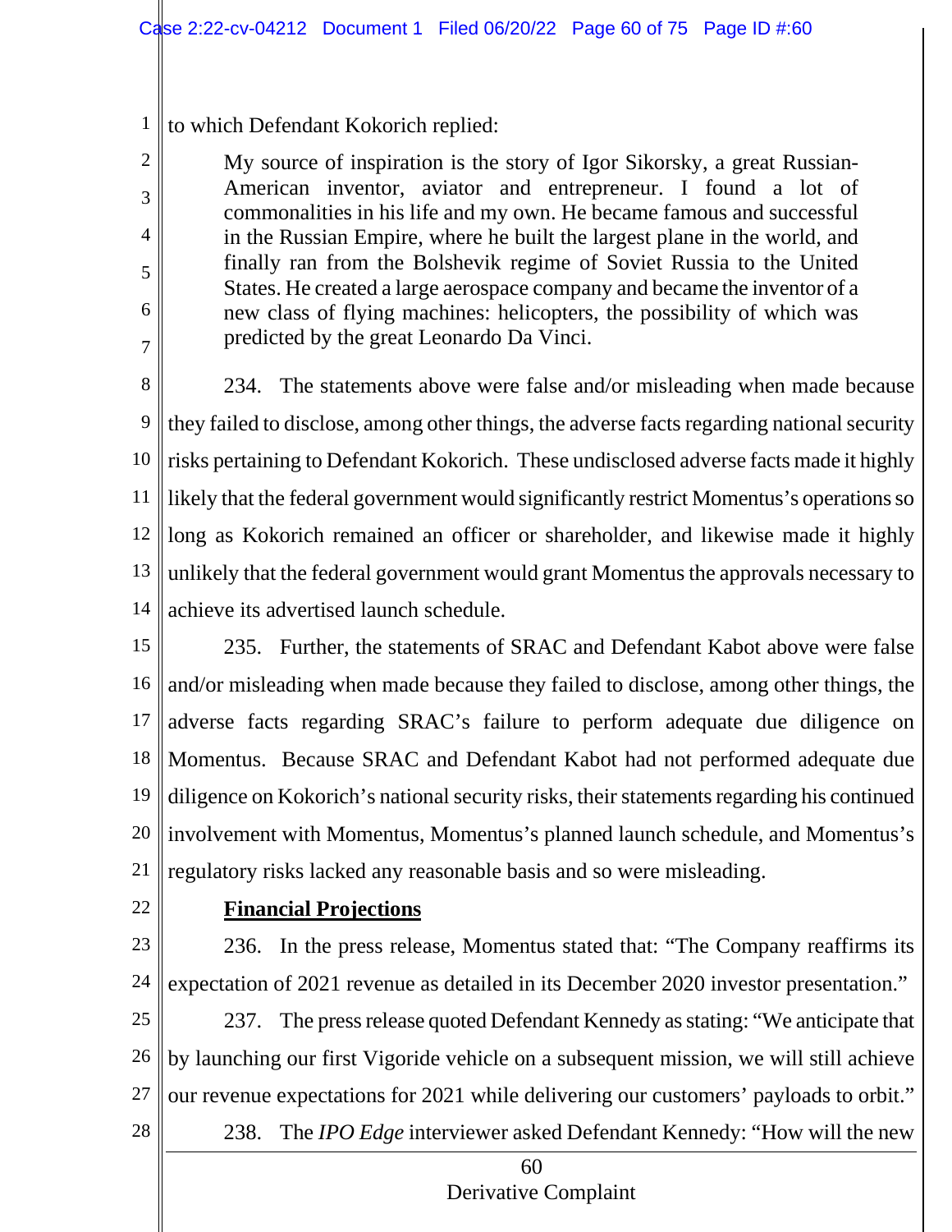to which Defendant Kokorich replied:

> My source of inspiration is the story of Igor Sikorsky, a great Russian-American inventor, aviator and entrepreneur. I found a lot of commonalities in his life and my own. He became famous and successful in the Russian Empire, where he built the largest plane in the world, and finally ran from the Bolshevik regime of Soviet Russia to the United States. He created a large aerospace company and became the inventor of a new class of flying machines: helicopters, the possibility of which was predicted by the great Leonardo Da Vinci.

234. The statements above were false and/or misleading when made because they failed to disclose, among other things, the adverse facts regarding national security risks pertaining to Defendant Kokorich. These undisclosed adverse facts made it highly likely that the federal government would significantly restrict Momentus's operations so long as Kokorich remained an officer or shareholder, and likewise made it highly unlikely that the federal government would grant Momentus the approvals necessary to achieve its advertised launch schedule.

235. Further, the statements of SRAC and Defendant Kabot above were false and/or misleading when made because they failed to disclose, among other things, the adverse facts regarding SRAC's failure to perform adequate due diligence on Momentus. Because SRAC and Defendant Kabot had not performed adequate due diligence on Kokorich's national security risks, their statements regarding his continued involvement with Momentus, Momentus's planned launch schedule, and Momentus's regulatory risks lacked any reasonable basis and so were misleading.

**<u>Financial Projections</u>**

236. In the press release, Momentus stated that: "The Company reaffirms its expectation of 2021 revenue as detailed in its December 2020 investor presentation."

237. The press release quoted Defendant Kennedy as stating: "We anticipate that by launching our first Vigoride vehicle on a subsequent mission, we will still achieve our revenue expectations for 2021 while delivering our customers' payloads to orbit."

238. The *IPO Edge* interviewer asked Defendant Kennedy: "How will the new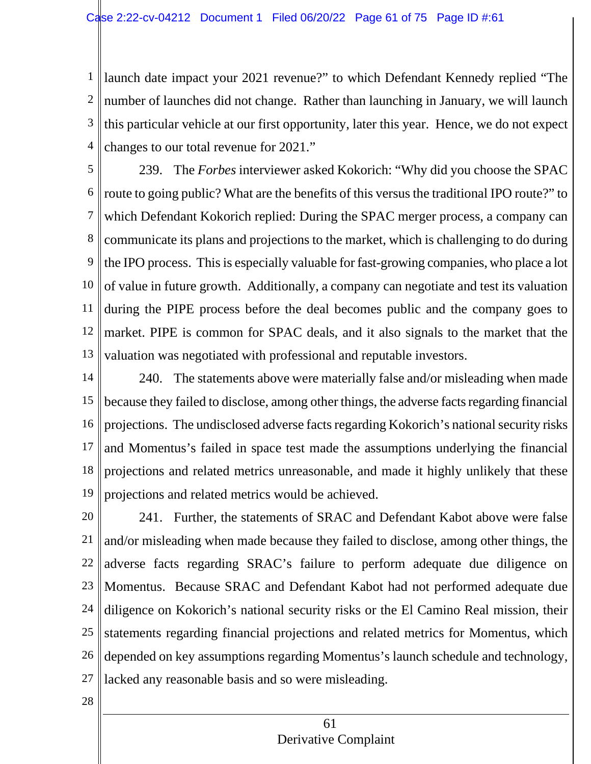launch date impact your 2021 revenue?" to which Defendant Kennedy replied "The number of launches did not change. Rather than launching in January, we will launch this particular vehicle at our first opportunity, later this year. Hence, we do not expect changes to our total revenue for 2021."

239. The *Forbes* interviewer asked Kokorich: "Why did you choose the SPAC route to going public? What are the benefits of this versus the traditional IPO route?" to which Defendant Kokorich replied: During the SPAC merger process, a company can communicate its plans and projections to the market, which is challenging to do during the IPO process. This is especially valuable for fast-growing companies, who place a lot of value in future growth. Additionally, a company can negotiate and test its valuation during the PIPE process before the deal becomes public and the company goes to market. PIPE is common for SPAC deals, and it also signals to the market that the valuation was negotiated with professional and reputable investors.

240. The statements above were materially false and/or misleading when made because they failed to disclose, among other things, the adverse facts regarding financial projections. The undisclosed adverse facts regarding Kokorich's national security risks and Momentus's failed in space test made the assumptions underlying the financial projections and related metrics unreasonable, and made it highly unlikely that these projections and related metrics would be achieved.

241. Further, the statements of SRAC and Defendant Kabot above were false and/or misleading when made because they failed to disclose, among other things, the adverse facts regarding SRAC's failure to perform adequate due diligence on Momentus. Because SRAC and Defendant Kabot had not performed adequate due diligence on Kokorich's national security risks or the El Camino Real mission, their statements regarding financial projections and related metrics for Momentus, which depended on key assumptions regarding Momentus's launch schedule and technology, lacked any reasonable basis and so were misleading.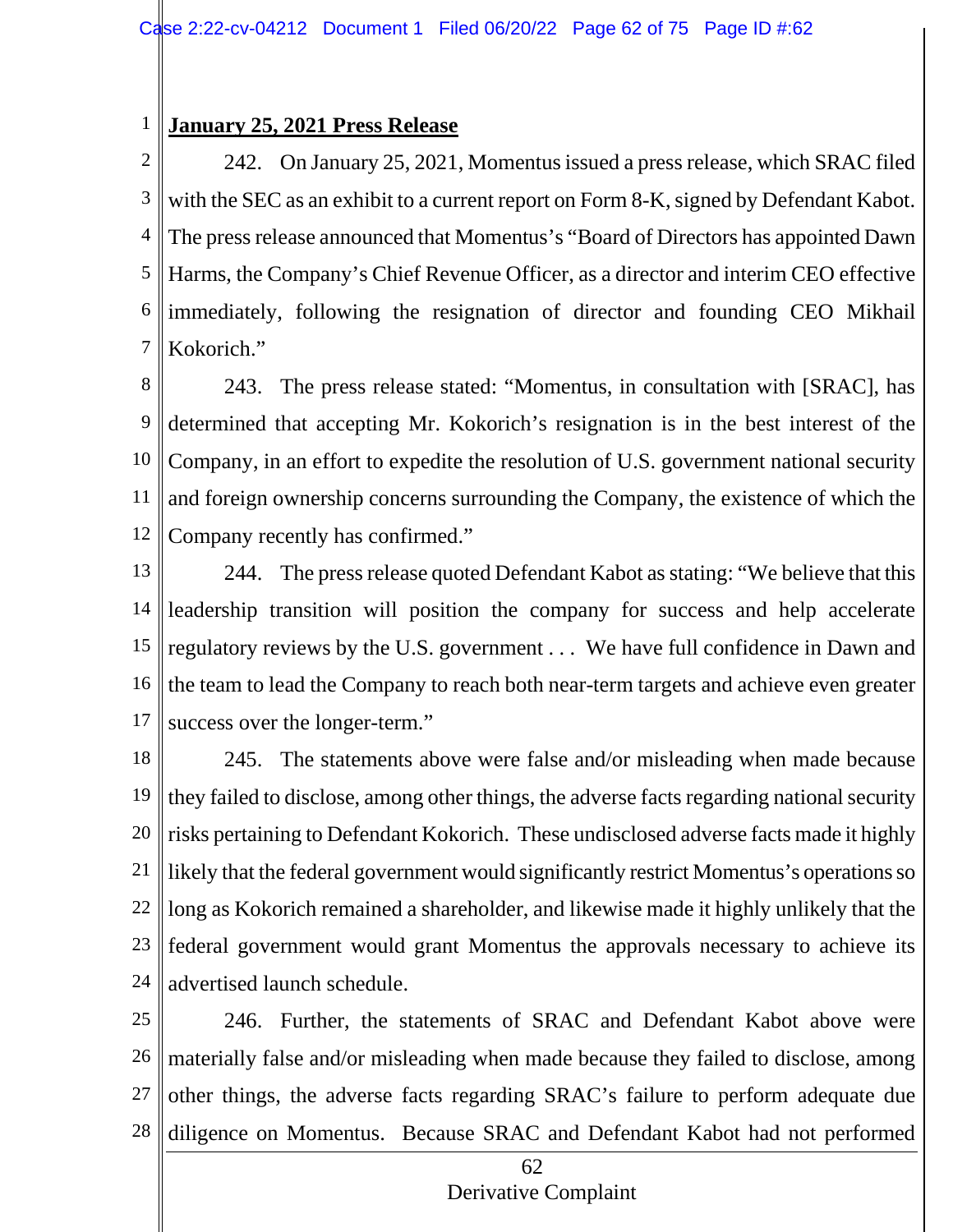**January 25, 2021 Press Release**

242. On January 25, 2021, Momentus issued a press release, which SRAC filed with the SEC as an exhibit to a current report on Form 8-K, signed by Defendant Kabot. The press release announced that Momentus's "Board of Directors has appointed Dawn Harms, the Company's Chief Revenue Officer, as a director and interim CEO effective immediately, following the resignation of director and founding CEO Mikhail Kokorich."

243. The press release stated: "Momentus, in consultation with [SRAC], has determined that accepting Mr. Kokorich's resignation is in the best interest of the Company, in an effort to expedite the resolution of U.S. government national security and foreign ownership concerns surrounding the Company, the existence of which the Company recently has confirmed."

244. The press release quoted Defendant Kabot as stating: "We believe that this leadership transition will position the company for success and help accelerate regulatory reviews by the U.S. government . . . We have full confidence in Dawn and the team to lead the Company to reach both near-term targets and achieve even greater success over the longer-term."

245. The statements above were false and/or misleading when made because they failed to disclose, among other things, the adverse facts regarding national security risks pertaining to Defendant Kokorich. These undisclosed adverse facts made it highly likely that the federal government would significantly restrict Momentus's operations so long as Kokorich remained a shareholder, and likewise made it highly unlikely that the federal government would grant Momentus the approvals necessary to achieve its advertised launch schedule.

246. Further, the statements of SRAC and Defendant Kabot above were materially false and/or misleading when made because they failed to disclose, among other things, the adverse facts regarding SRAC's failure to perform adequate due diligence on Momentus. Because SRAC and Defendant Kabot had not performed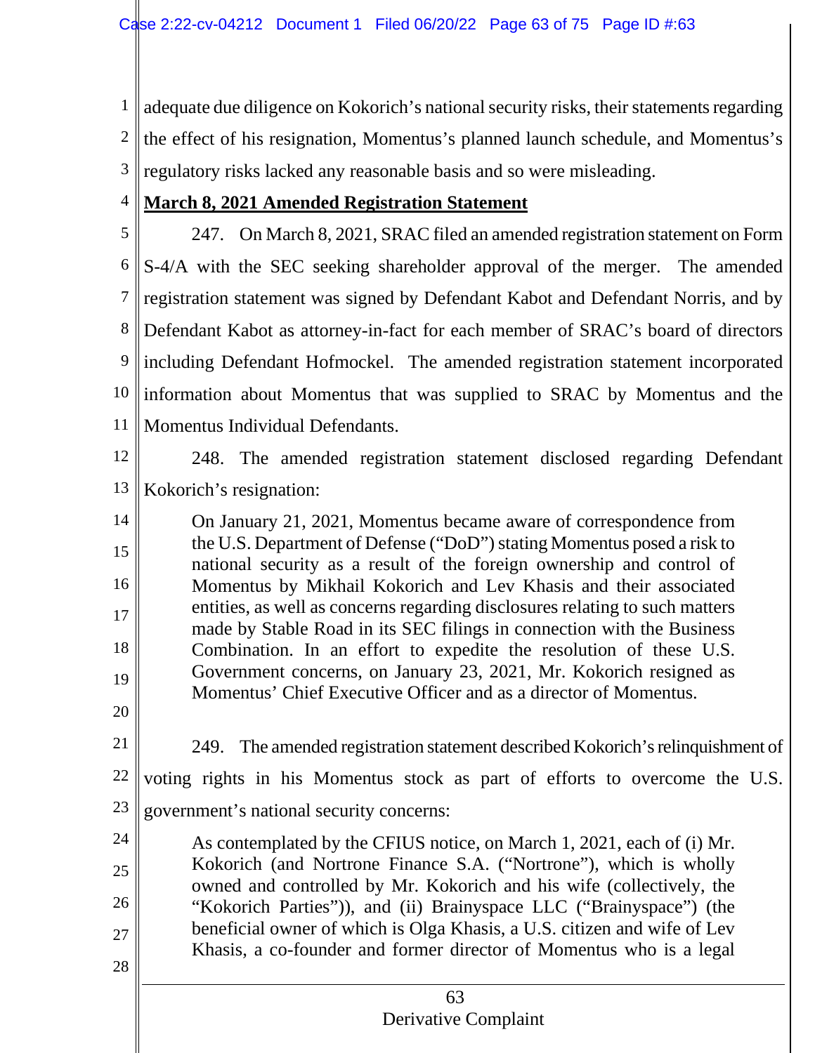adequate due diligence on Kokorich's national security risks, their statements regarding the effect of his resignation, Momentus's planned launch schedule, and Momentus's regulatory risks lacked any reasonable basis and so were misleading.

**March 8, 2021 Amended Registration Statement**

247. On March 8, 2021, SRAC filed an amended registration statement on Form S-4/A with the SEC seeking shareholder approval of the merger. The amended registration statement was signed by Defendant Kabot and Defendant Norris, and by Defendant Kabot as attorney-in-fact for each member of SRAC's board of directors including Defendant Hofmockel. The amended registration statement incorporated information about Momentus that was supplied to SRAC by Momentus and the Momentus Individual Defendants.

248. The amended registration statement disclosed regarding Defendant Kokorich's resignation:

> On January 21, 2021, Momentus became aware of correspondence from the U.S. Department of Defense ("DoD") stating Momentus posed a risk to national security as a result of the foreign ownership and control of Momentus by Mikhail Kokorich and Lev Khasis and their associated entities, as well as concerns regarding disclosures relating to such matters made by Stable Road in its SEC filings in connection with the Business Combination. In an effort to expedite the resolution of these U.S. Government concerns, on January 23, 2021, Mr. Kokorich resigned as Momentus' Chief Executive Officer and as a director of Momentus.

249. The amended registration statement described Kokorich's relinquishment of voting rights in his Momentus stock as part of efforts to overcome the U.S. government's national security concerns:

> As contemplated by the CFIUS notice, on March 1, 2021, each of (i) Mr. Kokorich (and Nortrone Finance S.A. ("Nortrone"), which is wholly owned and controlled by Mr. Kokorich and his wife (collectively, the "Kokorich Parties")), and (ii) Brainyspace LLC ("Brainyspace") (the beneficial owner of which is Olga Khasis, a U.S. citizen and wife of Lev Khasis, a co-founder and former director of Momentus who is a legal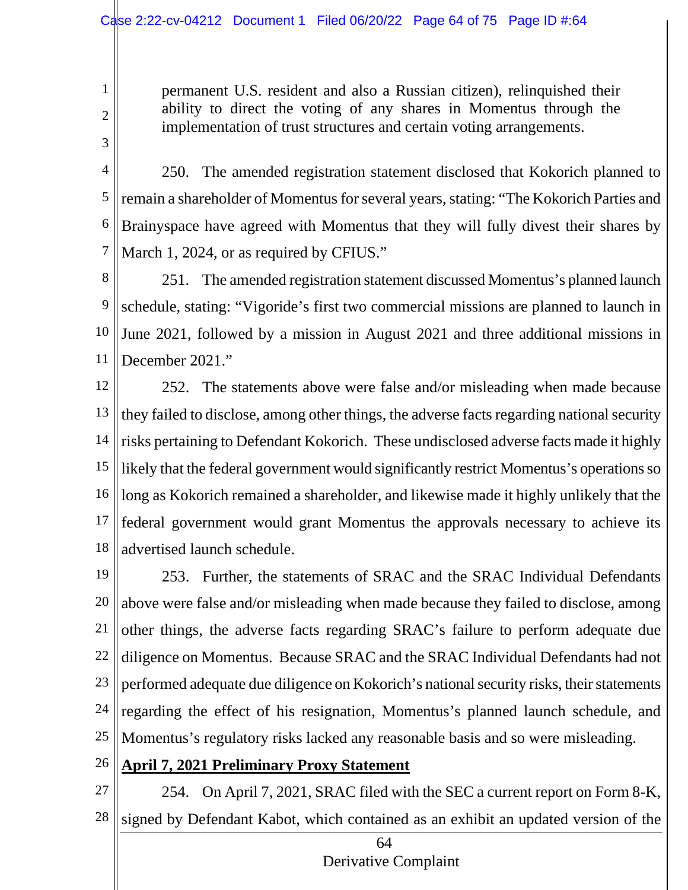permanent U.S. resident and also a Russian citizen), relinquished their ability to direct the voting of any shares in Momentus through the implementation of trust structures and certain voting arrangements.

250. The amended registration statement disclosed that Kokorich planned to remain a shareholder of Momentus for several years, stating: "The Kokorich Parties and Brainyspace have agreed with Momentus that they will fully divest their shares by March 1, 2024, or as required by CFIUS."

251. The amended registration statement discussed Momentus's planned launch schedule, stating: "Vigoride's first two commercial missions are planned to launch in June 2021, followed by a mission in August 2021 and three additional missions in December 2021."

252. The statements above were false and/or misleading when made because they failed to disclose, among other things, the adverse facts regarding national security risks pertaining to Defendant Kokorich. These undisclosed adverse facts made it highly likely that the federal government would significantly restrict Momentus's operations so long as Kokorich remained a shareholder, and likewise made it highly unlikely that the federal government would grant Momentus the approvals necessary to achieve its advertised launch schedule.

253. Further, the statements of SRAC and the SRAC Individual Defendants above were false and/or misleading when made because they failed to disclose, among other things, the adverse facts regarding SRAC's failure to perform adequate due diligence on Momentus. Because SRAC and the SRAC Individual Defendants had not performed adequate due diligence on Kokorich's national security risks, their statements regarding the effect of his resignation, Momentus's planned launch schedule, and Momentus's regulatory risks lacked any reasonable basis and so were misleading.

**April 7, 2021 Preliminary Proxy Statement**

254. On April 7, 2021, SRAC filed with the SEC a current report on Form 8-K, signed by Defendant Kabot, which contained as an exhibit an updated version of the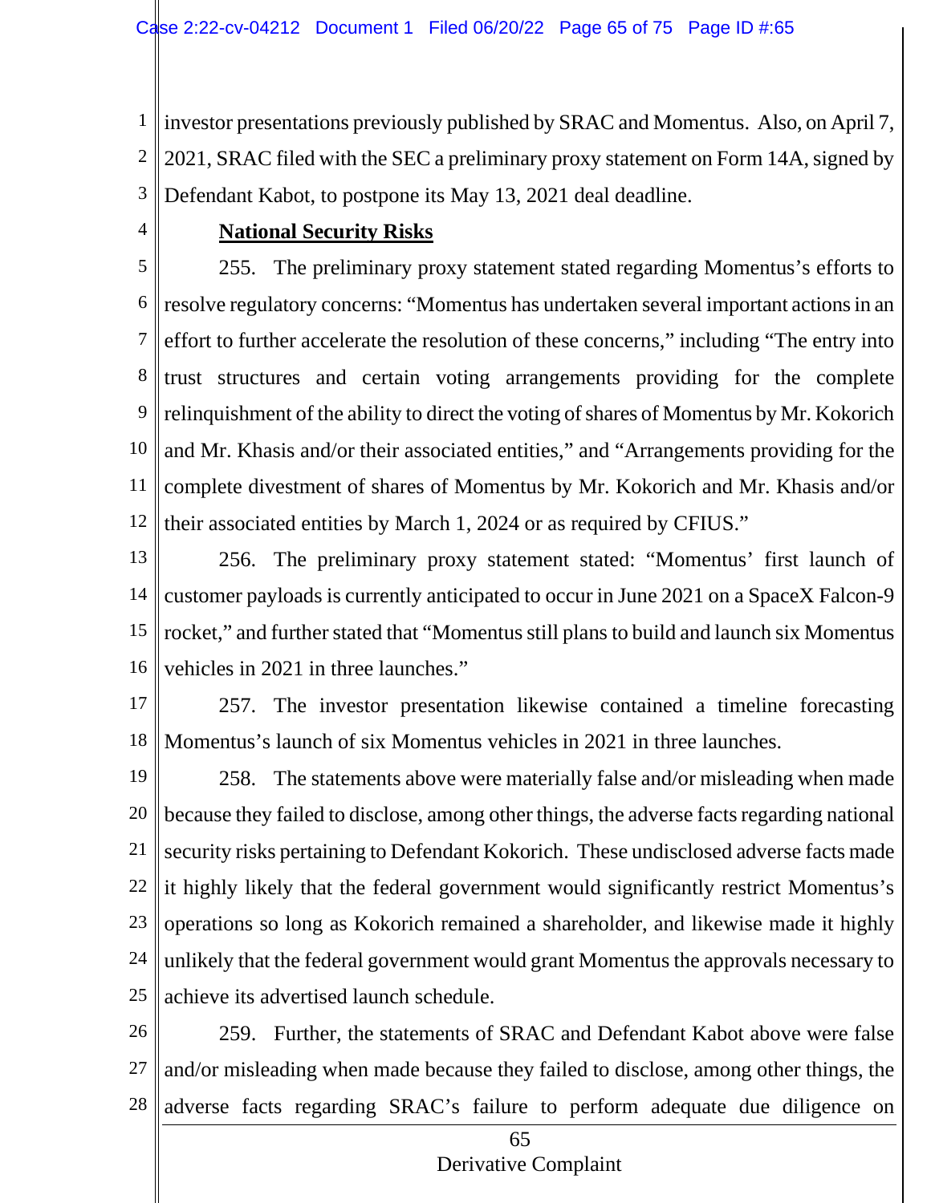investor presentations previously published by SRAC and Momentus. Also, on April 7, 2021, SRAC filed with the SEC a preliminary proxy statement on Form 14A, signed by Defendant Kabot, to postpone its May 13, 2021 deal deadline.

**National Security Risks**

255. The preliminary proxy statement stated regarding Momentus's efforts to resolve regulatory concerns: "Momentus has undertaken several important actions in an effort to further accelerate the resolution of these concerns," including "The entry into trust structures and certain voting arrangements providing for the complete relinquishment of the ability to direct the voting of shares of Momentus by Mr. Kokorich and Mr. Khasis and/or their associated entities," and "Arrangements providing for the complete divestment of shares of Momentus by Mr. Kokorich and Mr. Khasis and/or their associated entities by March 1, 2024 or as required by CFIUS."

256. The preliminary proxy statement stated: "Momentus' first launch of customer payloads is currently anticipated to occur in June 2021 on a SpaceX Falcon-9 rocket," and further stated that "Momentus still plans to build and launch six Momentus vehicles in 2021 in three launches."

257. The investor presentation likewise contained a timeline forecasting Momentus's launch of six Momentus vehicles in 2021 in three launches.

258. The statements above were materially false and/or misleading when made because they failed to disclose, among other things, the adverse facts regarding national security risks pertaining to Defendant Kokorich. These undisclosed adverse facts made it highly likely that the federal government would significantly restrict Momentus's operations so long as Kokorich remained a shareholder, and likewise made it highly unlikely that the federal government would grant Momentus the approvals necessary to achieve its advertised launch schedule.

259. Further, the statements of SRAC and Defendant Kabot above were false and/or misleading when made because they failed to disclose, among other things, the adverse facts regarding SRAC's failure to perform adequate due diligence on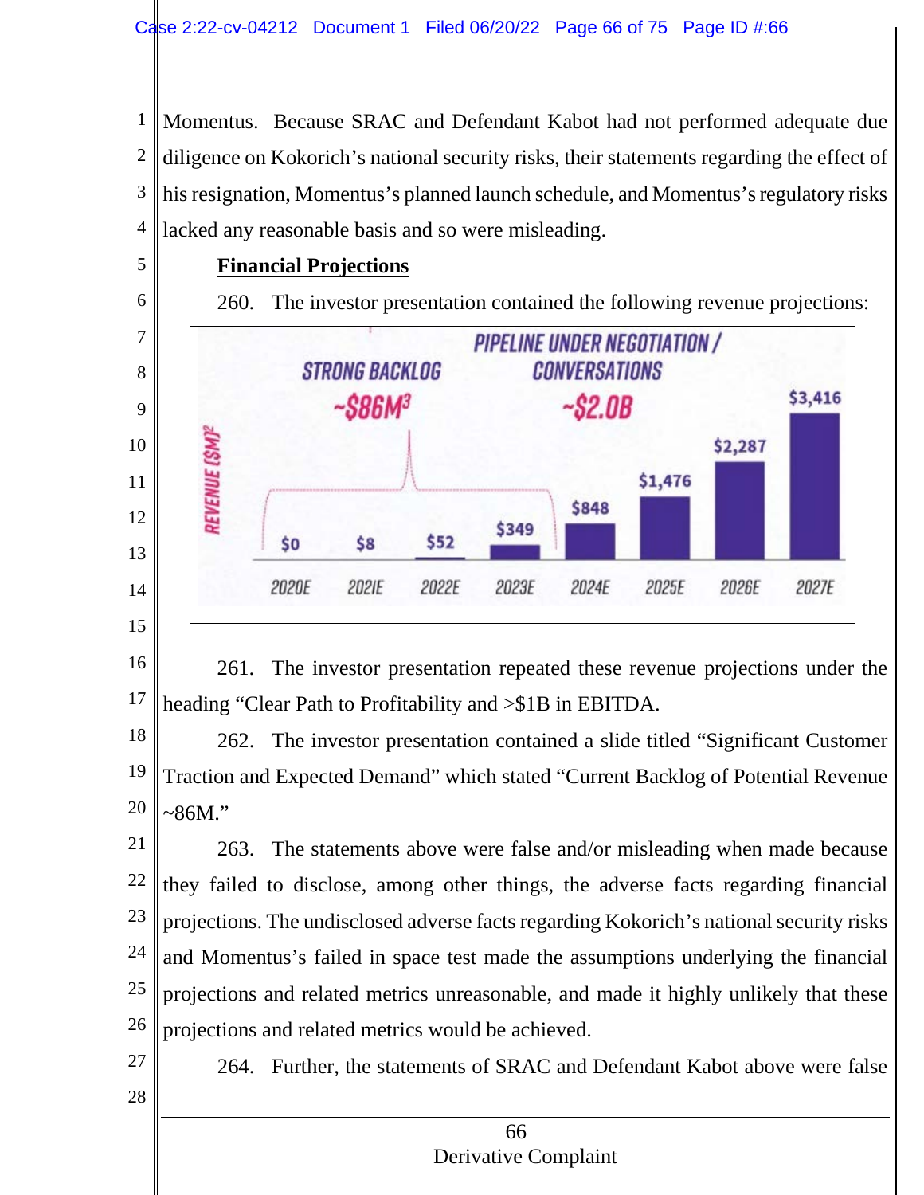Momentus. Because SRAC and Defendant Kabot had not performed adequate due diligence on Kokorich's national security risks, their statements regarding the effect of his resignation, Momentus's planned launch schedule, and Momentus's regulatory risks lacked any reasonable basis and so were misleading.

**Financial Projections**

260. The investor presentation contained the following revenue projections:

STRONG BACKLOG ~$86M[3]

PIPELINE UNDER NEGOTIATION / CONVERSATIONS ~$2.0B

REVENUE ($M)[2]

| 2020E | 2021E | 2022E | 2023E | 2024E | 2025E | 2026E | 2027E |
|---|---|---|---|---|---|---|---|
| $0 | $8 | $52 | $349 | $848 | $1,476 | $2,287 | $3,416 |

261. The investor presentation repeated these revenue projections under the heading "Clear Path to Profitability and >$1B in EBITDA.

262. The investor presentation contained a slide titled "Significant Customer Traction and Expected Demand" which stated "Current Backlog of Potential Revenue ~86M."

263. The statements above were false and/or misleading when made because they failed to disclose, among other things, the adverse facts regarding financial projections. The undisclosed adverse facts regarding Kokorich's national security risks and Momentus's failed in space test made the assumptions underlying the financial projections and related metrics unreasonable, and made it highly unlikely that these projections and related metrics would be achieved.

264. Further, the statements of SRAC and Defendant Kabot above were false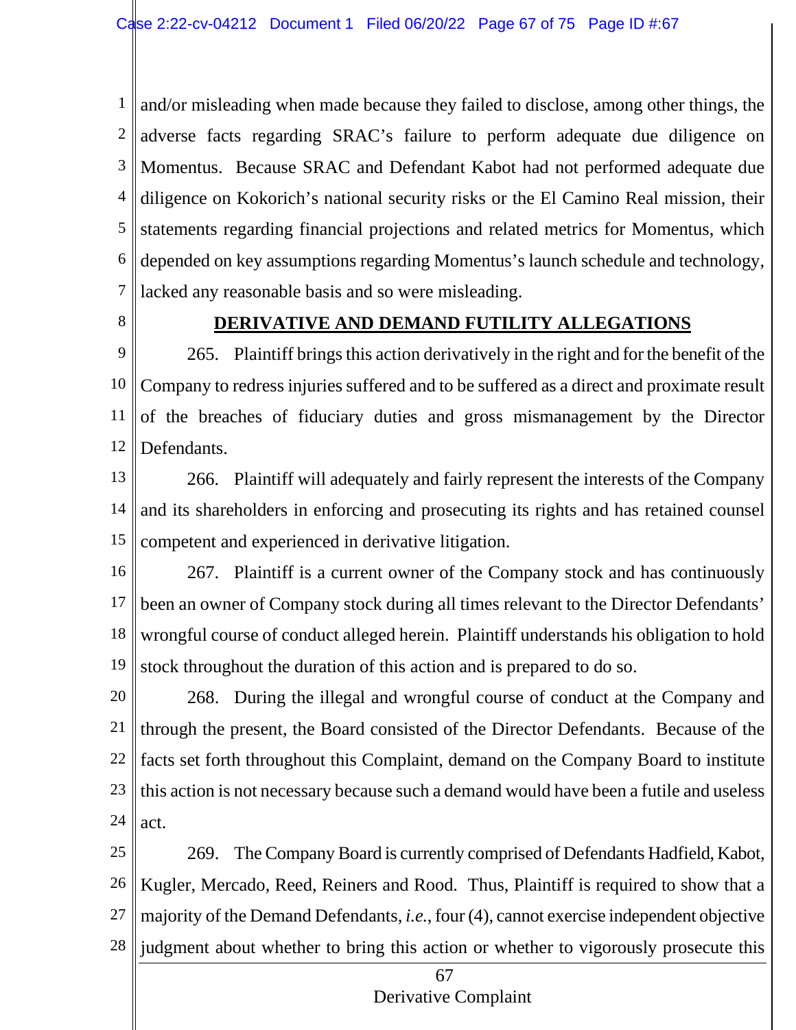and/or misleading when made because they failed to disclose, among other things, the adverse facts regarding SRAC's failure to perform adequate due diligence on Momentus. Because SRAC and Defendant Kabot had not performed adequate due diligence on Kokorich's national security risks or the El Camino Real mission, their statements regarding financial projections and related metrics for Momentus, which depended on key assumptions regarding Momentus's launch schedule and technology, lacked any reasonable basis and so were misleading.

## DERIVATIVE AND DEMAND FUTILITY ALLEGATIONS

265. Plaintiff brings this action derivatively in the right and for the benefit of the Company to redress injuries suffered and to be suffered as a direct and proximate result of the breaches of fiduciary duties and gross mismanagement by the Director Defendants.

266. Plaintiff will adequately and fairly represent the interests of the Company and its shareholders in enforcing and prosecuting its rights and has retained counsel competent and experienced in derivative litigation.

267. Plaintiff is a current owner of the Company stock and has continuously been an owner of Company stock during all times relevant to the Director Defendants' wrongful course of conduct alleged herein. Plaintiff understands his obligation to hold stock throughout the duration of this action and is prepared to do so.

268. During the illegal and wrongful course of conduct at the Company and through the present, the Board consisted of the Director Defendants. Because of the facts set forth throughout this Complaint, demand on the Company Board to institute this action is not necessary because such a demand would have been a futile and useless act.

269. The Company Board is currently comprised of Defendants Hadfield, Kabot, Kugler, Mercado, Reed, Reiners and Rood. Thus, Plaintiff is required to show that a majority of the Demand Defendants, *i.e.*, four (4), cannot exercise independent objective judgment about whether to bring this action or whether to vigorously prosecute this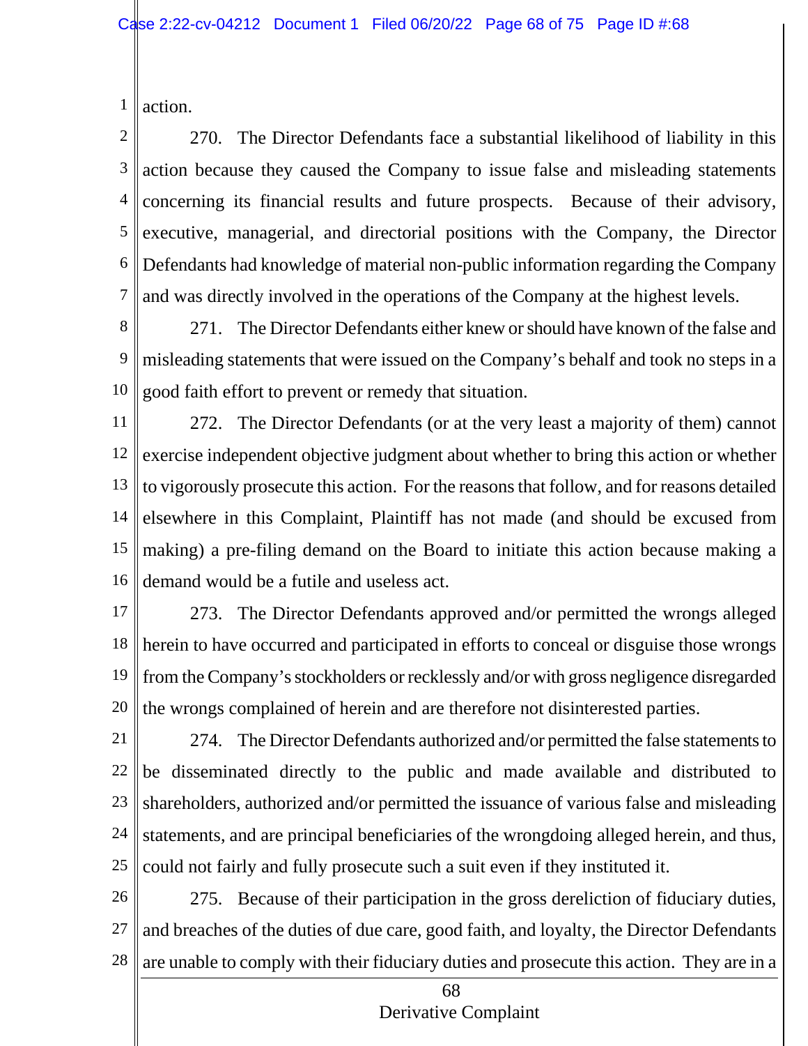action.

270. The Director Defendants face a substantial likelihood of liability in this action because they caused the Company to issue false and misleading statements concerning its financial results and future prospects. Because of their advisory, executive, managerial, and directorial positions with the Company, the Director Defendants had knowledge of material non-public information regarding the Company and was directly involved in the operations of the Company at the highest levels.

271. The Director Defendants either knew or should have known of the false and misleading statements that were issued on the Company's behalf and took no steps in a good faith effort to prevent or remedy that situation.

272. The Director Defendants (or at the very least a majority of them) cannot exercise independent objective judgment about whether to bring this action or whether to vigorously prosecute this action. For the reasons that follow, and for reasons detailed elsewhere in this Complaint, Plaintiff has not made (and should be excused from making) a pre-filing demand on the Board to initiate this action because making a demand would be a futile and useless act.

273. The Director Defendants approved and/or permitted the wrongs alleged herein to have occurred and participated in efforts to conceal or disguise those wrongs from the Company's stockholders or recklessly and/or with gross negligence disregarded the wrongs complained of herein and are therefore not disinterested parties.

274. The Director Defendants authorized and/or permitted the false statements to be disseminated directly to the public and made available and distributed to shareholders, authorized and/or permitted the issuance of various false and misleading statements, and are principal beneficiaries of the wrongdoing alleged herein, and thus, could not fairly and fully prosecute such a suit even if they instituted it.

275. Because of their participation in the gross dereliction of fiduciary duties, and breaches of the duties of due care, good faith, and loyalty, the Director Defendants are unable to comply with their fiduciary duties and prosecute this action. They are in a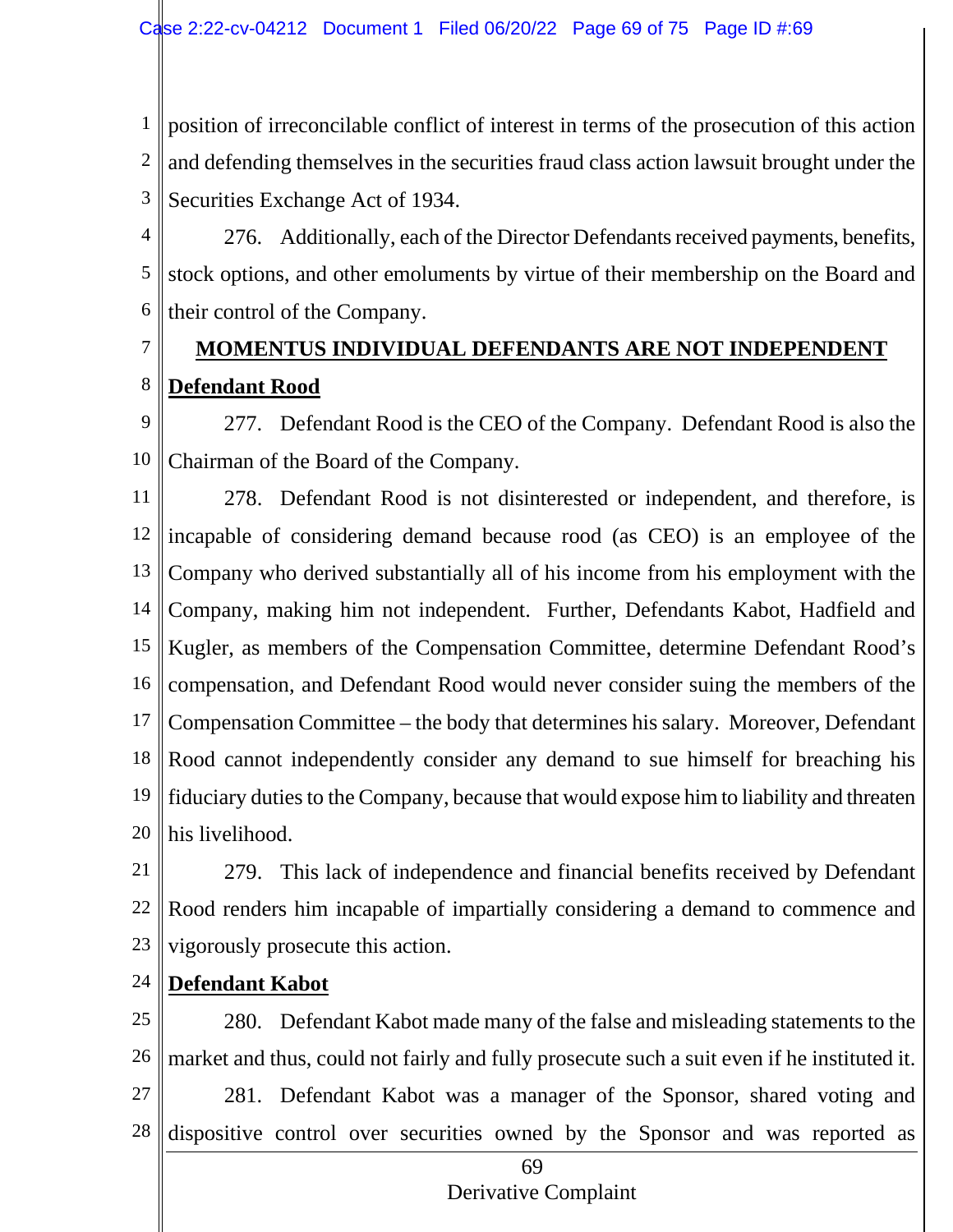position of irreconcilable conflict of interest in terms of the prosecution of this action and defending themselves in the securities fraud class action lawsuit brought under the Securities Exchange Act of 1934.

276. Additionally, each of the Director Defendants received payments, benefits, stock options, and other emoluments by virtue of their membership on the Board and their control of the Company.

## MOMENTUS INDIVIDUAL DEFENDANTS ARE NOT INDEPENDENT

### Defendant Rood

277. Defendant Rood is the CEO of the Company. Defendant Rood is also the Chairman of the Board of the Company.

278. Defendant Rood is not disinterested or independent, and therefore, is incapable of considering demand because rood (as CEO) is an employee of the Company who derived substantially all of his income from his employment with the Company, making him not independent. Further, Defendants Kabot, Hadfield and Kugler, as members of the Compensation Committee, determine Defendant Rood's compensation, and Defendant Rood would never consider suing the members of the Compensation Committee – the body that determines his salary. Moreover, Defendant Rood cannot independently consider any demand to sue himself for breaching his fiduciary duties to the Company, because that would expose him to liability and threaten his livelihood.

279. This lack of independence and financial benefits received by Defendant Rood renders him incapable of impartially considering a demand to commence and vigorously prosecute this action.

### Defendant Kabot

280. Defendant Kabot made many of the false and misleading statements to the market and thus, could not fairly and fully prosecute such a suit even if he instituted it.

281. Defendant Kabot was a manager of the Sponsor, shared voting and dispositive control over securities owned by the Sponsor and was reported as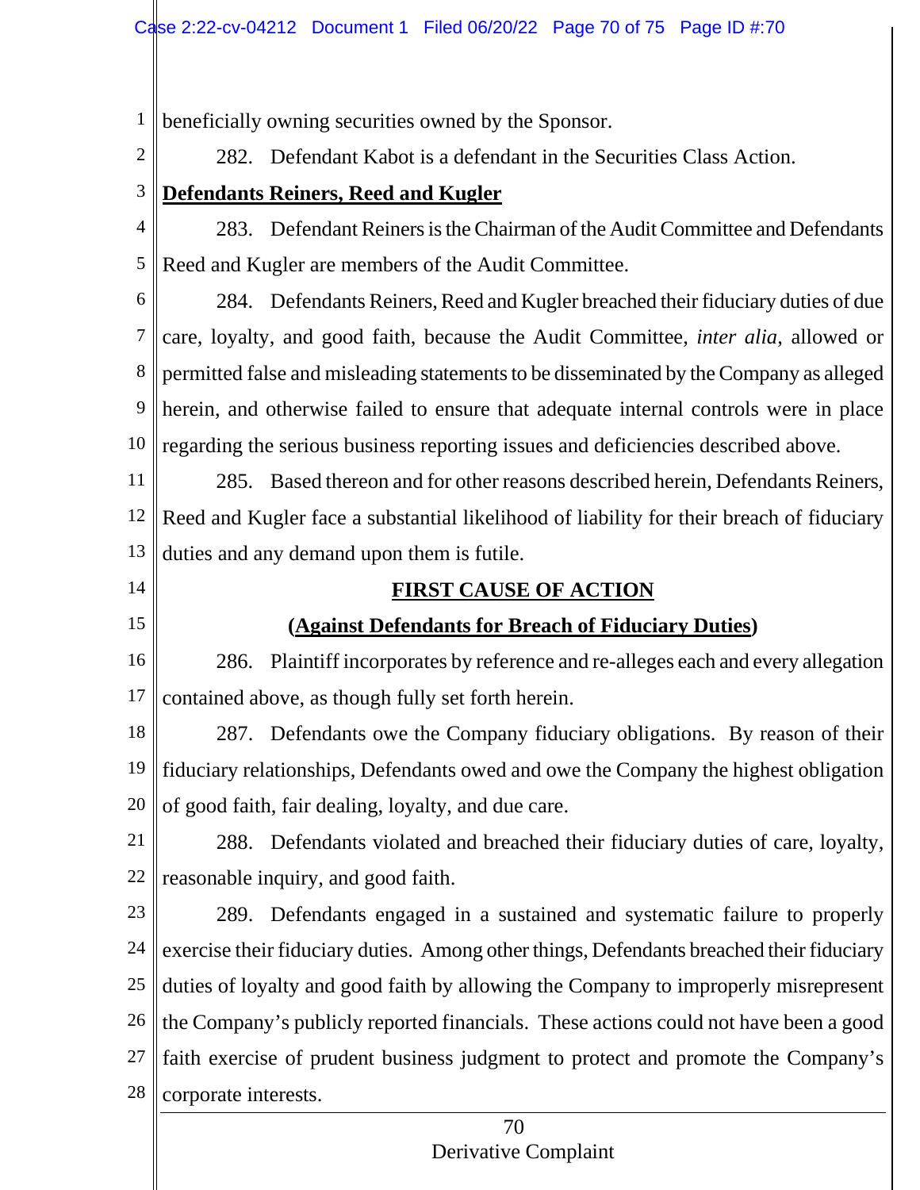beneficially owning securities owned by the Sponsor.

282. Defendant Kabot is a defendant in the Securities Class Action.

**Defendants Reiners, Reed and Kugler**

283. Defendant Reiners is the Chairman of the Audit Committee and Defendants Reed and Kugler are members of the Audit Committee.

284. Defendants Reiners, Reed and Kugler breached their fiduciary duties of due care, loyalty, and good faith, because the Audit Committee, *inter alia*, allowed or permitted false and misleading statements to be disseminated by the Company as alleged herein, and otherwise failed to ensure that adequate internal controls were in place regarding the serious business reporting issues and deficiencies described above.

285. Based thereon and for other reasons described herein, Defendants Reiners, Reed and Kugler face a substantial likelihood of liability for their breach of fiduciary duties and any demand upon them is futile.

## FIRST CAUSE OF ACTION

### (Against Defendants for Breach of Fiduciary Duties)

286. Plaintiff incorporates by reference and re-alleges each and every allegation contained above, as though fully set forth herein.

287. Defendants owe the Company fiduciary obligations. By reason of their fiduciary relationships, Defendants owed and owe the Company the highest obligation of good faith, fair dealing, loyalty, and due care.

288. Defendants violated and breached their fiduciary duties of care, loyalty, reasonable inquiry, and good faith.

289. Defendants engaged in a sustained and systematic failure to properly exercise their fiduciary duties. Among other things, Defendants breached their fiduciary duties of loyalty and good faith by allowing the Company to improperly misrepresent the Company's publicly reported financials. These actions could not have been a good faith exercise of prudent business judgment to protect and promote the Company's corporate interests.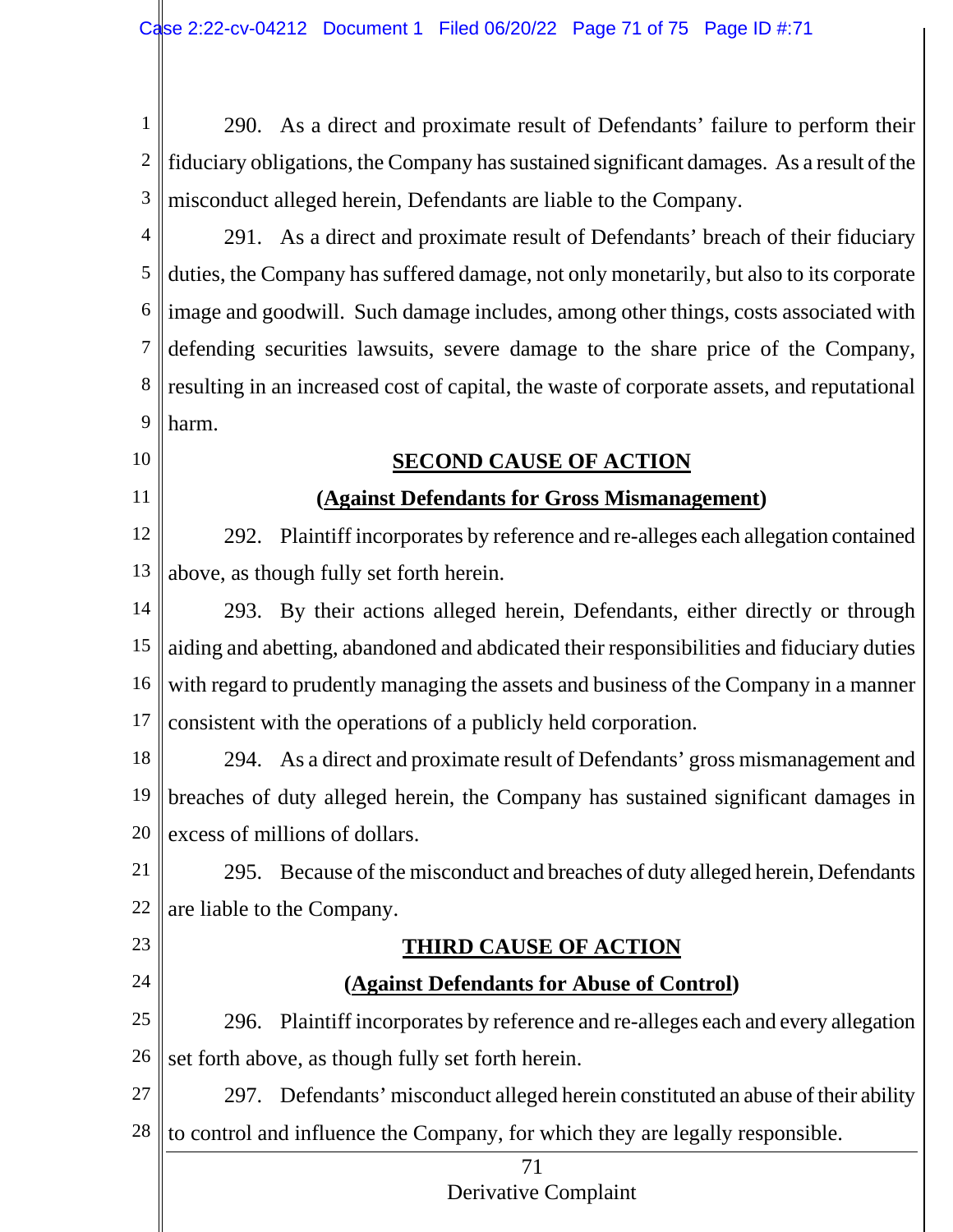290. As a direct and proximate result of Defendants' failure to perform their fiduciary obligations, the Company has sustained significant damages. As a result of the misconduct alleged herein, Defendants are liable to the Company.

291. As a direct and proximate result of Defendants' breach of their fiduciary duties, the Company has suffered damage, not only monetarily, but also to its corporate image and goodwill. Such damage includes, among other things, costs associated with defending securities lawsuits, severe damage to the share price of the Company, resulting in an increased cost of capital, the waste of corporate assets, and reputational harm.

## SECOND CAUSE OF ACTION

### (Against Defendants for Gross Mismanagement)

292. Plaintiff incorporates by reference and re-alleges each allegation contained above, as though fully set forth herein.

293. By their actions alleged herein, Defendants, either directly or through aiding and abetting, abandoned and abdicated their responsibilities and fiduciary duties with regard to prudently managing the assets and business of the Company in a manner consistent with the operations of a publicly held corporation.

294. As a direct and proximate result of Defendants' gross mismanagement and breaches of duty alleged herein, the Company has sustained significant damages in excess of millions of dollars.

295. Because of the misconduct and breaches of duty alleged herein, Defendants are liable to the Company.

## THIRD CAUSE OF ACTION

### (Against Defendants for Abuse of Control)

296. Plaintiff incorporates by reference and re-alleges each and every allegation set forth above, as though fully set forth herein.

297. Defendants' misconduct alleged herein constituted an abuse of their ability to control and influence the Company, for which they are legally responsible.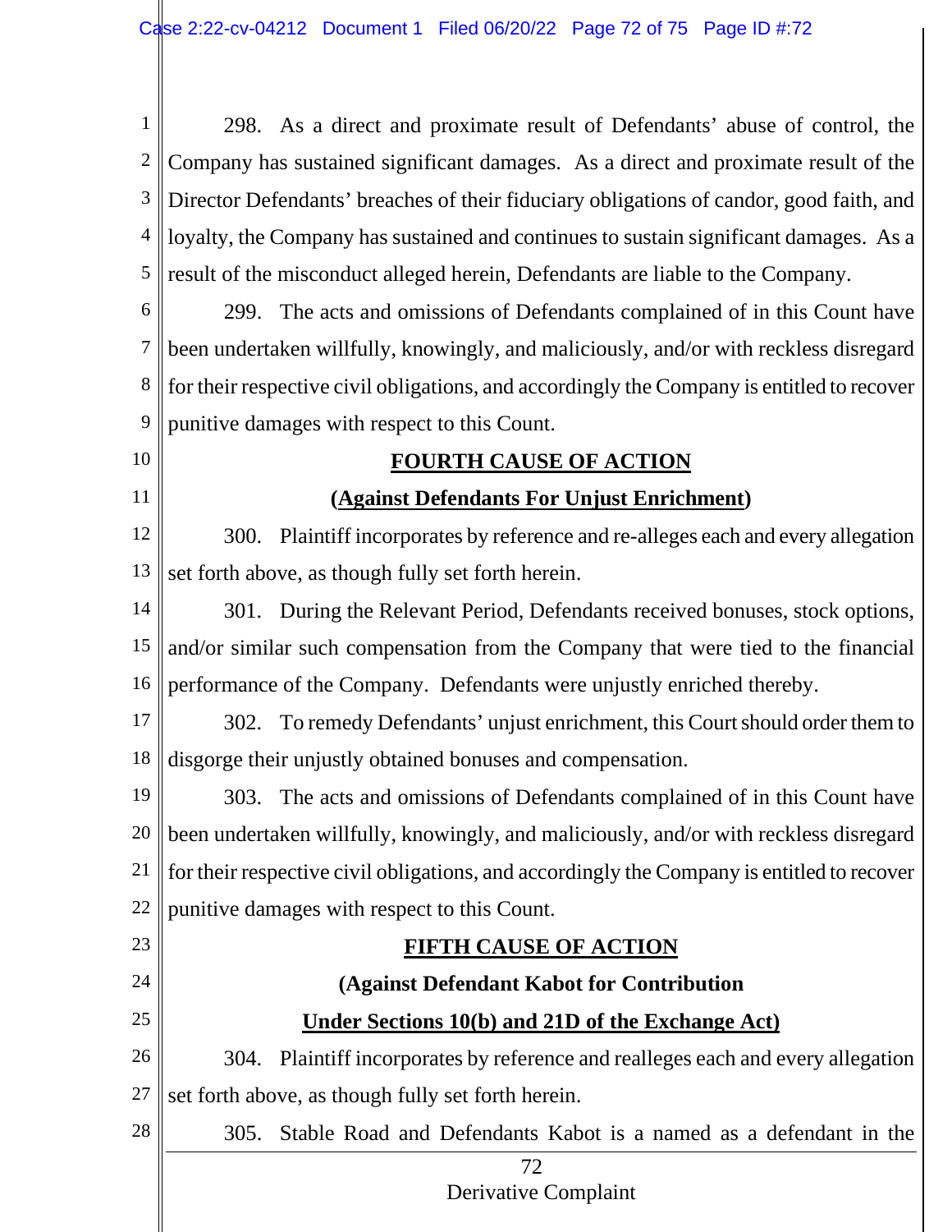298. As a direct and proximate result of Defendants' abuse of control, the Company has sustained significant damages. As a direct and proximate result of the Director Defendants' breaches of their fiduciary obligations of candor, good faith, and loyalty, the Company has sustained and continues to sustain significant damages. As a result of the misconduct alleged herein, Defendants are liable to the Company.

299. The acts and omissions of Defendants complained of in this Count have been undertaken willfully, knowingly, and maliciously, and/or with reckless disregard for their respective civil obligations, and accordingly the Company is entitled to recover punitive damages with respect to this Count.

## FOURTH CAUSE OF ACTION

### (Against Defendants For Unjust Enrichment)

300. Plaintiff incorporates by reference and re-alleges each and every allegation set forth above, as though fully set forth herein.

301. During the Relevant Period, Defendants received bonuses, stock options, and/or similar such compensation from the Company that were tied to the financial performance of the Company. Defendants were unjustly enriched thereby.

302. To remedy Defendants' unjust enrichment, this Court should order them to disgorge their unjustly obtained bonuses and compensation.

303. The acts and omissions of Defendants complained of in this Count have been undertaken willfully, knowingly, and maliciously, and/or with reckless disregard for their respective civil obligations, and accordingly the Company is entitled to recover punitive damages with respect to this Count.

## FIFTH CAUSE OF ACTION

### (Against Defendant Kabot for Contribution Under Sections 10(b) and 21D of the Exchange Act)

304. Plaintiff incorporates by reference and realleges each and every allegation set forth above, as though fully set forth herein.

305. Stable Road and Defendants Kabot is a named as a defendant in the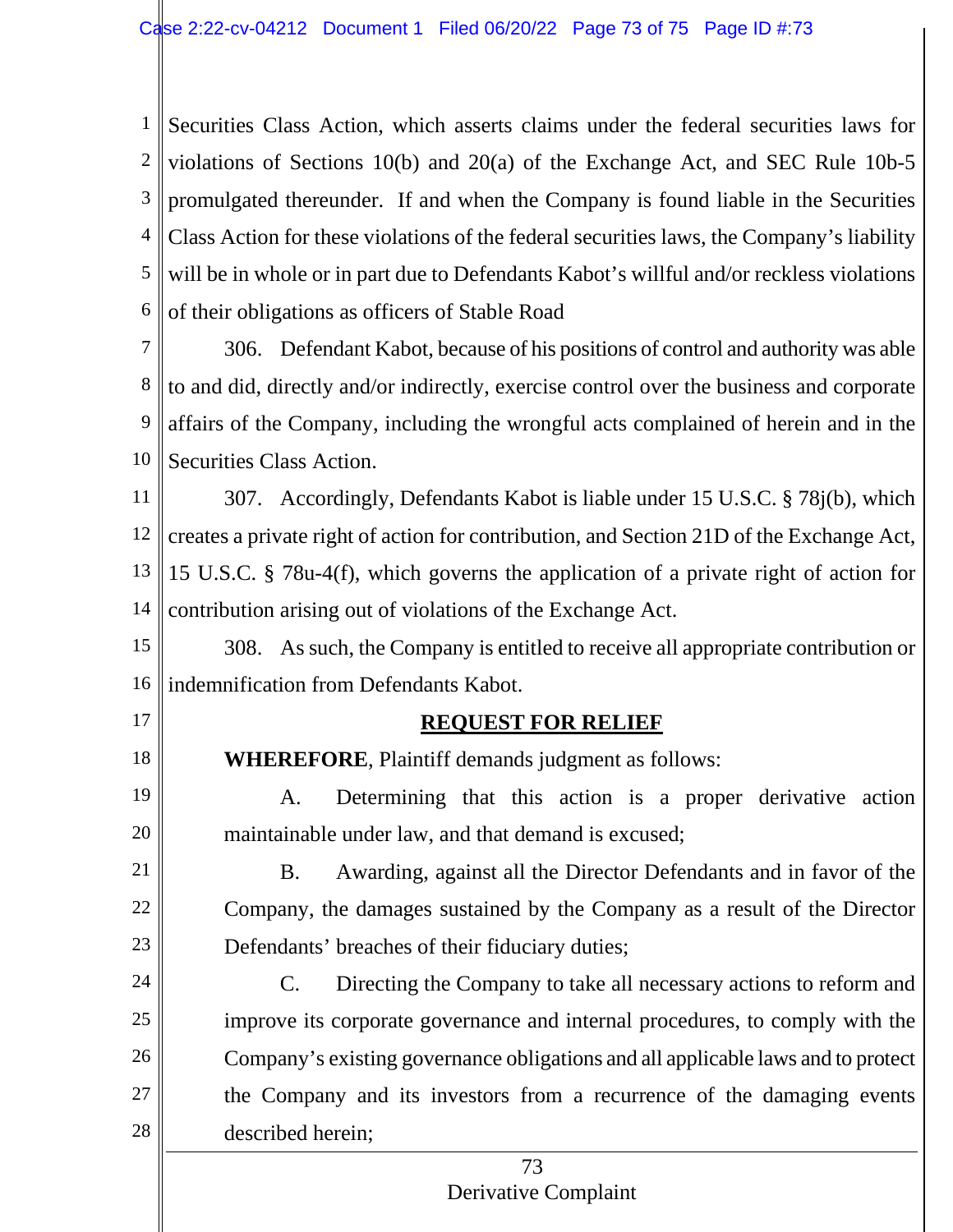Securities Class Action, which asserts claims under the federal securities laws for violations of Sections 10(b) and 20(a) of the Exchange Act, and SEC Rule 10b-5 promulgated thereunder. If and when the Company is found liable in the Securities Class Action for these violations of the federal securities laws, the Company's liability will be in whole or in part due to Defendants Kabot's willful and/or reckless violations of their obligations as officers of Stable Road

306. Defendant Kabot, because of his positions of control and authority was able to and did, directly and/or indirectly, exercise control over the business and corporate affairs of the Company, including the wrongful acts complained of herein and in the Securities Class Action.

307. Accordingly, Defendants Kabot is liable under 15 U.S.C. § 78j(b), which creates a private right of action for contribution, and Section 21D of the Exchange Act, 15 U.S.C. § 78u-4(f), which governs the application of a private right of action for contribution arising out of violations of the Exchange Act.

308. As such, the Company is entitled to receive all appropriate contribution or indemnification from Defendants Kabot.

## REQUEST FOR RELIEF

**WHEREFORE**, Plaintiff demands judgment as follows:

A. Determining that this action is a proper derivative action maintainable under law, and that demand is excused;

B. Awarding, against all the Director Defendants and in favor of the Company, the damages sustained by the Company as a result of the Director Defendants' breaches of their fiduciary duties;

C. Directing the Company to take all necessary actions to reform and improve its corporate governance and internal procedures, to comply with the Company's existing governance obligations and all applicable laws and to protect the Company and its investors from a recurrence of the damaging events described herein;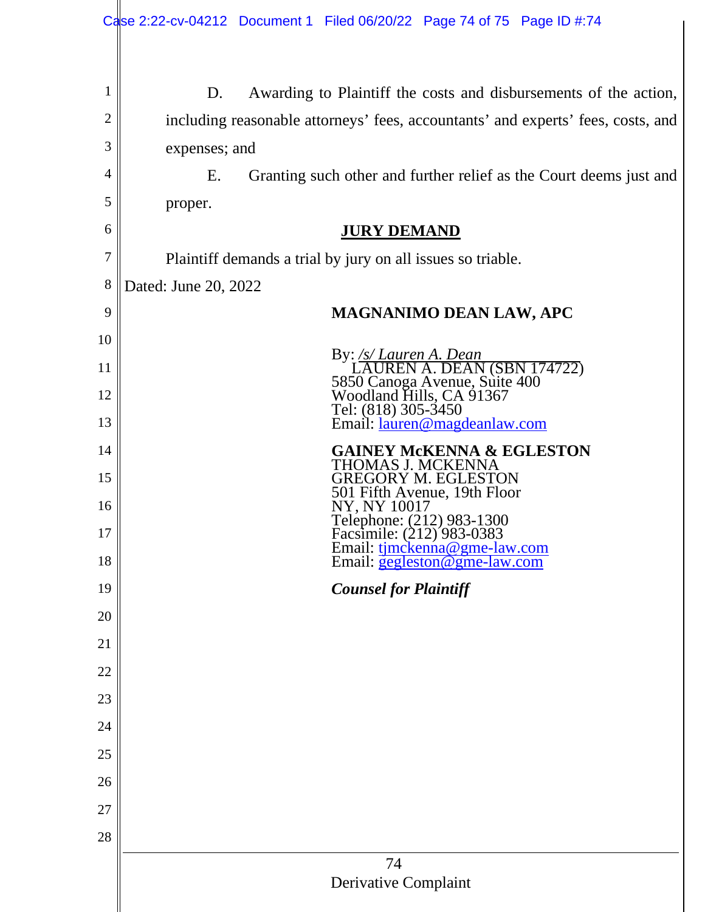D. Awarding to Plaintiff the costs and disbursements of the action, including reasonable attorneys' fees, accountants' and experts' fees, costs, and expenses; and

E. Granting such other and further relief as the Court deems just and proper.

## JURY DEMAND

Plaintiff demands a trial by jury on all issues so triable.

Dated: June 20, 2022

**MAGNANIMO DEAN LAW, APC**

By: */s/ Lauren A. Dean*
LAUREN A. DEAN (SBN 174722)
5850 Canoga Avenue, Suite 400
Woodland Hills, CA 91367
Tel: (818) 305-3450
Email: lauren@magdeanlaw.com

**GAINEY McKENNA & EGLESTON**
THOMAS J. MCKENNA
GREGORY M. EGLESTON
501 Fifth Avenue, 19th Floor
NY, NY 10017
Telephone: (212) 983-1300
Facsimile: (212) 983-0383
Email: tjmckenna@gme-law.com
Email: gegleston@gme-law.com

***Counsel for Plaintiff***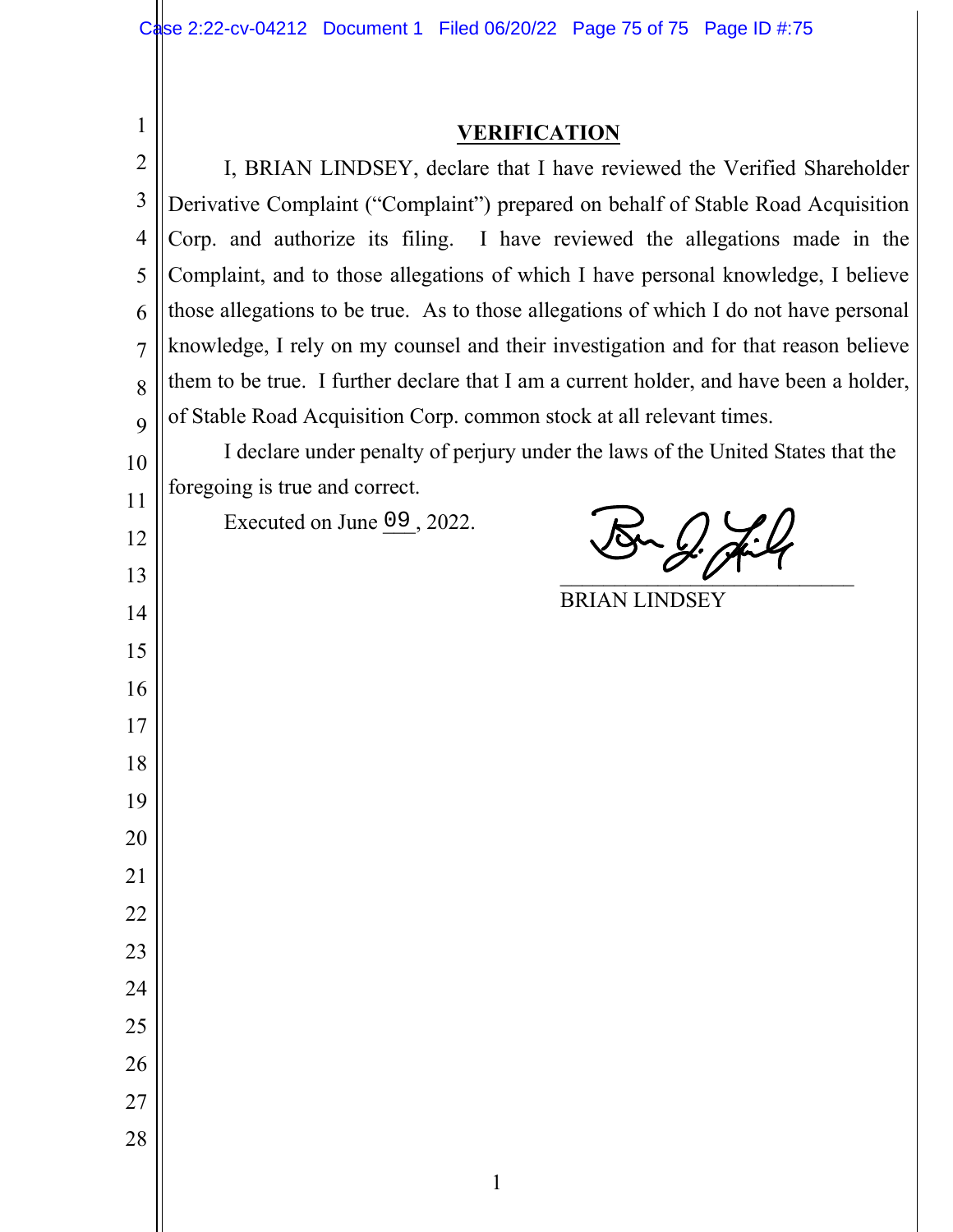# VERIFICATION

I, BRIAN LINDSEY, declare that I have reviewed the Verified Shareholder Derivative Complaint ("Complaint") prepared on behalf of Stable Road Acquisition Corp. and authorize its filing. I have reviewed the allegations made in the Complaint, and to those allegations of which I have personal knowledge, I believe those allegations to be true. As to those allegations of which I do not have personal knowledge, I rely on my counsel and their investigation and for that reason believe them to be true. I further declare that I am a current holder, and have been a holder, of Stable Road Acquisition Corp. common stock at all relevant times.

I declare under penalty of perjury under the laws of the United States that the foregoing is true and correct.

Executed on June 09, 2022.

_______________________________
BRIAN LINDSEY